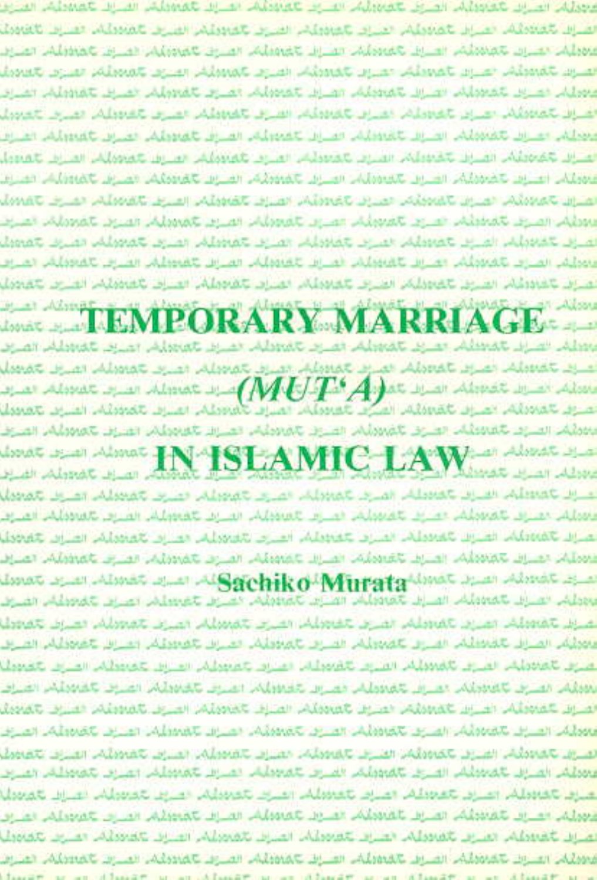# TEMPORARY MARRIAGE

## *(MUT'A)*

# IN ISLAMIC LAW

**Sachiko Murata**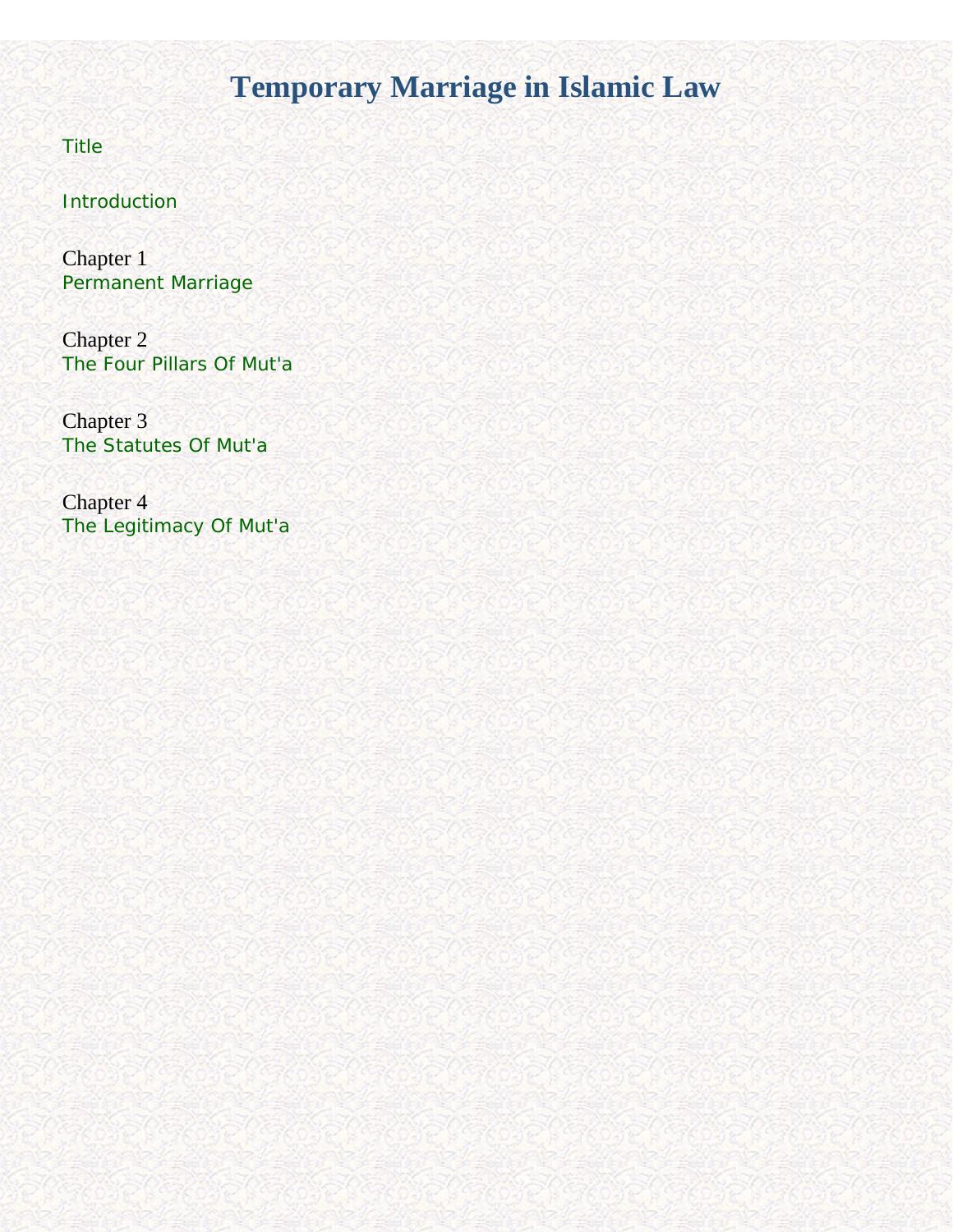# Temporary Marriage in Islamic Law

Title

Introduction

Chapter 1
Permanent Marriage

Chapter 2
The Four Pillars Of Mut'a

Chapter 3
The Statutes Of Mut'a

Chapter 4
The Legitimacy Of Mut'a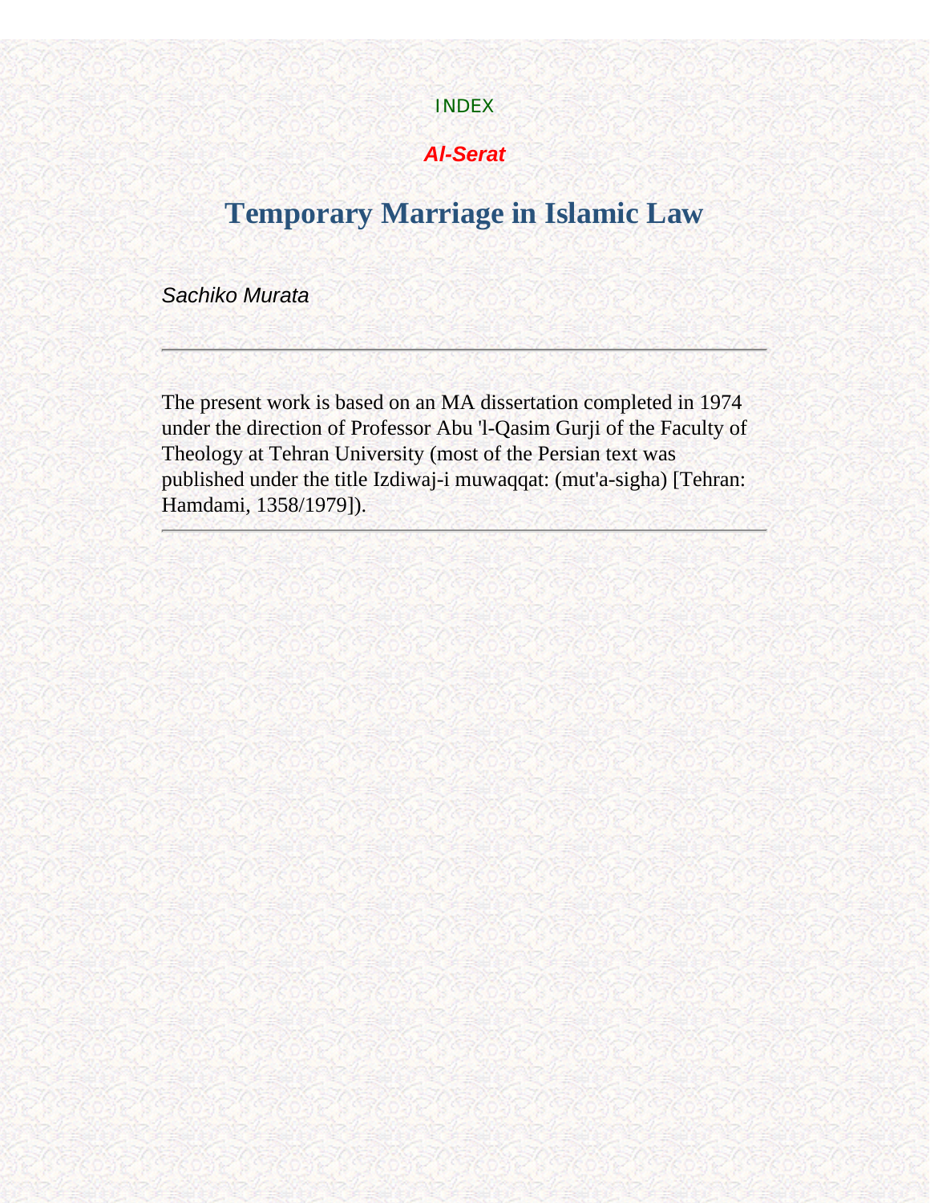INDEX

***Al-Serat***

# Temporary Marriage in Islamic Law

*Sachiko Murata*

---

The present work is based on an MA dissertation completed in 1974 under the direction of Professor Abu 'l-Qasim Gurji of the Faculty of Theology at Tehran University (most of the Persian text was published under the title Izdiwaj-i muwaqqat: (mut'a-sigha) [Tehran: Hamdami, 1358/1979]).

---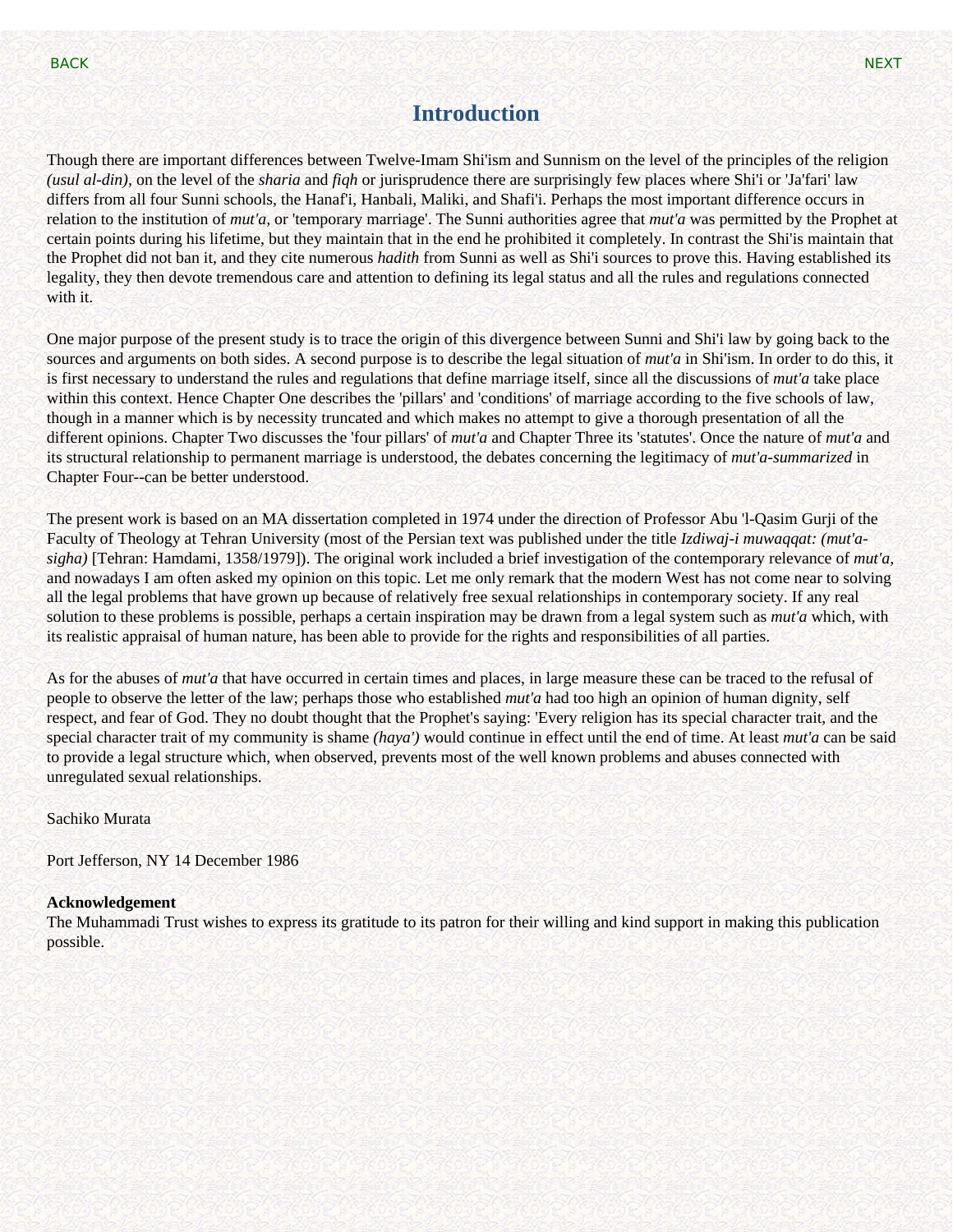# Introduction

Though there are important differences between Twelve-Imam Shi'ism and Sunnism on the level of the principles of the religion *(usul al-din)*, on the level of the *sharia* and *fiqh* or jurisprudence there are surprisingly few places where Shi'i or 'Ja'fari' law differs from all four Sunni schools, the Hanaf'i, Hanbali, Maliki, and Shafi'i. Perhaps the most important difference occurs in relation to the institution of *mut'a*, or 'temporary marriage'. The Sunni authorities agree that *mut'a* was permitted by the Prophet at certain points during his lifetime, but they maintain that in the end he prohibited it completely. In contrast the Shi'is maintain that the Prophet did not ban it, and they cite numerous *hadith* from Sunni as well as Shi'i sources to prove this. Having established its legality, they then devote tremendous care and attention to defining its legal status and all the rules and regulations connected with it.

One major purpose of the present study is to trace the origin of this divergence between Sunni and Shi'i law by going back to the sources and arguments on both sides. A second purpose is to describe the legal situation of *mut'a* in Shi'ism. In order to do this, it is first necessary to understand the rules and regulations that define marriage itself, since all the discussions of *mut'a* take place within this context. Hence Chapter One describes the 'pillars' and 'conditions' of marriage according to the five schools of law, though in a manner which is by necessity truncated and which makes no attempt to give a thorough presentation of all the different opinions. Chapter Two discusses the 'four pillars' of *mut'a* and Chapter Three its 'statutes'. Once the nature of *mut'a* and its structural relationship to permanent marriage is understood, the debates concerning the legitimacy of *mut'a-summarized* in Chapter Four--can be better understood.

The present work is based on an MA dissertation completed in 1974 under the direction of Professor Abu 'l-Qasim Gurji of the Faculty of Theology at Tehran University (most of the Persian text was published under the title *Izdiwaj-i muwaqqat: (mut'a-sigha)* [Tehran: Hamdami, 1358/1979]). The original work included a brief investigation of the contemporary relevance of *mut'a*, and nowadays I am often asked my opinion on this topic. Let me only remark that the modern West has not come near to solving all the legal problems that have grown up because of relatively free sexual relationships in contemporary society. If any real solution to these problems is possible, perhaps a certain inspiration may be drawn from a legal system such as *mut'a* which, with its realistic appraisal of human nature, has been able to provide for the rights and responsibilities of all parties.

As for the abuses of *mut'a* that have occurred in certain times and places, in large measure these can be traced to the refusal of people to observe the letter of the law; perhaps those who established *mut'a* had too high an opinion of human dignity, self respect, and fear of God. They no doubt thought that the Prophet's saying: 'Every religion has its special character trait, and the special character trait of my community is shame *(haya')* would continue in effect until the end of time. At least *mut'a* can be said to provide a legal structure which, when observed, prevents most of the well known problems and abuses connected with unregulated sexual relationships.

Sachiko Murata

Port Jefferson, NY 14 December 1986

**Acknowledgement**
The Muhammadi Trust wishes to express its gratitude to its patron for their willing and kind support in making this publication possible.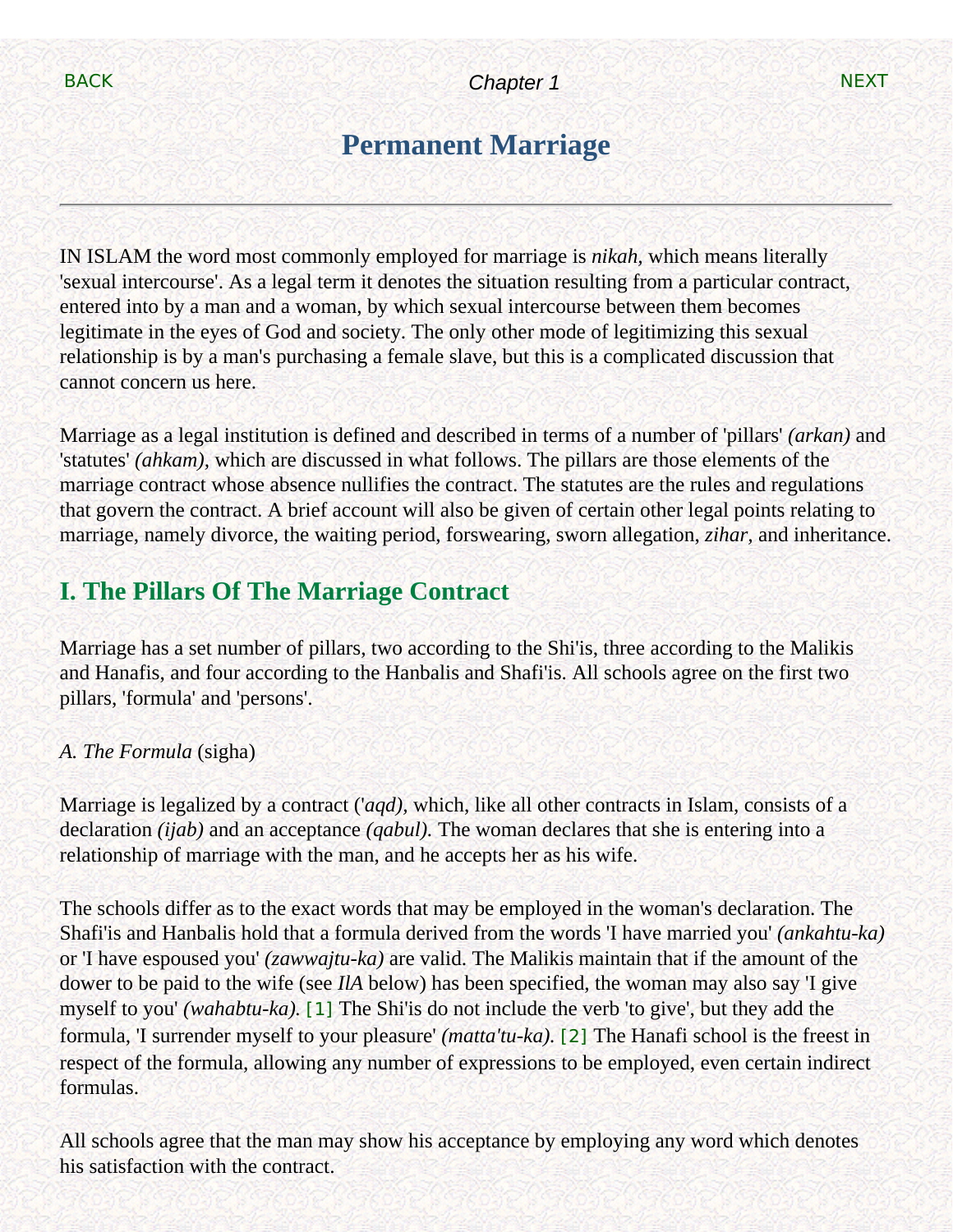# Permanent Marriage

IN ISLAM the word most commonly employed for marriage is *nikah,* which means literally 'sexual intercourse'. As a legal term it denotes the situation resulting from a particular contract, entered into by a man and a woman, by which sexual intercourse between them becomes legitimate in the eyes of God and society. The only other mode of legitimizing this sexual relationship is by a man's purchasing a female slave, but this is a complicated discussion that cannot concern us here.

Marriage as a legal institution is defined and described in terms of a number of 'pillars' *(arkan)* and 'statutes' *(ahkam),* which are discussed in what follows. The pillars are those elements of the marriage contract whose absence nullifies the contract. The statutes are the rules and regulations that govern the contract. A brief account will also be given of certain other legal points relating to marriage, namely divorce, the waiting period, forswearing, sworn allegation, *zihar,* and inheritance.

## I. The Pillars Of The Marriage Contract

Marriage has a set number of pillars, two according to the Shi'is, three according to the Malikis and Hanafis, and four according to the Hanbalis and Shafi'is. All schools agree on the first two pillars, 'formula' and 'persons'.

*A. The Formula* (sigha)

Marriage is legalized by a contract (*'aqd),* which, like all other contracts in Islam, consists of a declaration *(ijab)* and an acceptance *(qabul).* The woman declares that she is entering into a relationship of marriage with the man, and he accepts her as his wife.

The schools differ as to the exact words that may be employed in the woman's declaration. The Shafi'is and Hanbalis hold that a formula derived from the words 'I have married you' *(ankahtu-ka)* or 'I have espoused you' *(zawwajtu-ka)* are valid. The Malikis maintain that if the amount of the dower to be paid to the wife (see *IlA* below) has been specified, the woman may also say 'I give myself to you' *(wahabtu-ka).* [1] The Shi'is do not include the verb 'to give', but they add the formula, 'I surrender myself to your pleasure' *(matta'tu-ka).* [2] The Hanafi school is the freest in respect of the formula, allowing any number of expressions to be employed, even certain indirect formulas.

All schools agree that the man may show his acceptance by employing any word which denotes his satisfaction with the contract.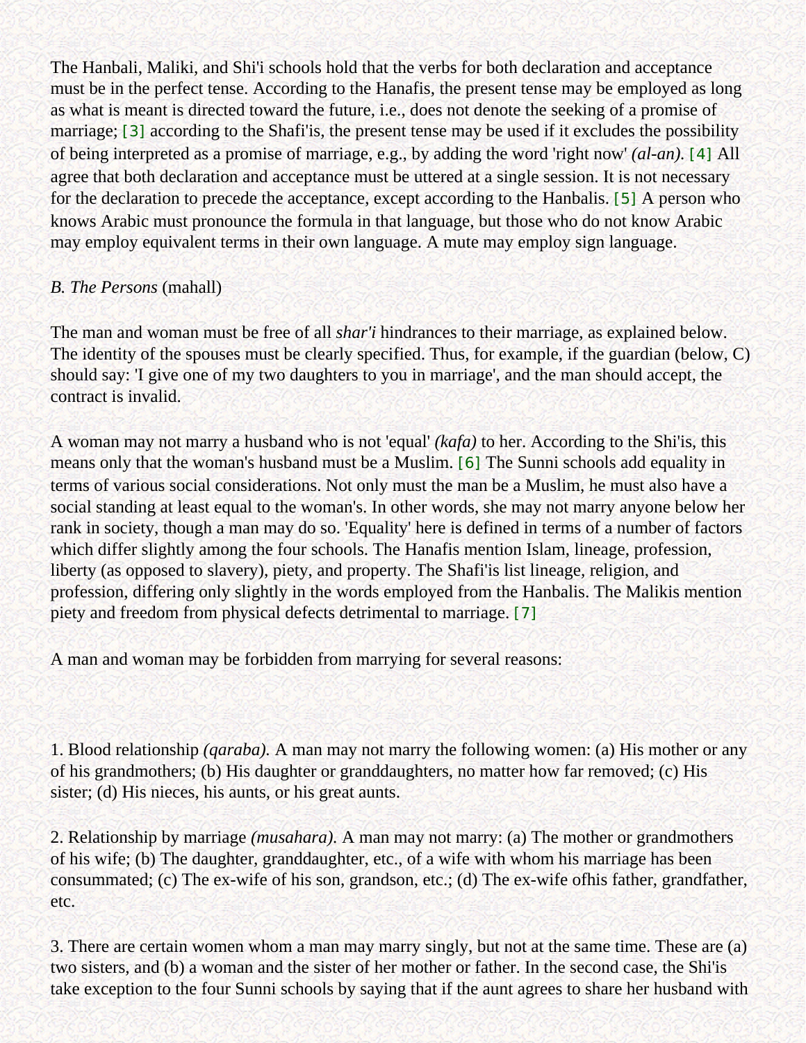The Hanbali, Maliki, and Shi'i schools hold that the verbs for both declaration and acceptance must be in the perfect tense. According to the Hanafis, the present tense may be employed as long as what is meant is directed toward the future, i.e., does not denote the seeking of a promise of marriage; [3] according to the Shafi'is, the present tense may be used if it excludes the possibility of being interpreted as a promise of marriage, e.g., by adding the word 'right now' *(al-an)*. [4] All agree that both declaration and acceptance must be uttered at a single session. It is not necessary for the declaration to precede the acceptance, except according to the Hanbalis. [5] A person who knows Arabic must pronounce the formula in that language, but those who do not know Arabic may employ equivalent terms in their own language. A mute may employ sign language.

*B. The Persons* (mahall)

The man and woman must be free of all *shar'i* hindrances to their marriage, as explained below. The identity of the spouses must be clearly specified. Thus, for example, if the guardian (below, C) should say: 'I give one of my two daughters to you in marriage', and the man should accept, the contract is invalid.

A woman may not marry a husband who is not 'equal' *(kafa)* to her. According to the Shi'is, this means only that the woman's husband must be a Muslim. [6] The Sunni schools add equality in terms of various social considerations. Not only must the man be a Muslim, he must also have a social standing at least equal to the woman's. In other words, she may not marry anyone below her rank in society, though a man may do so. 'Equality' here is defined in terms of a number of factors which differ slightly among the four schools. The Hanafis mention Islam, lineage, profession, liberty (as opposed to slavery), piety, and property. The Shafi'is list lineage, religion, and profession, differing only slightly in the words employed from the Hanbalis. The Malikis mention piety and freedom from physical defects detrimental to marriage. [7]

A man and woman may be forbidden from marrying for several reasons:

1. Blood relationship *(qaraba).* A man may not marry the following women: (a) His mother or any of his grandmothers; (b) His daughter or granddaughters, no matter how far removed; (c) His sister; (d) His nieces, his aunts, or his great aunts.

2. Relationship by marriage *(musahara).* A man may not marry: (a) The mother or grandmothers of his wife; (b) The daughter, granddaughter, etc., of a wife with whom his marriage has been consummated; (c) The ex-wife of his son, grandson, etc.; (d) The ex-wife ofhis father, grandfather, etc.

3. There are certain women whom a man may marry singly, but not at the same time. These are (a) two sisters, and (b) a woman and the sister of her mother or father. In the second case, the Shi'is take exception to the four Sunni schools by saying that if the aunt agrees to share her husband with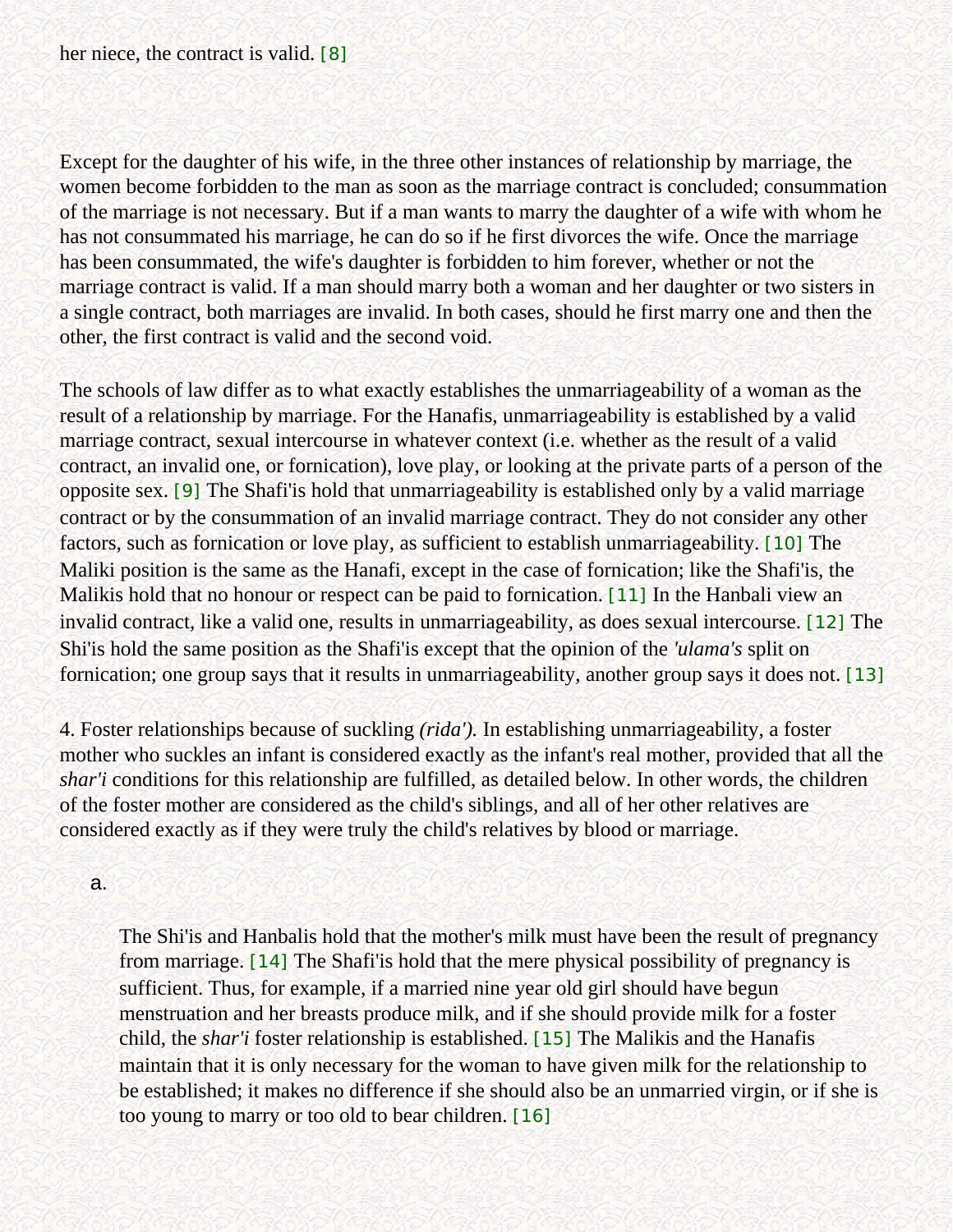her niece, the contract is valid. [8]

Except for the daughter of his wife, in the three other instances of relationship by marriage, the women become forbidden to the man as soon as the marriage contract is concluded; consummation of the marriage is not necessary. But if a man wants to marry the daughter of a wife with whom he has not consummated his marriage, he can do so if he first divorces the wife. Once the marriage has been consummated, the wife's daughter is forbidden to him forever, whether or not the marriage contract is valid. If a man should marry both a woman and her daughter or two sisters in a single contract, both marriages are invalid. In both cases, should he first marry one and then the other, the first contract is valid and the second void.

The schools of law differ as to what exactly establishes the unmarriageability of a woman as the result of a relationship by marriage. For the Hanafis, unmarriageability is established by a valid marriage contract, sexual intercourse in whatever context (i.e. whether as the result of a valid contract, an invalid one, or fornication), love play, or looking at the private parts of a person of the opposite sex. [9] The Shafi'is hold that unmarriageability is established only by a valid marriage contract or by the consummation of an invalid marriage contract. They do not consider any other factors, such as fornication or love play, as sufficient to establish unmarriageability. [10] The Maliki position is the same as the Hanafi, except in the case of fornication; like the Shafi'is, the Malikis hold that no honour or respect can be paid to fornication. [11] In the Hanbali view an invalid contract, like a valid one, results in unmarriageability, as does sexual intercourse. [12] The Shi'is hold the same position as the Shafi'is except that the opinion of the *'ulama's* split on fornication; one group says that it results in unmarriageability, another group says it does not. [13]

4. Foster relationships because of suckling *(rida').* In establishing unmarriageability, a foster mother who suckles an infant is considered exactly as the infant's real mother, provided that all the *shar'i* conditions for this relationship are fulfilled, as detailed below. In other words, the children of the foster mother are considered as the child's siblings, and all of her other relatives are considered exactly as if they were truly the child's relatives by blood or marriage.

a.

> The Shi'is and Hanbalis hold that the mother's milk must have been the result of pregnancy from marriage. [14] The Shafi'is hold that the mere physical possibility of pregnancy is sufficient. Thus, for example, if a married nine year old girl should have begun menstruation and her breasts produce milk, and if she should provide milk for a foster child, the *shar'i* foster relationship is established. [15] The Malikis and the Hanafis maintain that it is only necessary for the woman to have given milk for the relationship to be established; it makes no difference if she should also be an unmarried virgin, or if she is too young to marry or too old to bear children. [16]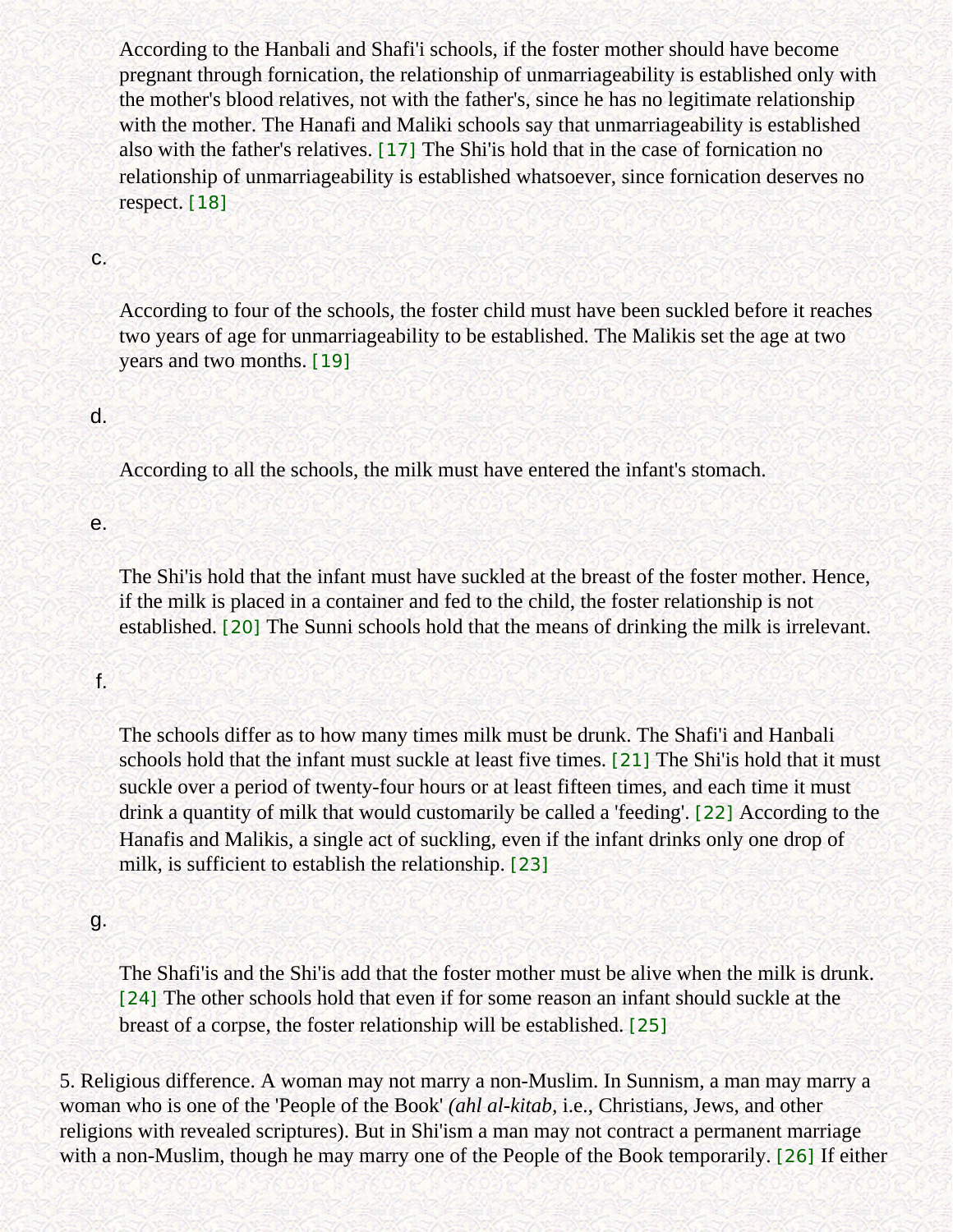According to the Hanbali and Shafi'i schools, if the foster mother should have become pregnant through fornication, the relationship of unmarriageability is established only with the mother's blood relatives, not with the father's, since he has no legitimate relationship with the mother. The Hanafi and Maliki schools say that unmarriageability is established also with the father's relatives. [17] The Shi'is hold that in the case of fornication no relationship of unmarriageability is established whatsoever, since fornication deserves no respect. [18]

c.

According to four of the schools, the foster child must have been suckled before it reaches two years of age for unmarriageability to be established. The Malikis set the age at two years and two months. [19]

d.

According to all the schools, the milk must have entered the infant's stomach.

e.

The Shi'is hold that the infant must have suckled at the breast of the foster mother. Hence, if the milk is placed in a container and fed to the child, the foster relationship is not established. [20] The Sunni schools hold that the means of drinking the milk is irrelevant.

f.

The schools differ as to how many times milk must be drunk. The Shafi'i and Hanbali schools hold that the infant must suckle at least five times. [21] The Shi'is hold that it must suckle over a period of twenty-four hours or at least fifteen times, and each time it must drink a quantity of milk that would customarily be called a 'feeding'. [22] According to the Hanafis and Malikis, a single act of suckling, even if the infant drinks only one drop of milk, is sufficient to establish the relationship. [23]

g.

The Shafi'is and the Shi'is add that the foster mother must be alive when the milk is drunk. [24] The other schools hold that even if for some reason an infant should suckle at the breast of a corpse, the foster relationship will be established. [25]

5. Religious difference. A woman may not marry a non-Muslim. In Sunnism, a man may marry a woman who is one of the 'People of the Book' *(ahl al-kitab,* i.e., Christians, Jews, and other religions with revealed scriptures). But in Shi'ism a man may not contract a permanent marriage with a non-Muslim, though he may marry one of the People of the Book temporarily. [26] If either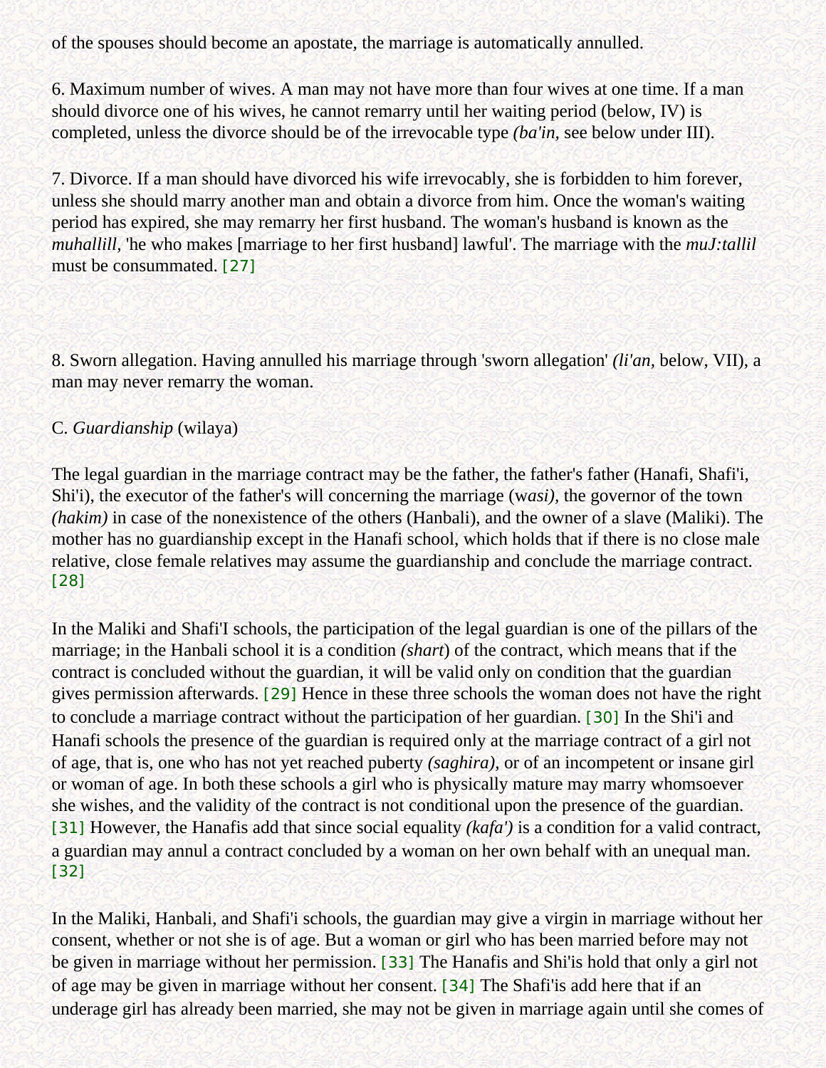of the spouses should become an apostate, the marriage is automatically annulled.

6. Maximum number of wives. A man may not have more than four wives at one time. If a man should divorce one of his wives, he cannot remarry until her waiting period (below, IV) is completed, unless the divorce should be of the irrevocable type *(ba'in,* see below under III).

7. Divorce. If a man should have divorced his wife irrevocably, she is forbidden to him forever, unless she should marry another man and obtain a divorce from him. Once the woman's waiting period has expired, she may remarry her first husband. The woman's husband is known as the *muhallill,* 'he who makes [marriage to her first husband] lawful'. The marriage with the *muJ:tallil* must be consummated. [27]

8. Sworn allegation. Having annulled his marriage through 'sworn allegation' *(li'an,* below, VII), a man may never remarry the woman.

C. *Guardianship* (wilaya)

The legal guardian in the marriage contract may be the father, the father's father (Hanafi, Shafi'i, Shi'i), the executor of the father's will concerning the marriage (w*asi),* the governor of the town *(hakim)* in case of the nonexistence of the others (Hanbali), and the owner of a slave (Maliki). The mother has no guardianship except in the Hanafi school, which holds that if there is no close male relative, close female relatives may assume the guardianship and conclude the marriage contract. [28]

In the Maliki and Shafi'I schools, the participation of the legal guardian is one of the pillars of the marriage; in the Hanbali school it is a condition *(shart*) of the contract, which means that if the contract is concluded without the guardian, it will be valid only on condition that the guardian gives permission afterwards. [29] Hence in these three schools the woman does not have the right to conclude a marriage contract without the participation of her guardian. [30] In the Shi'i and Hanafi schools the presence of the guardian is required only at the marriage contract of a girl not of age, that is, one who has not yet reached puberty *(saghira),* or of an incompetent or insane girl or woman of age. In both these schools a girl who is physically mature may marry whomsoever she wishes, and the validity of the contract is not conditional upon the presence of the guardian. [31] However, the Hanafis add that since social equality *(kafa')* is a condition for a valid contract, a guardian may annul a contract concluded by a woman on her own behalf with an unequal man. [32]

In the Maliki, Hanbali, and Shafi'i schools, the guardian may give a virgin in marriage without her consent, whether or not she is of age. But a woman or girl who has been married before may not be given in marriage without her permission. [33] The Hanafis and Shi'is hold that only a girl not of age may be given in marriage without her consent. [34] The Shafi'is add here that if an underage girl has already been married, she may not be given in marriage again until she comes of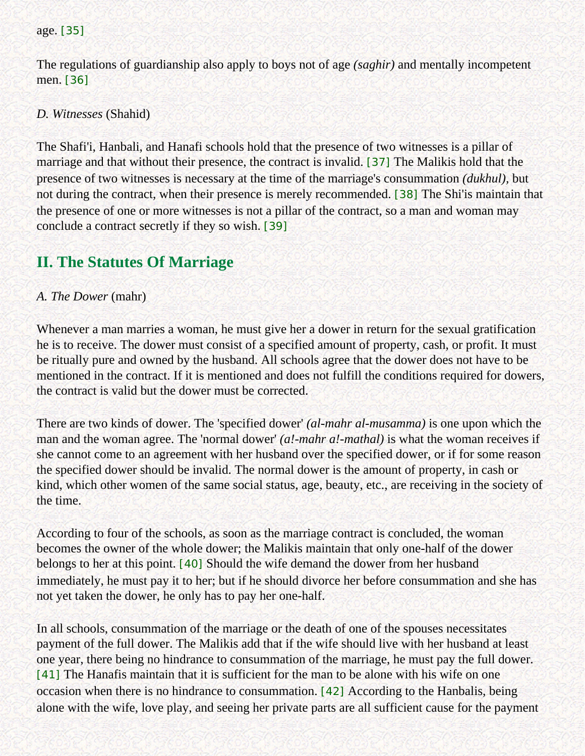age. [35]

The regulations of guardianship also apply to boys not of age *(saghir)* and mentally incompetent men. [36]

*D. Witnesses* (Shahid)

The Shafi'i, Hanbali, and Hanafi schools hold that the presence of two witnesses is a pillar of marriage and that without their presence, the contract is invalid. [37] The Malikis hold that the presence of two witnesses is necessary at the time of the marriage's consummation *(dukhul)*, but not during the contract, when their presence is merely recommended. [38] The Shi'is maintain that the presence of one or more witnesses is not a pillar of the contract, so a man and woman may conclude a contract secretly if they so wish. [39]

## II. The Statutes Of Marriage

*A. The Dower* (mahr)

Whenever a man marries a woman, he must give her a dower in return for the sexual gratification he is to receive. The dower must consist of a specified amount of property, cash, or profit. It must be ritually pure and owned by the husband. All schools agree that the dower does not have to be mentioned in the contract. If it is mentioned and does not fulfill the conditions required for dowers, the contract is valid but the dower must be corrected.

There are two kinds of dower. The 'specified dower' *(al-mahr al-musamma)* is one upon which the man and the woman agree. The 'normal dower' *(a!-mahr a!-mathal)* is what the woman receives if she cannot come to an agreement with her husband over the specified dower, or if for some reason the specified dower should be invalid. The normal dower is the amount of property, in cash or kind, which other women of the same social status, age, beauty, etc., are receiving in the society of the time.

According to four of the schools, as soon as the marriage contract is concluded, the woman becomes the owner of the whole dower; the Malikis maintain that only one-half of the dower belongs to her at this point. [40] Should the wife demand the dower from her husband immediately, he must pay it to her; but if he should divorce her before consummation and she has not yet taken the dower, he only has to pay her one-half.

In all schools, consummation of the marriage or the death of one of the spouses necessitates payment of the full dower. The Malikis add that if the wife should live with her husband at least one year, there being no hindrance to consummation of the marriage, he must pay the full dower. [41] The Hanafis maintain that it is sufficient for the man to be alone with his wife on one occasion when there is no hindrance to consummation. [42] According to the Hanbalis, being alone with the wife, love play, and seeing her private parts are all sufficient cause for the payment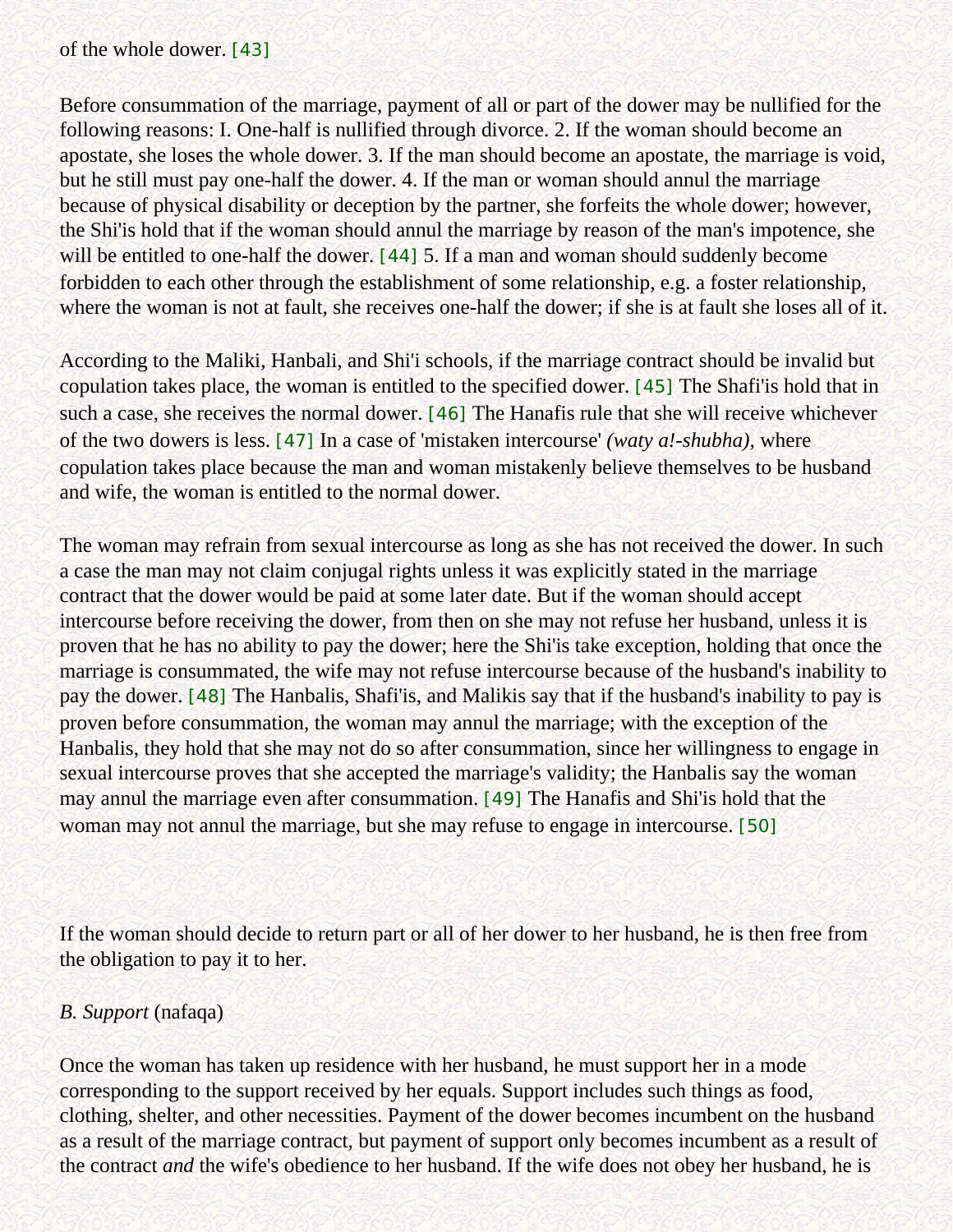of the whole dower. [43]

Before consummation of the marriage, payment of all or part of the dower may be nullified for the following reasons: I. One-half is nullified through divorce. 2. If the woman should become an apostate, she loses the whole dower. 3. If the man should become an apostate, the marriage is void, but he still must pay one-half the dower. 4. If the man or woman should annul the marriage because of physical disability or deception by the partner, she forfeits the whole dower; however, the Shi'is hold that if the woman should annul the marriage by reason of the man's impotence, she will be entitled to one-half the dower. [44] 5. If a man and woman should suddenly become forbidden to each other through the establishment of some relationship, e.g. a foster relationship, where the woman is not at fault, she receives one-half the dower; if she is at fault she loses all of it.

According to the Maliki, Hanbali, and Shi'i schools, if the marriage contract should be invalid but copulation takes place, the woman is entitled to the specified dower. [45] The Shafi'is hold that in such a case, she receives the normal dower. [46] The Hanafis rule that she will receive whichever of the two dowers is less. [47] In a case of 'mistaken intercourse' *(waty a!-shubha)*, where copulation takes place because the man and woman mistakenly believe themselves to be husband and wife, the woman is entitled to the normal dower.

The woman may refrain from sexual intercourse as long as she has not received the dower. In such a case the man may not claim conjugal rights unless it was explicitly stated in the marriage contract that the dower would be paid at some later date. But if the woman should accept intercourse before receiving the dower, from then on she may not refuse her husband, unless it is proven that he has no ability to pay the dower; here the Shi'is take exception, holding that once the marriage is consummated, the wife may not refuse intercourse because of the husband's inability to pay the dower. [48] The Hanbalis, Shafi'is, and Malikis say that if the husband's inability to pay is proven before consummation, the woman may annul the marriage; with the exception of the Hanbalis, they hold that she may not do so after consummation, since her willingness to engage in sexual intercourse proves that she accepted the marriage's validity; the Hanbalis say the woman may annul the marriage even after consummation. [49] The Hanafis and Shi'is hold that the woman may not annul the marriage, but she may refuse to engage in intercourse. [50]

If the woman should decide to return part or all of her dower to her husband, he is then free from the obligation to pay it to her.

*B. Support* (nafaqa)

Once the woman has taken up residence with her husband, he must support her in a mode corresponding to the support received by her equals. Support includes such things as food, clothing, shelter, and other necessities. Payment of the dower becomes incumbent on the husband as a result of the marriage contract, but payment of support only becomes incumbent as a result of the contract *and* the wife's obedience to her husband. If the wife does not obey her husband, he is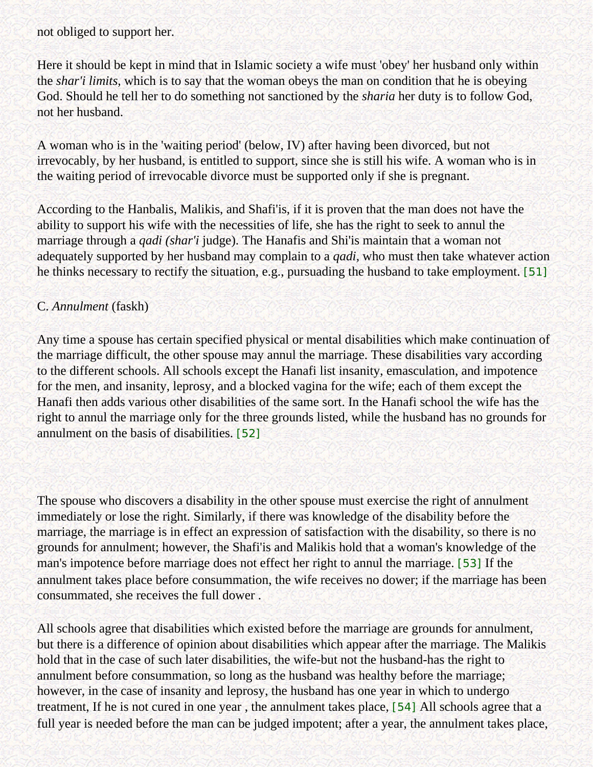not obliged to support her.

Here it should be kept in mind that in Islamic society a wife must 'obey' her husband only within the *shar'i limits*, which is to say that the woman obeys the man on condition that he is obeying God. Should he tell her to do something not sanctioned by the *sharia* her duty is to follow God, not her husband.

A woman who is in the 'waiting period' (below, IV) after having been divorced, but not irrevocably, by her husband, is entitled to support, since she is still his wife. A woman who is in the waiting period of irrevocable divorce must be supported only if she is pregnant.

According to the Hanbalis, Malikis, and Shafi'is, if it is proven that the man does not have the ability to support his wife with the necessities of life, she has the right to seek to annul the marriage through a *qadi (shar'i* judge). The Hanafis and Shi'is maintain that a woman not adequately supported by her husband may complain to a *qadi*, who must then take whatever action he thinks necessary to rectify the situation, e.g., pursuading the husband to take employment. [51]

C. *Annulment* (faskh)

Any time a spouse has certain specified physical or mental disabilities which make continuation of the marriage difficult, the other spouse may annul the marriage. These disabilities vary according to the different schools. All schools except the Hanafi list insanity, emasculation, and impotence for the men, and insanity, leprosy, and a blocked vagina for the wife; each of them except the Hanafi then adds various other disabilities of the same sort. In the Hanafi school the wife has the right to annul the marriage only for the three grounds listed, while the husband has no grounds for annulment on the basis of disabilities. [52]

The spouse who discovers a disability in the other spouse must exercise the right of annulment immediately or lose the right. Similarly, if there was knowledge of the disability before the marriage, the marriage is in effect an expression of satisfaction with the disability, so there is no grounds for annulment; however, the Shafi'is and Malikis hold that a woman's knowledge of the man's impotence before marriage does not effect her right to annul the marriage. [53] If the annulment takes place before consummation, the wife receives no dower; if the marriage has been consummated, she receives the full dower .

All schools agree that disabilities which existed before the marriage are grounds for annulment, but there is a difference of opinion about disabilities which appear after the marriage. The Malikis hold that in the case of such later disabilities, the wife-but not the husband-has the right to annulment before consummation, so long as the husband was healthy before the marriage; however, in the case of insanity and leprosy, the husband has one year in which to undergo treatment, If he is not cured in one year , the annulment takes place, [54] All schools agree that a full year is needed before the man can be judged impotent; after a year, the annulment takes place,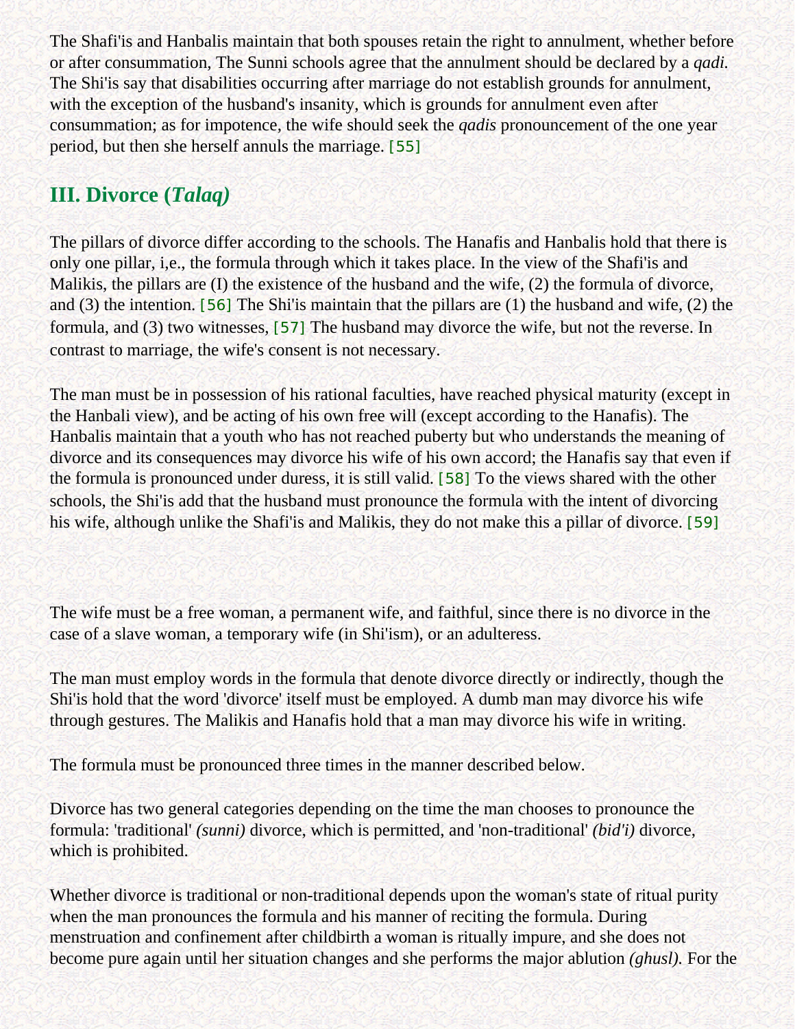The Shafi'is and Hanbalis maintain that both spouses retain the right to annulment, whether before or after consummation, The Sunni schools agree that the annulment should be declared by a *qadi*. The Shi'is say that disabilities occurring after marriage do not establish grounds for annulment, with the exception of the husband's insanity, which is grounds for annulment even after consummation; as for impotence, the wife should seek the *qadis* pronouncement of the one year period, but then she herself annuls the marriage. [55]

## III. Divorce (*Talaq)*

The pillars of divorce differ according to the schools. The Hanafis and Hanbalis hold that there is only one pillar, i,e., the formula through which it takes place. In the view of the Shafi'is and Malikis, the pillars are (I) the existence of the husband and the wife, (2) the formula of divorce, and (3) the intention. [56] The Shi'is maintain that the pillars are (1) the husband and wife, (2) the formula, and (3) two witnesses, [57] The husband may divorce the wife, but not the reverse. In contrast to marriage, the wife's consent is not necessary.

The man must be in possession of his rational faculties, have reached physical maturity (except in the Hanbali view), and be acting of his own free will (except according to the Hanafis). The Hanbalis maintain that a youth who has not reached puberty but who understands the meaning of divorce and its consequences may divorce his wife of his own accord; the Hanafis say that even if the formula is pronounced under duress, it is still valid. [58] To the views shared with the other schools, the Shi'is add that the husband must pronounce the formula with the intent of divorcing his wife, although unlike the Shafi'is and Malikis, they do not make this a pillar of divorce. [59]

The wife must be a free woman, a permanent wife, and faithful, since there is no divorce in the case of a slave woman, a temporary wife (in Shi'ism), or an adulteress.

The man must employ words in the formula that denote divorce directly or indirectly, though the Shi'is hold that the word 'divorce' itself must be employed. A dumb man may divorce his wife through gestures. The Malikis and Hanafis hold that a man may divorce his wife in writing.

The formula must be pronounced three times in the manner described below.

Divorce has two general categories depending on the time the man chooses to pronounce the formula: 'traditional' *(sunni)* divorce, which is permitted, and 'non-traditional' *(bid'i)* divorce, which is prohibited.

Whether divorce is traditional or non-traditional depends upon the woman's state of ritual purity when the man pronounces the formula and his manner of reciting the formula. During menstruation and confinement after childbirth a woman is ritually impure, and she does not become pure again until her situation changes and she performs the major ablution *(ghusl)*. For the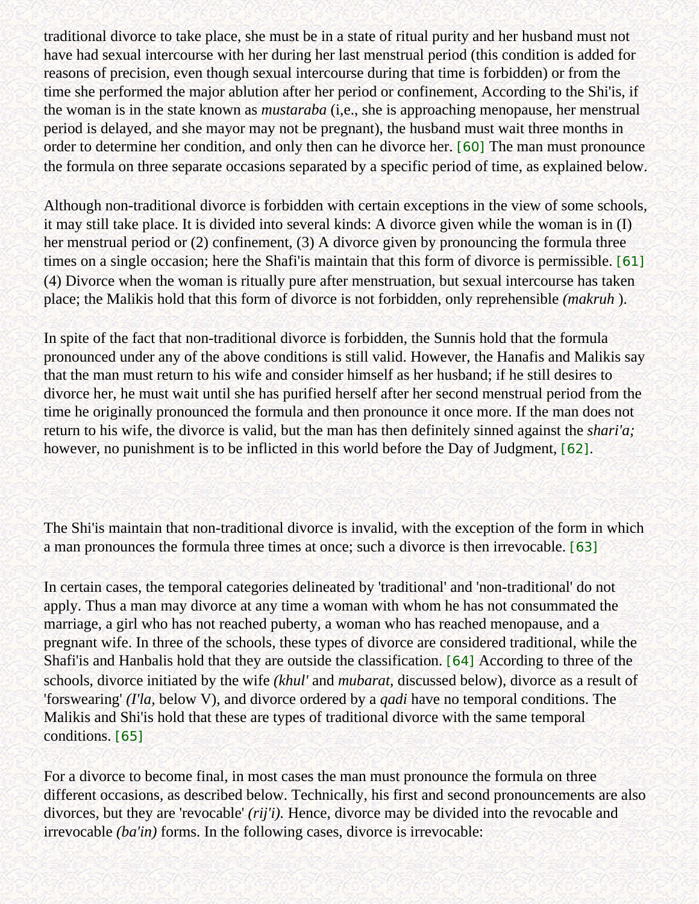traditional divorce to take place, she must be in a state of ritual purity and her husband must not have had sexual intercourse with her during her last menstrual period (this condition is added for reasons of precision, even though sexual intercourse during that time is forbidden) or from the time she performed the major ablution after her period or confinement, According to the Shi'is, if the woman is in the state known as *mustaraba* (i,e., she is approaching menopause, her menstrual period is delayed, and she mayor may not be pregnant), the husband must wait three months in order to determine her condition, and only then can he divorce her. [60] The man must pronounce the formula on three separate occasions separated by a specific period of time, as explained below.

Although non-traditional divorce is forbidden with certain exceptions in the view of some schools, it may still take place. It is divided into several kinds: A divorce given while the woman is in (I) her menstrual period or (2) confinement, (3) A divorce given by pronouncing the formula three times on a single occasion; here the Shafi'is maintain that this form of divorce is permissible. [61] (4) Divorce when the woman is ritually pure after menstruation, but sexual intercourse has taken place; the Malikis hold that this form of divorce is not forbidden, only reprehensible *(makruh* ).

In spite of the fact that non-traditional divorce is forbidden, the Sunnis hold that the formula pronounced under any of the above conditions is still valid. However, the Hanafis and Malikis say that the man must return to his wife and consider himself as her husband; if he still desires to divorce her, he must wait until she has purified herself after her second menstrual period from the time he originally pronounced the formula and then pronounce it once more. If the man does not return to his wife, the divorce is valid, but the man has then definitely sinned against the *shari'a;* however, no punishment is to be inflicted in this world before the Day of Judgment, [62].

The Shi'is maintain that non-traditional divorce is invalid, with the exception of the form in which a man pronounces the formula three times at once; such a divorce is then irrevocable. [63]

In certain cases, the temporal categories delineated by 'traditional' and 'non-traditional' do not apply. Thus a man may divorce at any time a woman with whom he has not consummated the marriage, a girl who has not reached puberty, a woman who has reached menopause, and a pregnant wife. In three of the schools, these types of divorce are considered traditional, while the Shafi'is and Hanbalis hold that they are outside the classification. [64] According to three of the schools, divorce initiated by the wife *(khul'* and *mubarat,* discussed below), divorce as a result of 'forswearing' *(I'la,* below V), and divorce ordered by a *qadi* have no temporal conditions. The Malikis and Shi'is hold that these are types of traditional divorce with the same temporal conditions. [65]

For a divorce to become final, in most cases the man must pronounce the formula on three different occasions, as described below. Technically, his first and second pronouncements are also divorces, but they are 'revocable' *(rij'i).* Hence, divorce may be divided into the revocable and irrevocable *(ba'in)* forms. In the following cases, divorce is irrevocable: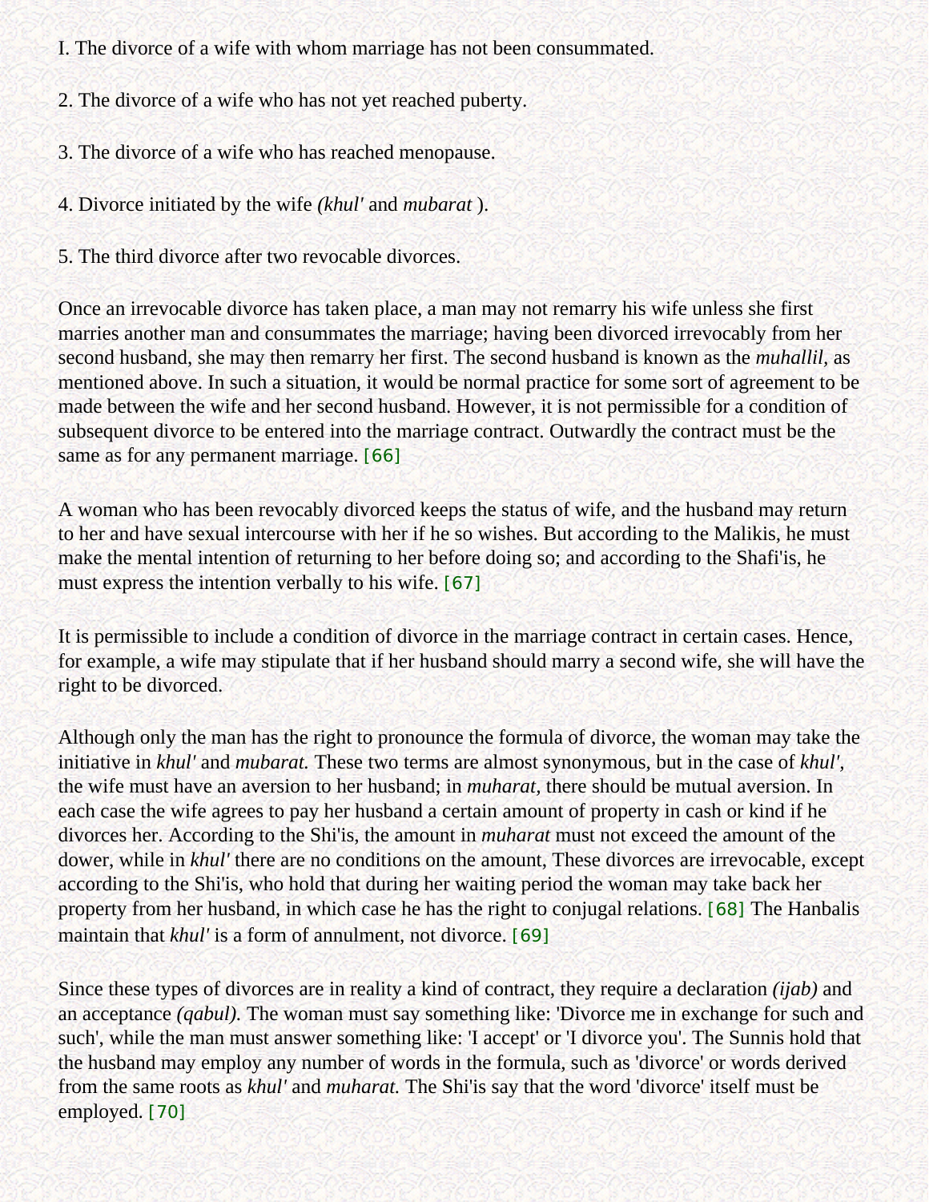I. The divorce of a wife with whom marriage has not been consummated.

2. The divorce of a wife who has not yet reached puberty.

3. The divorce of a wife who has reached menopause.

4. Divorce initiated by the wife *(khul'* and *mubarat* ).

5. The third divorce after two revocable divorces.

Once an irrevocable divorce has taken place, a man may not remarry his wife unless she first marries another man and consummates the marriage; having been divorced irrevocably from her second husband, she may then remarry her first. The second husband is known as the *muhallil,* as mentioned above. In such a situation, it would be normal practice for some sort of agreement to be made between the wife and her second husband. However, it is not permissible for a condition of subsequent divorce to be entered into the marriage contract. Outwardly the contract must be the same as for any permanent marriage. [66]

A woman who has been revocably divorced keeps the status of wife, and the husband may return to her and have sexual intercourse with her if he so wishes. But according to the Malikis, he must make the mental intention of returning to her before doing so; and according to the Shafi'is, he must express the intention verbally to his wife. [67]

It is permissible to include a condition of divorce in the marriage contract in certain cases. Hence, for example, a wife may stipulate that if her husband should marry a second wife, she will have the right to be divorced.

Although only the man has the right to pronounce the formula of divorce, the woman may take the initiative in *khul'* and *mubarat.* These two terms are almost synonymous, but in the case of *khul',* the wife must have an aversion to her husband; in *muharat,* there should be mutual aversion. In each case the wife agrees to pay her husband a certain amount of property in cash or kind if he divorces her. According to the Shi'is, the amount in *muharat* must not exceed the amount of the dower, while in *khul'* there are no conditions on the amount, These divorces are irrevocable, except according to the Shi'is, who hold that during her waiting period the woman may take back her property from her husband, in which case he has the right to conjugal relations. [68] The Hanbalis maintain that *khul'* is a form of annulment, not divorce. [69]

Since these types of divorces are in reality a kind of contract, they require a declaration *(ijab)* and an acceptance *(qabul).* The woman must say something like: 'Divorce me in exchange for such and such', while the man must answer something like: 'I accept' or 'I divorce you'. The Sunnis hold that the husband may employ any number of words in the formula, such as 'divorce' or words derived from the same roots as *khul'* and *muharat.* The Shi'is say that the word 'divorce' itself must be employed. [70]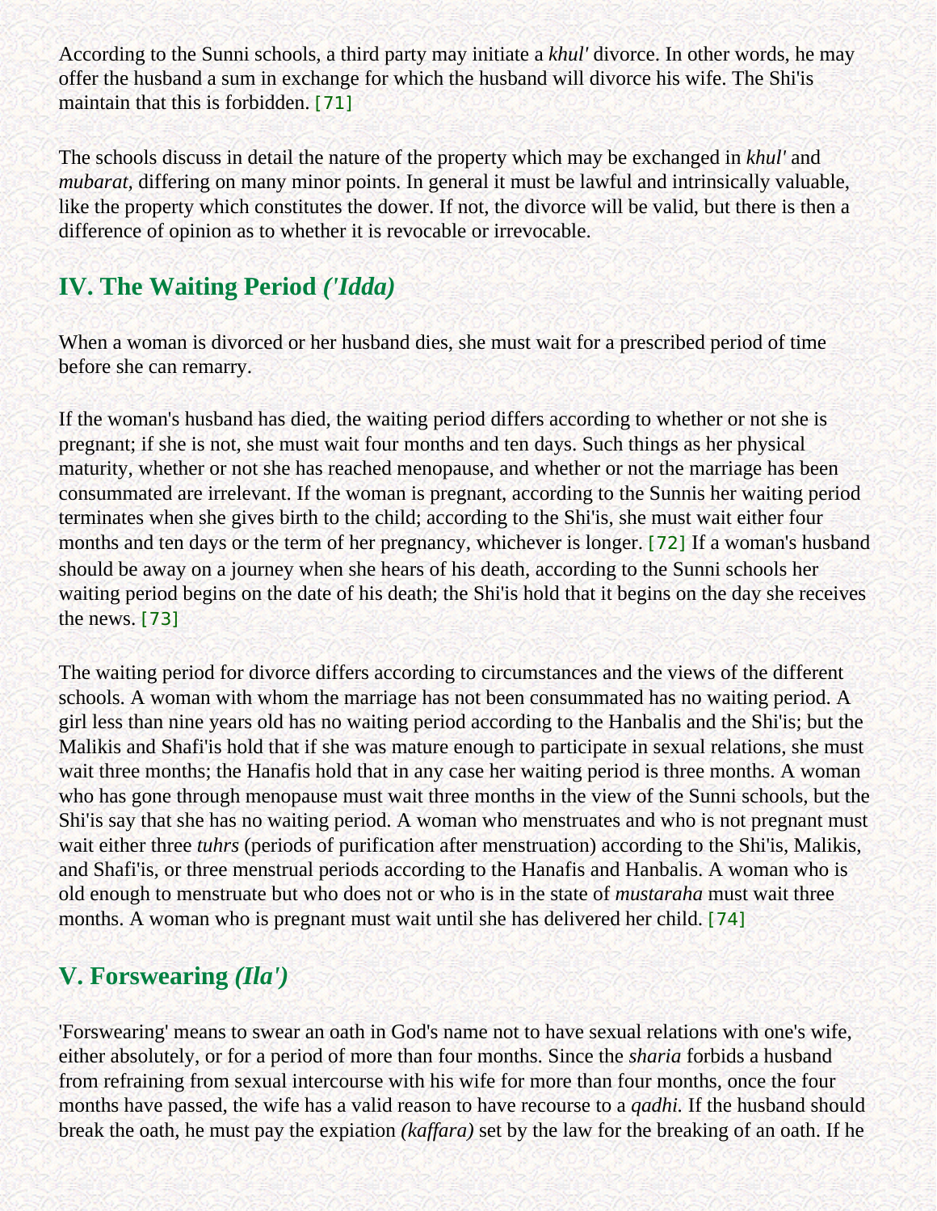According to the Sunni schools, a third party may initiate a *khul'* divorce. In other words, he may offer the husband a sum in exchange for which the husband will divorce his wife. The Shi'is maintain that this is forbidden. [71]

The schools discuss in detail the nature of the property which may be exchanged in *khul'* and *mubarat,* differing on many minor points. In general it must be lawful and intrinsically valuable, like the property which constitutes the dower. If not, the divorce will be valid, but there is then a difference of opinion as to whether it is revocable or irrevocable.

## IV. The Waiting Period *('Idda)*

When a woman is divorced or her husband dies, she must wait for a prescribed period of time before she can remarry.

If the woman's husband has died, the waiting period differs according to whether or not she is pregnant; if she is not, she must wait four months and ten days. Such things as her physical maturity, whether or not she has reached menopause, and whether or not the marriage has been consummated are irrelevant. If the woman is pregnant, according to the Sunnis her waiting period terminates when she gives birth to the child; according to the Shi'is, she must wait either four months and ten days or the term of her pregnancy, whichever is longer. [72] If a woman's husband should be away on a journey when she hears of his death, according to the Sunni schools her waiting period begins on the date of his death; the Shi'is hold that it begins on the day she receives the news. [73]

The waiting period for divorce differs according to circumstances and the views of the different schools. A woman with whom the marriage has not been consummated has no waiting period. A girl less than nine years old has no waiting period according to the Hanbalis and the Shi'is; but the Malikis and Shafi'is hold that if she was mature enough to participate in sexual relations, she must wait three months; the Hanafis hold that in any case her waiting period is three months. A woman who has gone through menopause must wait three months in the view of the Sunni schools, but the Shi'is say that she has no waiting period. A woman who menstruates and who is not pregnant must wait either three *tuhrs* (periods of purification after menstruation) according to the Shi'is, Malikis, and Shafi'is, or three menstrual periods according to the Hanafis and Hanbalis. A woman who is old enough to menstruate but who does not or who is in the state of *mustaraha* must wait three months. A woman who is pregnant must wait until she has delivered her child. [74]

## V. Forswearing *(Ila')*

'Forswearing' means to swear an oath in God's name not to have sexual relations with one's wife, either absolutely, or for a period of more than four months. Since the *sharia* forbids a husband from refraining from sexual intercourse with his wife for more than four months, once the four months have passed, the wife has a valid reason to have recourse to a *qadhi.* If the husband should break the oath, he must pay the expiation *(kaffara)* set by the law for the breaking of an oath. If he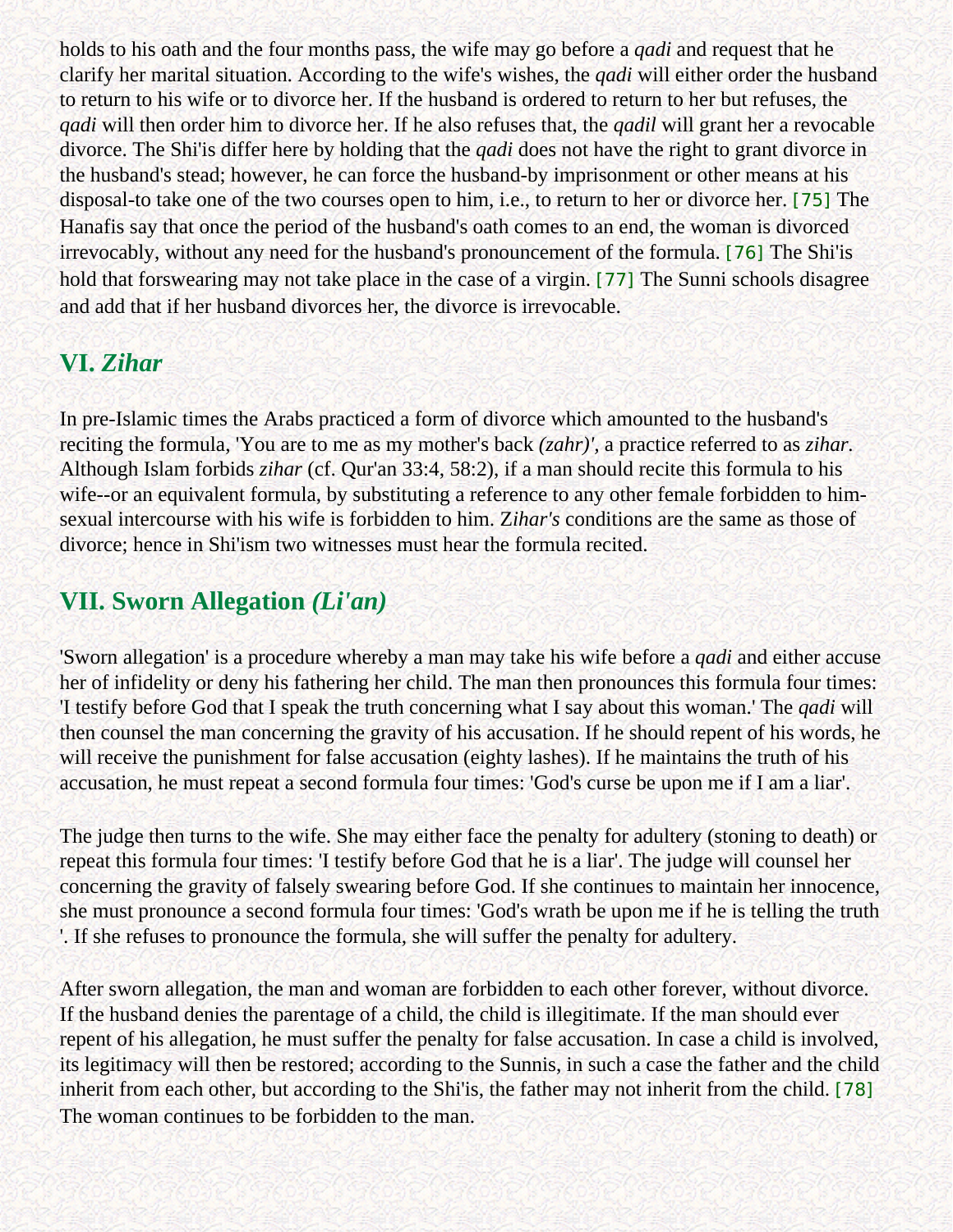holds to his oath and the four months pass, the wife may go before a *qadi* and request that he clarify her marital situation. According to the wife's wishes, the *qadi* will either order the husband to return to his wife or to divorce her. If the husband is ordered to return to her but refuses, the *qadi* will then order him to divorce her. If he also refuses that, the *qadil* will grant her a revocable divorce. The Shi'is differ here by holding that the *qadi* does not have the right to grant divorce in the husband's stead; however, he can force the husband-by imprisonment or other means at his disposal-to take one of the two courses open to him, i.e., to return to her or divorce her. [75] The Hanafis say that once the period of the husband's oath comes to an end, the woman is divorced irrevocably, without any need for the husband's pronouncement of the formula. [76] The Shi'is hold that forswearing may not take place in the case of a virgin. [77] The Sunni schools disagree and add that if her husband divorces her, the divorce is irrevocable.

## VI. *Zihar*

In pre-Islamic times the Arabs practiced a form of divorce which amounted to the husband's reciting the formula, 'You are to me as my mother's back *(zahr)'*, a practice referred to as *zihar*. Although Islam forbids *zihar* (cf. Qur'an 33:4, 58:2), if a man should recite this formula to his wife--or an equivalent formula, by substituting a reference to any other female forbidden to him-sexual intercourse with his wife is forbidden to him. Z*ihar's* conditions are the same as those of divorce; hence in Shi'ism two witnesses must hear the formula recited.

## VII. Sworn Allegation *(Li'an)*

'Sworn allegation' is a procedure whereby a man may take his wife before a *qadi* and either accuse her of infidelity or deny his fathering her child. The man then pronounces this formula four times: 'I testify before God that I speak the truth concerning what I say about this woman.' The *qadi* will then counsel the man concerning the gravity of his accusation. If he should repent of his words, he will receive the punishment for false accusation (eighty lashes). If he maintains the truth of his accusation, he must repeat a second formula four times: 'God's curse be upon me if I am a liar'.

The judge then turns to the wife. She may either face the penalty for adultery (stoning to death) or repeat this formula four times: 'I testify before God that he is a liar'. The judge will counsel her concerning the gravity of falsely swearing before God. If she continues to maintain her innocence, she must pronounce a second formula four times: 'God's wrath be upon me if he is telling the truth '. If she refuses to pronounce the formula, she will suffer the penalty for adultery.

After sworn allegation, the man and woman are forbidden to each other forever, without divorce. If the husband denies the parentage of a child, the child is illegitimate. If the man should ever repent of his allegation, he must suffer the penalty for false accusation. In case a child is involved, its legitimacy will then be restored; according to the Sunnis, in such a case the father and the child inherit from each other, but according to the Shi'is, the father may not inherit from the child. [78] The woman continues to be forbidden to the man.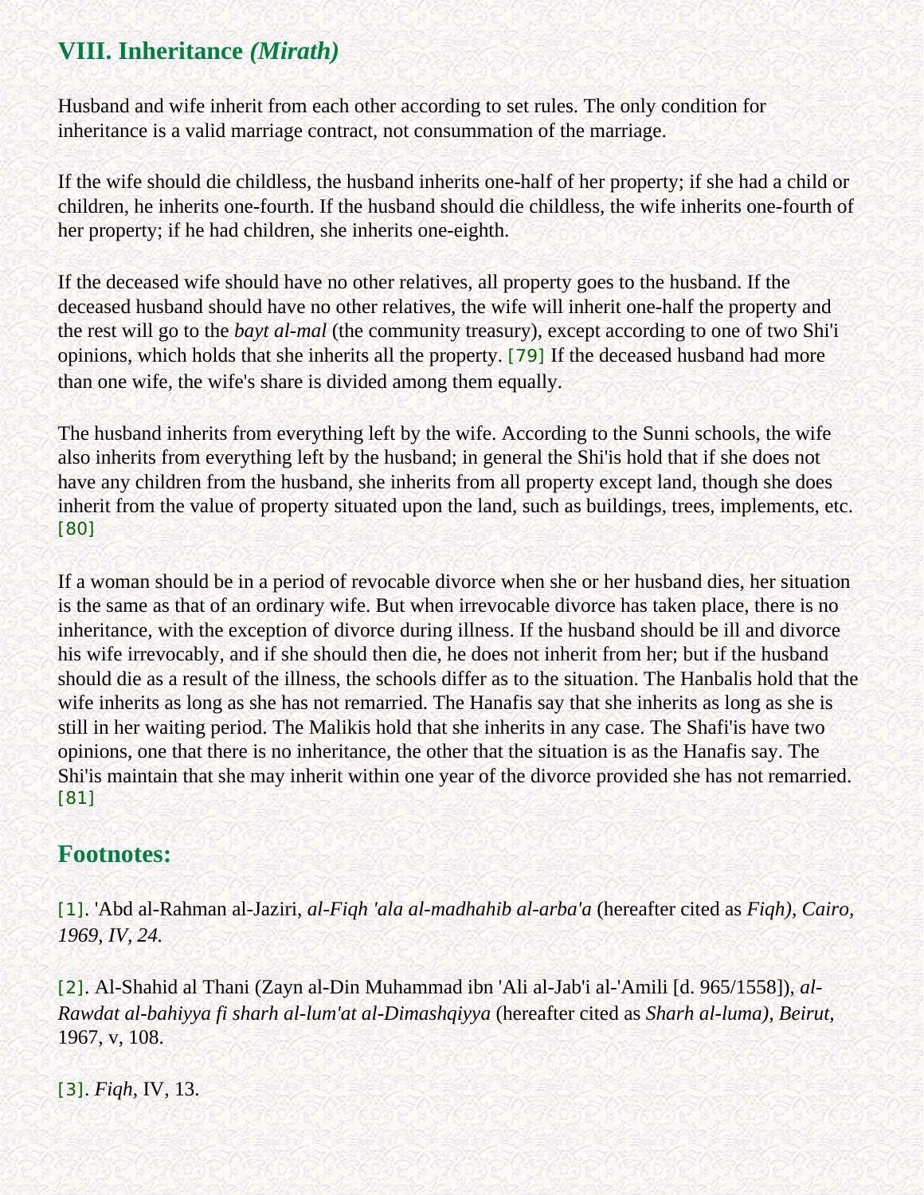## VIII. Inheritance *(Mirath)*

Husband and wife inherit from each other according to set rules. The only condition for inheritance is a valid marriage contract, not consummation of the marriage.

If the wife should die childless, the husband inherits one-half of her property; if she had a child or children, he inherits one-fourth. If the husband should die childless, the wife inherits one-fourth of her property; if he had children, she inherits one-eighth.

If the deceased wife should have no other relatives, all property goes to the husband. If the deceased husband should have no other relatives, the wife will inherit one-half the property and the rest will go to the *bayt al-mal* (the community treasury), except according to one of two Shi'i opinions, which holds that she inherits all the property. [79] If the deceased husband had more than one wife, the wife's share is divided among them equally.

The husband inherits from everything left by the wife. According to the Sunni schools, the wife also inherits from everything left by the husband; in general the Shi'is hold that if she does not have any children from the husband, she inherits from all property except land, though she does inherit from the value of property situated upon the land, such as buildings, trees, implements, etc. [80]

If a woman should be in a period of revocable divorce when she or her husband dies, her situation is the same as that of an ordinary wife. But when irrevocable divorce has taken place, there is no inheritance, with the exception of divorce during illness. If the husband should be ill and divorce his wife irrevocably, and if she should then die, he does not inherit from her; but if the husband should die as a result of the illness, the schools differ as to the situation. The Hanbalis hold that the wife inherits as long as she has not remarried. The Hanafis say that she inherits as long as she is still in her waiting period. The Malikis hold that she inherits in any case. The Shafi'is have two opinions, one that there is no inheritance, the other that the situation is as the Hanafis say. The Shi'is maintain that she may inherit within one year of the divorce provided she has not remarried. [81]

## Footnotes:

[1]. 'Abd al-Rahman al-Jaziri, *al-Fiqh 'ala al-madhahib al-arba'a* (hereafter cited as *Fiqh), Cairo, 1969, IV, 24.*

[2]. Al-Shahid al Thani (Zayn al-Din Muhammad ibn 'Ali al-Jab'i al-'Amili [d. 965/1558]), *al-Rawdat al-bahiyya fi sharh al-lum'at al-Dimashqiyya* (hereafter cited as *Sharh al-luma), Beirut,* 1967, v, 108.

[3]. *Fiqh*, IV, 13.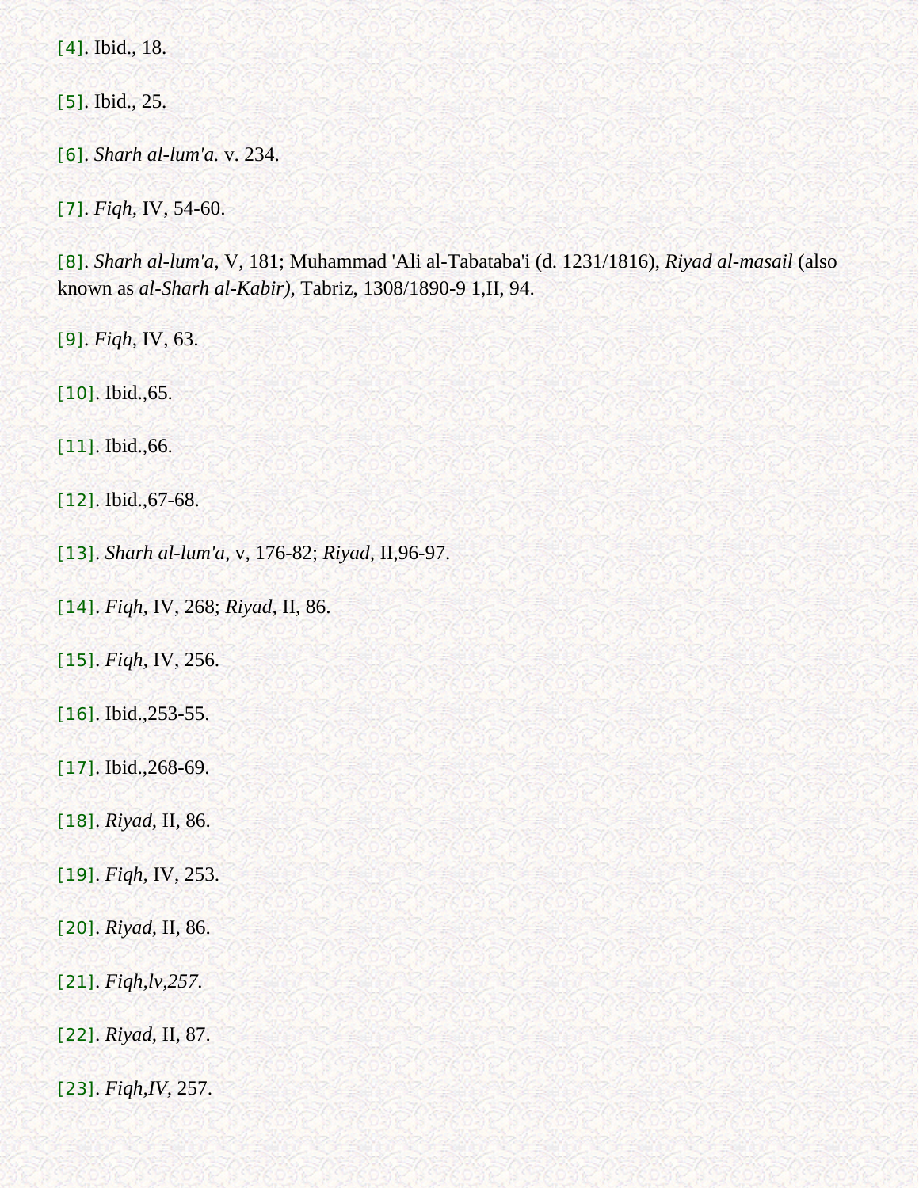[4]. Ibid., 18.

[5]. Ibid., 25.

[6]. *Sharh al-lum'a.* v. 234.

[7]. *Fiqh,* IV, 54-60.

[8]. *Sharh al-lum'a,* V, 181; Muhammad 'Ali al-Tabataba'i (d. 1231/1816), *Riyad al-masail* (also known as *al-Sharh al-Kabir),* Tabriz, 1308/1890-9 1,II, 94.

[9]. *Fiqh,* IV, 63.

[10]. Ibid.,65.

[11]. Ibid.,66.

[12]. Ibid.,67-68.

[13]. *Sharh al-lum'a,* v, 176-82; *Riyad,* II,96-97.

[14]. *Fiqh,* IV, 268; *Riyad,* II, 86.

[15]. *Fiqh,* IV, 256.

[16]. Ibid.,253-55.

[17]. Ibid.,268-69.

[18]. *Riyad,* II, 86.

[19]. *Fiqh,* IV, 253.

[20]. *Riyad,* II, 86.

[21]. *Fiqh,lv,257.*

[22]. *Riyad,* II, 87.

[23]. *Fiqh,IV,* 257.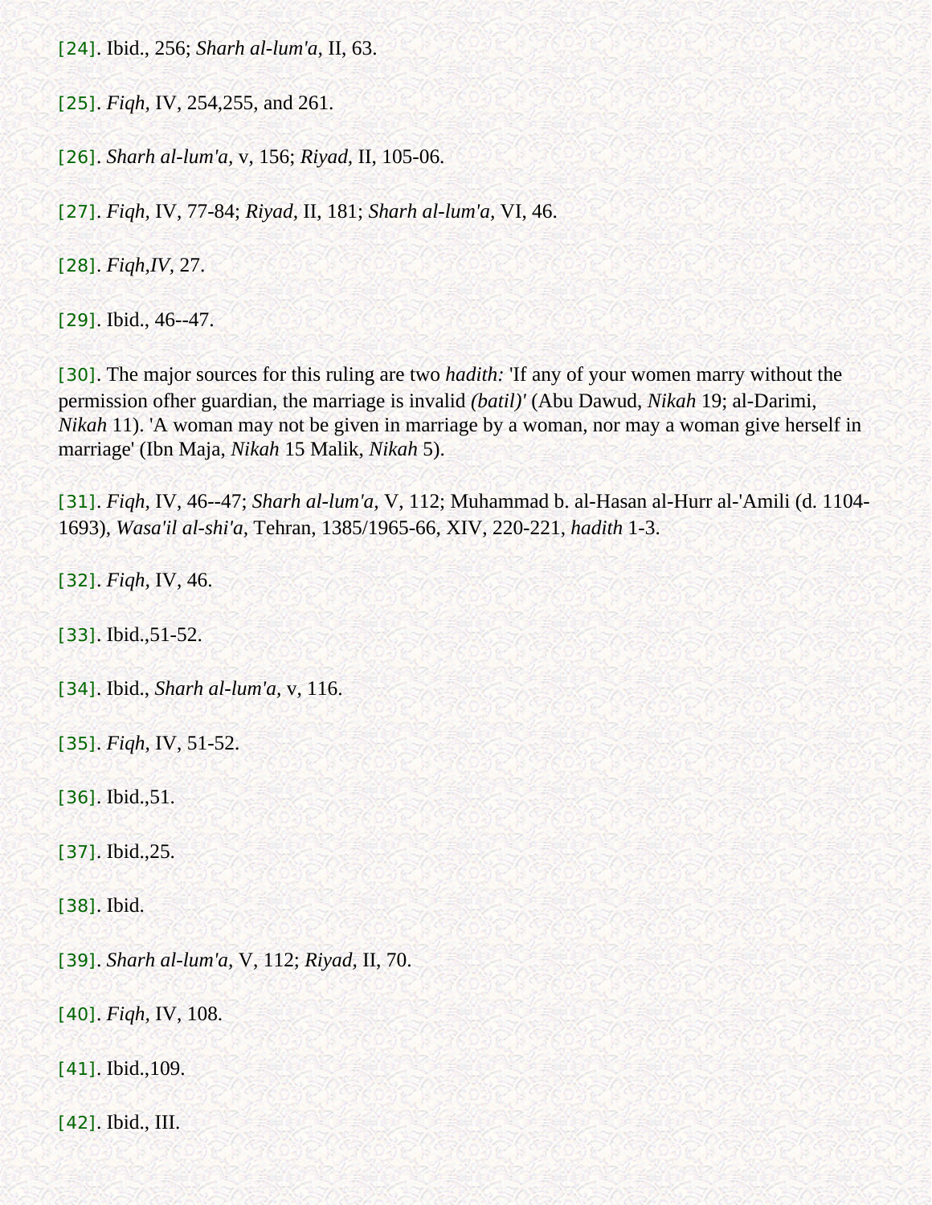[24]. Ibid., 256; *Sharh al-lum'a*, II, 63.

[25]. *Fiqh*, IV, 254,255, and 261.

[26]. *Sharh al-lum'a,* v, 156; *Riyad,* II, 105-06.

[27]. *Fiqh,* IV, 77-84; *Riyad,* II, 181; *Sharh al-lum'a,* VI, 46.

[28]. *Fiqh,IV,* 27.

[29]. Ibid., 46--47.

[30]. The major sources for this ruling are two *hadith:* 'If any of your women marry without the permission ofher guardian, the marriage is invalid *(batil)'* (Abu Dawud, *Nikah* 19; al-Darimi, *Nikah* 11). 'A woman may not be given in marriage by a woman, nor may a woman give herself in marriage' (Ibn Maja, *Nikah* 15 Malik, *Nikah* 5).

[31]. *Fiqh,* IV, 46--47; *Sharh al-lum'a,* V, 112; Muhammad b. al-Hasan al-Hurr al-'Amili (d. 1104-1693), *Wasa'il al-shi'a*, Tehran, 1385/1965-66, XIV, 220-221, *hadith* 1-3.

[32]. *Fiqh,* IV, 46.

[33]. Ibid.,51-52.

[34]. Ibid., *Sharh al-lum'a,* v, 116.

[35]. *Fiqh*, IV, 51-52.

[36]. Ibid.,51.

[37]. Ibid.,25.

[38]. Ibid.

[39]. *Sharh al-lum'a*, V, 112; *Riyad,* II, 70.

[40]. *Fiqh*, IV, 108.

[41]. Ibid.,109.

[42]. Ibid., III.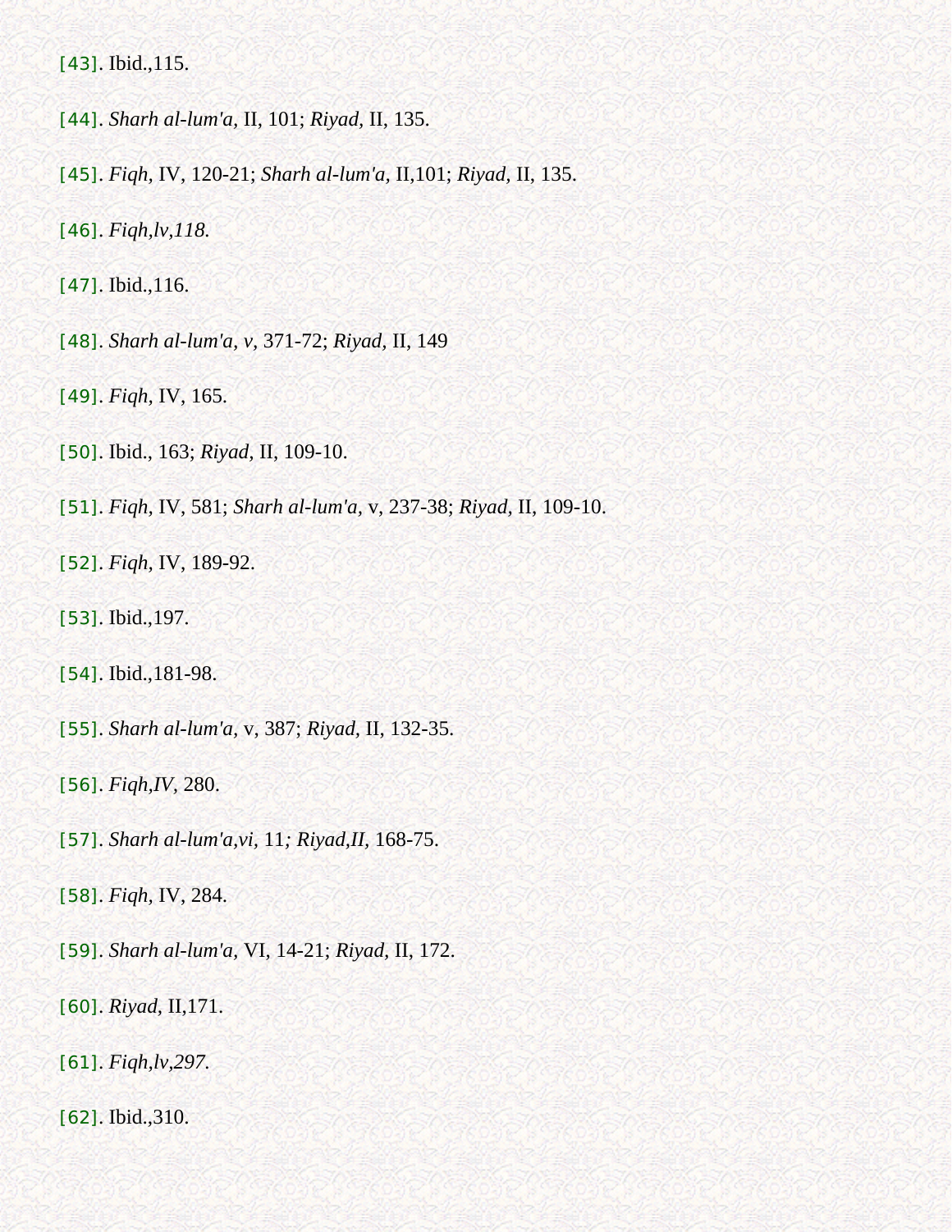[43]. Ibid.,115.

[44]. *Sharh al-lum'a,* II, 101; *Riyad,* II, 135.

[45]. *Fiqh*, IV, 120-21; *Sharh al-lum'a,* II,101; *Riyad,* II, 135.

[46]. *Fiqh,lv,118.*

[47]. Ibid.,116.

[48]. *Sharh al-lum'a, v*, 371-72; *Riyad,* II, 149

[49]. *Fiqh,* IV, 165.

[50]. Ibid., 163; *Riyad*, II, 109-10.

[51]. *Fiqh*, IV, 581; *Sharh al-lum'a,* v, 237-38; *Riyad*, II, 109-10.

[52]. *Fiqh*, IV, 189-92.

[53]. Ibid.,197.

[54]. Ibid.,181-98.

[55]. *Sharh al-lum'a,* v, 387; *Riyad,* II, 132-35.

[56]. *Fiqh,IV*, 280.

[57]. *Sharh al-lum'a,vi,* 11*; Riyad,II,* 168-75.

[58]. *Fiqh,* IV, 284.

[59]. *Sharh al-lum'a,* VI, 14-21; *Riyad,* II, 172.

[60]. *Riyad*, II,171.

[61]. *Fiqh,lv,297.*

[62]. Ibid.,310.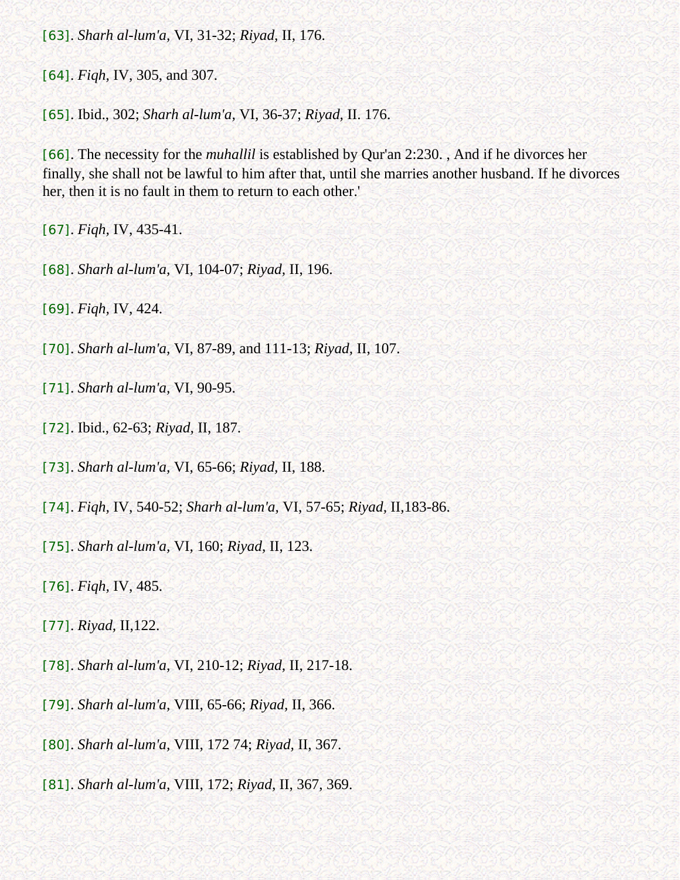[63]. *Sharh al-lum'a,* VI, 31-32; *Riyad,* II, 176.

[64]. *Fiqh,* IV, 305, and 307.

[65]. Ibid., 302; *Sharh al-lum'a,* VI, 36-37; *Riyad,* II. 176.

[66]. The necessity for the *muhallil* is established by Qur'an 2:230. , And if he divorces her finally, she shall not be lawful to him after that, until she marries another husband. If he divorces her, then it is no fault in them to return to each other.'

[67]. *Fiqh,* IV, 435-41.

[68]. *Sharh al-lum'a,* VI, 104-07; *Riyad,* II, 196.

[69]. *Fiqh,* IV, 424.

[70]. *Sharh al-lum'a,* VI, 87-89, and 111-13; *Riyad,* II, 107.

[71]. *Sharh al-lum'a,* VI, 90-95.

[72]. Ibid., 62-63; *Riyad,* II, 187.

[73]. *Sharh al-lum'a,* VI, 65-66; *Riyad,* II, 188.

[74]. *Fiqh,* IV, 540-52; *Sharh al-lum'a,* VI, 57-65; *Riyad,* II,183-86.

[75]. *Sharh al-lum'a,* VI, 160; *Riyad,* II, 123.

[76]. *Fiqh,* IV, 485.

[77]. *Riyad,* II,122.

[78]. *Sharh al-lum'a,* VI, 210-12; *Riyad,* II, 217-18.

[79]. *Sharh al-lum'a,* VIII, 65-66; *Riyad,* II, 366.

[80]. *Sharh al-lum'a,* VIII, 172 74; *Riyad,* II, 367.

[81]. *Sharh al-lum'a,* VIII, 172; *Riyad,* II, 367, 369.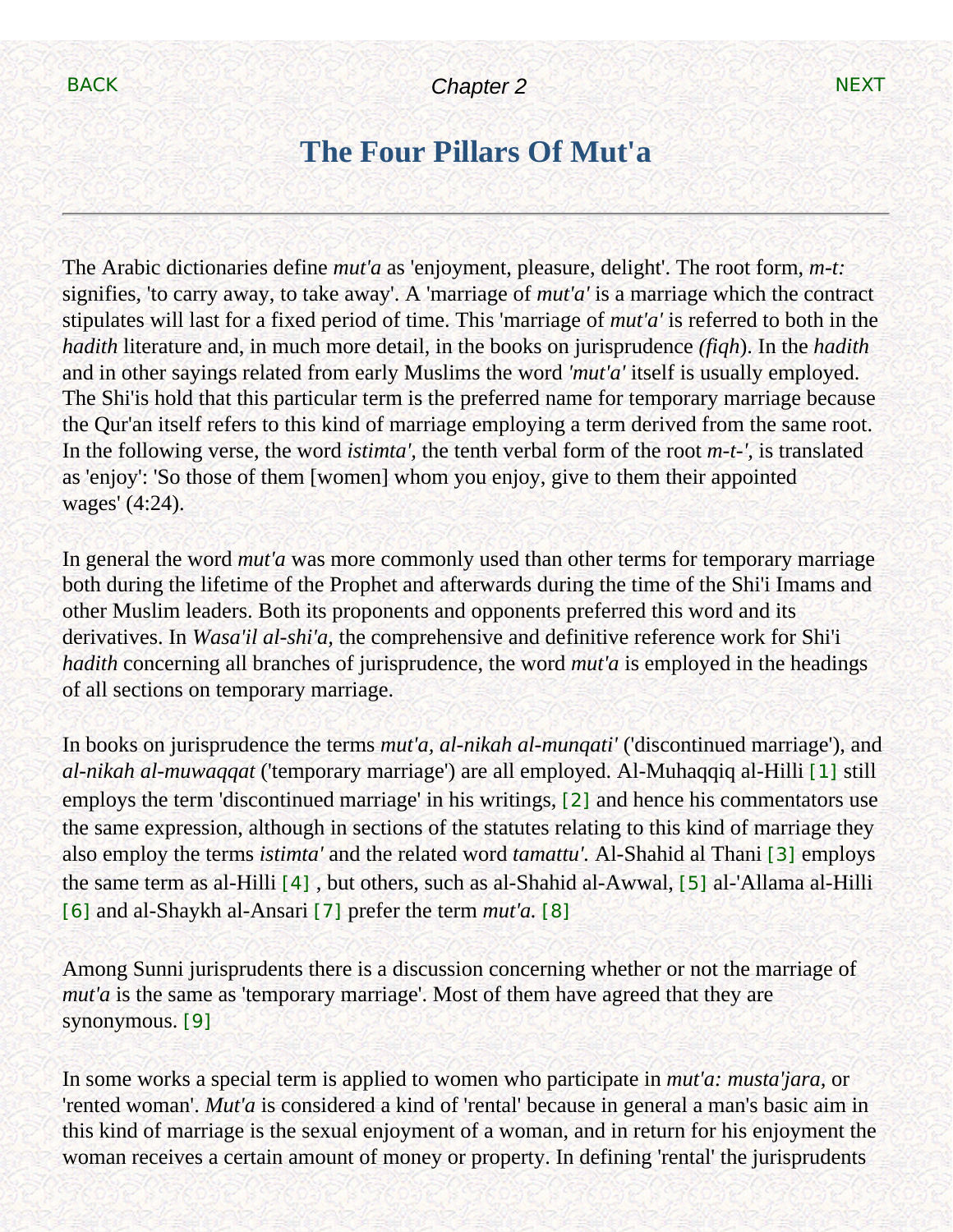# The Four Pillars Of Mut'a

---

The Arabic dictionaries define *mut'a* as 'enjoyment, pleasure, delight'. The root form, *m-t:* signifies, 'to carry away, to take away'. A 'marriage of *mut'a'* is a marriage which the contract stipulates will last for a fixed period of time. This 'marriage of *mut'a'* is referred to both in the *hadith* literature and, in much more detail, in the books on jurisprudence *(fiqh*). In the *hadith* and in other sayings related from early Muslims the word *'mut'a'* itself is usually employed. The Shi'is hold that this particular term is the preferred name for temporary marriage because the Qur'an itself refers to this kind of marriage employing a term derived from the same root. In the following verse, the word *istimta',* the tenth verbal form of the root *m-t-',* is translated as 'enjoy': 'So those of them [women] whom you enjoy, give to them their appointed wages' (4:24).

In general the word *mut'a* was more commonly used than other terms for temporary marriage both during the lifetime of the Prophet and afterwards during the time of the Shi'i Imams and other Muslim leaders. Both its proponents and opponents preferred this word and its derivatives. In *Wasa'il al-shi'a,* the comprehensive and definitive reference work for Shi'i *hadith* concerning all branches of jurisprudence, the word *mut'a* is employed in the headings of all sections on temporary marriage.

In books on jurisprudence the terms *mut'a, al-nikah al-munqati'* ('discontinued marriage'), and *al-nikah al-muwaqqat* ('temporary marriage') are all employed. Al-Muhaqqiq al-Hilli [1] still employs the term 'discontinued marriage' in his writings, [2] and hence his commentators use the same expression, although in sections of the statutes relating to this kind of marriage they also employ the terms *istimta'* and the related word *tamattu'.* Al-Shahid al Thani [3] employs the same term as al-Hilli [4] , but others, such as al-Shahid al-Awwal, [5] al-'Allama al-Hilli [6] and al-Shaykh al-Ansari [7] prefer the term *mut'a.* [8]

Among Sunni jurisprudents there is a discussion concerning whether or not the marriage of *mut'a* is the same as 'temporary marriage'. Most of them have agreed that they are synonymous. [9]

In some works a special term is applied to women who participate in *mut'a: musta'jara,* or 'rented woman'. *Mut'a* is considered a kind of 'rental' because in general a man's basic aim in this kind of marriage is the sexual enjoyment of a woman, and in return for his enjoyment the woman receives a certain amount of money or property. In defining 'rental' the jurisprudents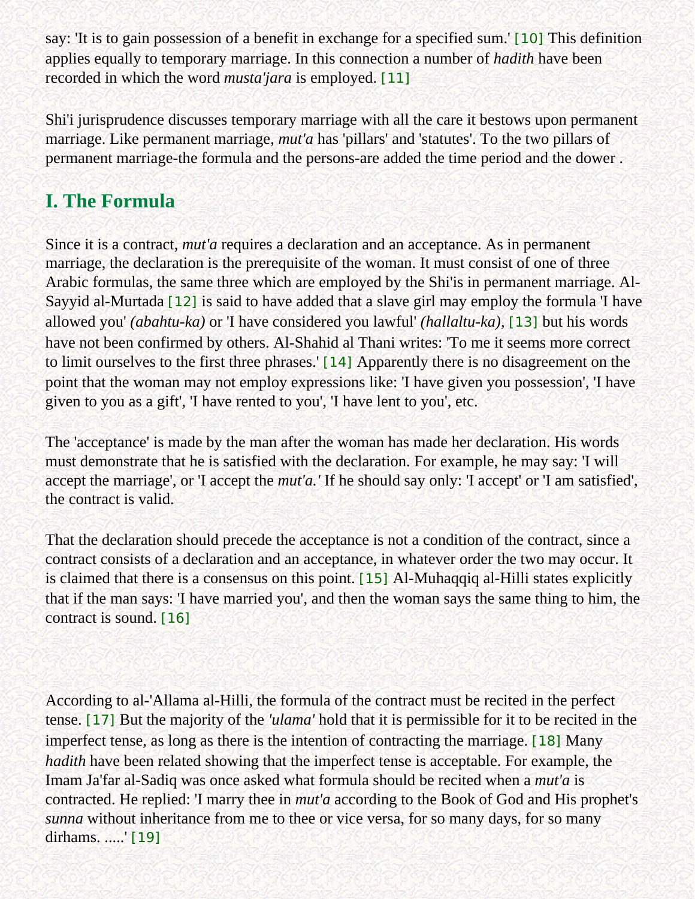say: 'It is to gain possession of a benefit in exchange for a specified sum.' [10] This definition applies equally to temporary marriage. In this connection a number of *hadith* have been recorded in which the word *musta'jara* is employed. [11]

Shi'i jurisprudence discusses temporary marriage with all the care it bestows upon permanent marriage. Like permanent marriage, *mut'a* has 'pillars' and 'statutes'. To the two pillars of permanent marriage-the formula and the persons-are added the time period and the dower .

## I. The Formula

Since it is a contract, *mut'a* requires a declaration and an acceptance. As in permanent marriage, the declaration is the prerequisite of the woman. It must consist of one of three Arabic formulas, the same three which are employed by the Shi'is in permanent marriage. Al-Sayyid al-Murtada [12] is said to have added that a slave girl may employ the formula 'I have allowed you' *(abahtu-ka)* or 'I have considered you lawful' *(hallaltu-ka),* [13] but his words have not been confirmed by others. Al-Shahid al Thani writes: 'To me it seems more correct to limit ourselves to the first three phrases.' [14] Apparently there is no disagreement on the point that the woman may not employ expressions like: 'I have given you possession', 'I have given to you as a gift', 'I have rented to you', 'I have lent to you', etc.

The 'acceptance' is made by the man after the woman has made her declaration. His words must demonstrate that he is satisfied with the declaration. For example, he may say: 'I will accept the marriage', or 'I accept the *mut'a.'* If he should say only: 'I accept' or 'I am satisfied', the contract is valid.

That the declaration should precede the acceptance is not a condition of the contract, since a contract consists of a declaration and an acceptance, in whatever order the two may occur. It is claimed that there is a consensus on this point. [15] Al-Muhaqqiq al-Hilli states explicitly that if the man says: 'I have married you', and then the woman says the same thing to him, the contract is sound. [16]

According to al-'Allama al-Hilli, the formula of the contract must be recited in the perfect tense. [17] But the majority of the *'ulama'* hold that it is permissible for it to be recited in the imperfect tense, as long as there is the intention of contracting the marriage. [18] Many *hadith* have been related showing that the imperfect tense is acceptable. For example, the Imam Ja'far al-Sadiq was once asked what formula should be recited when a *mut'a* is contracted. He replied: 'I marry thee in *mut'a* according to the Book of God and His prophet's *sunna* without inheritance from me to thee or vice versa, for so many days, for so many dirhams. .....' [19]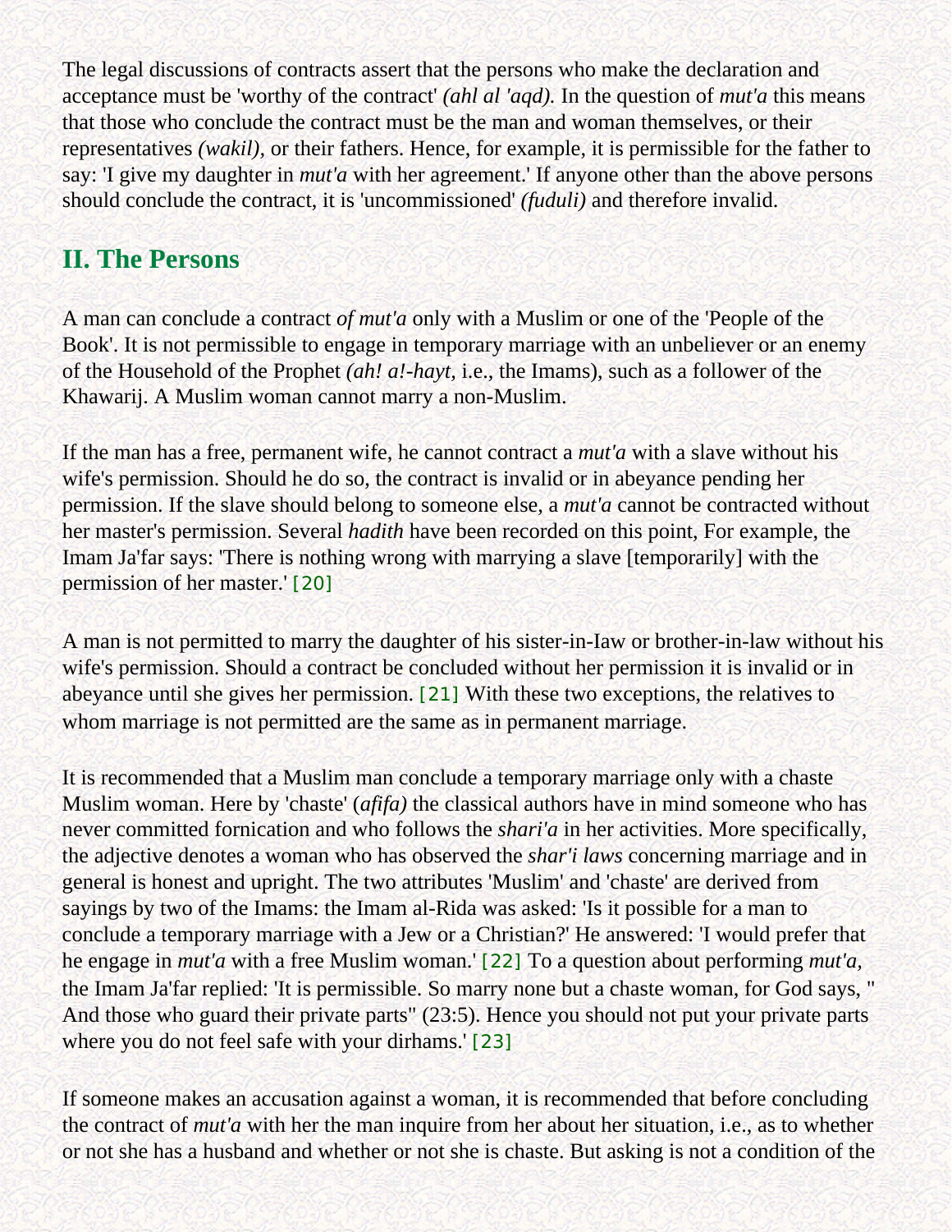The legal discussions of contracts assert that the persons who make the declaration and acceptance must be 'worthy of the contract' *(ahl al 'aqd).* In the question of *mut'a* this means that those who conclude the contract must be the man and woman themselves, or their representatives *(wakil),* or their fathers. Hence, for example, it is permissible for the father to say: 'I give my daughter in *mut'a* with her agreement.' If anyone other than the above persons should conclude the contract, it is 'uncommissioned' *(fuduli)* and therefore invalid.

## II. The Persons

A man can conclude a contract *of mut'a* only with a Muslim or one of the 'People of the Book'. It is not permissible to engage in temporary marriage with an unbeliever or an enemy of the Household of the Prophet *(ah! a!-hayt,* i.e., the Imams), such as a follower of the Khawarij. A Muslim woman cannot marry a non-Muslim.

If the man has a free, permanent wife, he cannot contract a *mut'a* with a slave without his wife's permission. Should he do so, the contract is invalid or in abeyance pending her permission. If the slave should belong to someone else, a *mut'a* cannot be contracted without her master's permission. Several *hadith* have been recorded on this point, For example, the Imam Ja'far says: 'There is nothing wrong with marrying a slave [temporarily] with the permission of her master.' [20]

A man is not permitted to marry the daughter of his sister-in-Iaw or brother-in-law without his wife's permission. Should a contract be concluded without her permission it is invalid or in abeyance until she gives her permission. [21] With these two exceptions, the relatives to whom marriage is not permitted are the same as in permanent marriage.

It is recommended that a Muslim man conclude a temporary marriage only with a chaste Muslim woman. Here by 'chaste' (*afifa)* the classical authors have in mind someone who has never committed fornication and who follows the *shari'a* in her activities. More specifically, the adjective denotes a woman who has observed the *shar'i laws* concerning marriage and in general is honest and upright. The two attributes 'Muslim' and 'chaste' are derived from sayings by two of the Imams: the Imam al-Rida was asked: 'Is it possible for a man to conclude a temporary marriage with a Jew or a Christian?' He answered: 'I would prefer that he engage in *mut'a* with a free Muslim woman.' [22] To a question about performing *mut'a,* the Imam Ja'far replied: 'It is permissible. So marry none but a chaste woman, for God says, " And those who guard their private parts" (23:5). Hence you should not put your private parts where you do not feel safe with your dirhams.' [23]

If someone makes an accusation against a woman, it is recommended that before concluding the contract of *mut'a* with her the man inquire from her about her situation, i.e., as to whether or not she has a husband and whether or not she is chaste. But asking is not a condition of the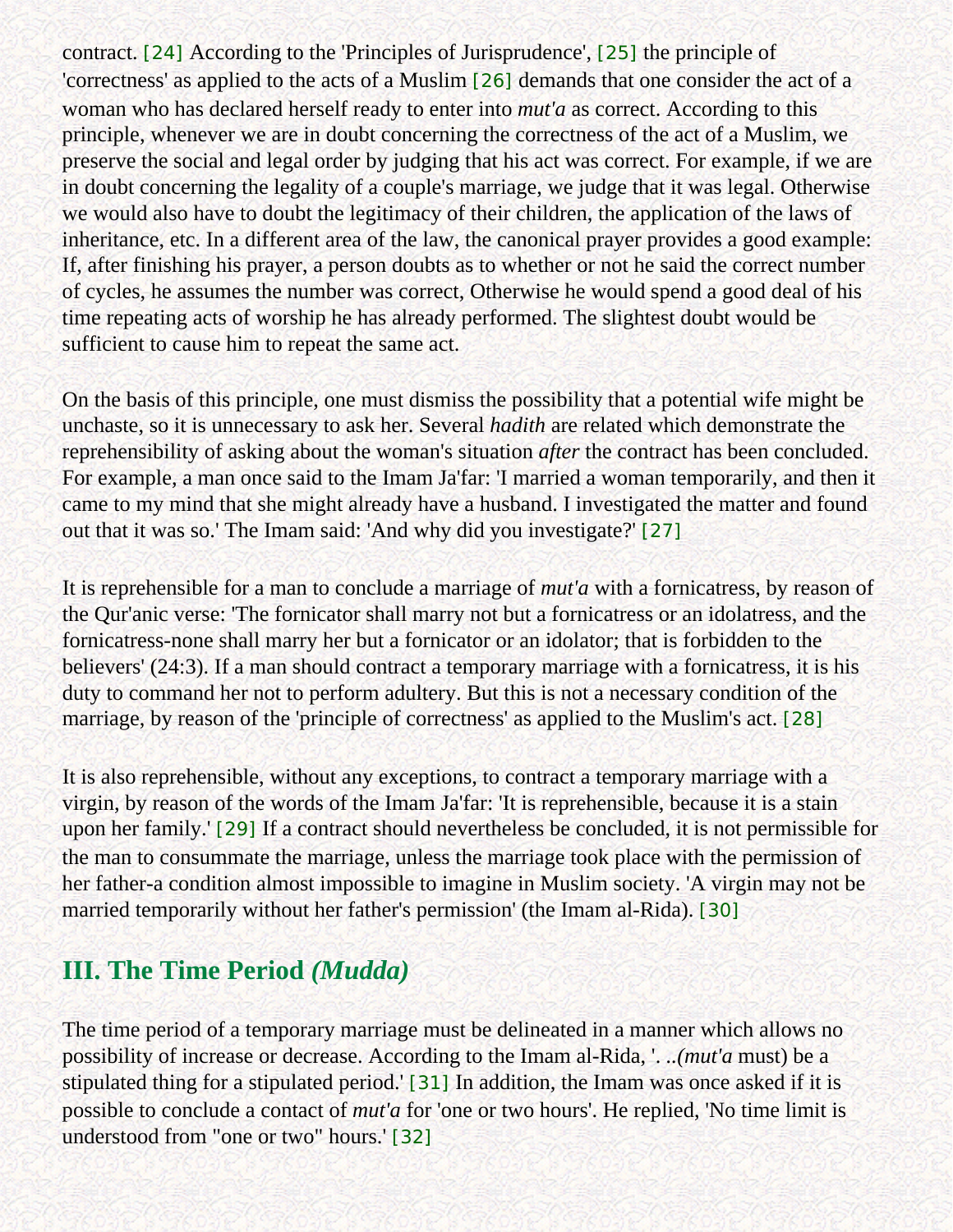contract. [24] According to the 'Principles of Jurisprudence', [25] the principle of 'correctness' as applied to the acts of a Muslim [26] demands that one consider the act of a woman who has declared herself ready to enter into *mut'a* as correct. According to this principle, whenever we are in doubt concerning the correctness of the act of a Muslim, we preserve the social and legal order by judging that his act was correct. For example, if we are in doubt concerning the legality of a couple's marriage, we judge that it was legal. Otherwise we would also have to doubt the legitimacy of their children, the application of the laws of inheritance, etc. In a different area of the law, the canonical prayer provides a good example: If, after finishing his prayer, a person doubts as to whether or not he said the correct number of cycles, he assumes the number was correct, Otherwise he would spend a good deal of his time repeating acts of worship he has already performed. The slightest doubt would be sufficient to cause him to repeat the same act.

On the basis of this principle, one must dismiss the possibility that a potential wife might be unchaste, so it is unnecessary to ask her. Several *hadith* are related which demonstrate the reprehensibility of asking about the woman's situation *after* the contract has been concluded. For example, a man once said to the Imam Ja'far: 'I married a woman temporarily, and then it came to my mind that she might already have a husband. I investigated the matter and found out that it was so.' The Imam said: 'And why did you investigate?' [27]

It is reprehensible for a man to conclude a marriage of *mut'a* with a fornicatress, by reason of the Qur'anic verse: 'The fornicator shall marry not but a fornicatress or an idolatress, and the fornicatress-none shall marry her but a fornicator or an idolator; that is forbidden to the believers' (24:3). If a man should contract a temporary marriage with a fornicatress, it is his duty to command her not to perform adultery. But this is not a necessary condition of the marriage, by reason of the 'principle of correctness' as applied to the Muslim's act. [28]

It is also reprehensible, without any exceptions, to contract a temporary marriage with a virgin, by reason of the words of the Imam Ja'far: 'It is reprehensible, because it is a stain upon her family.' [29] If a contract should nevertheless be concluded, it is not permissible for the man to consummate the marriage, unless the marriage took place with the permission of her father-a condition almost impossible to imagine in Muslim society. 'A virgin may not be married temporarily without her father's permission' (the Imam al-Rida). [30]

## III. The Time Period *(Mudda)*

The time period of a temporary marriage must be delineated in a manner which allows no possibility of increase or decrease. According to the Imam al-Rida, '. ..*(mut'a* must) be a stipulated thing for a stipulated period.' [31] In addition, the Imam was once asked if it is possible to conclude a contact of *mut'a* for 'one or two hours'. He replied, 'No time limit is understood from "one or two" hours.' [32]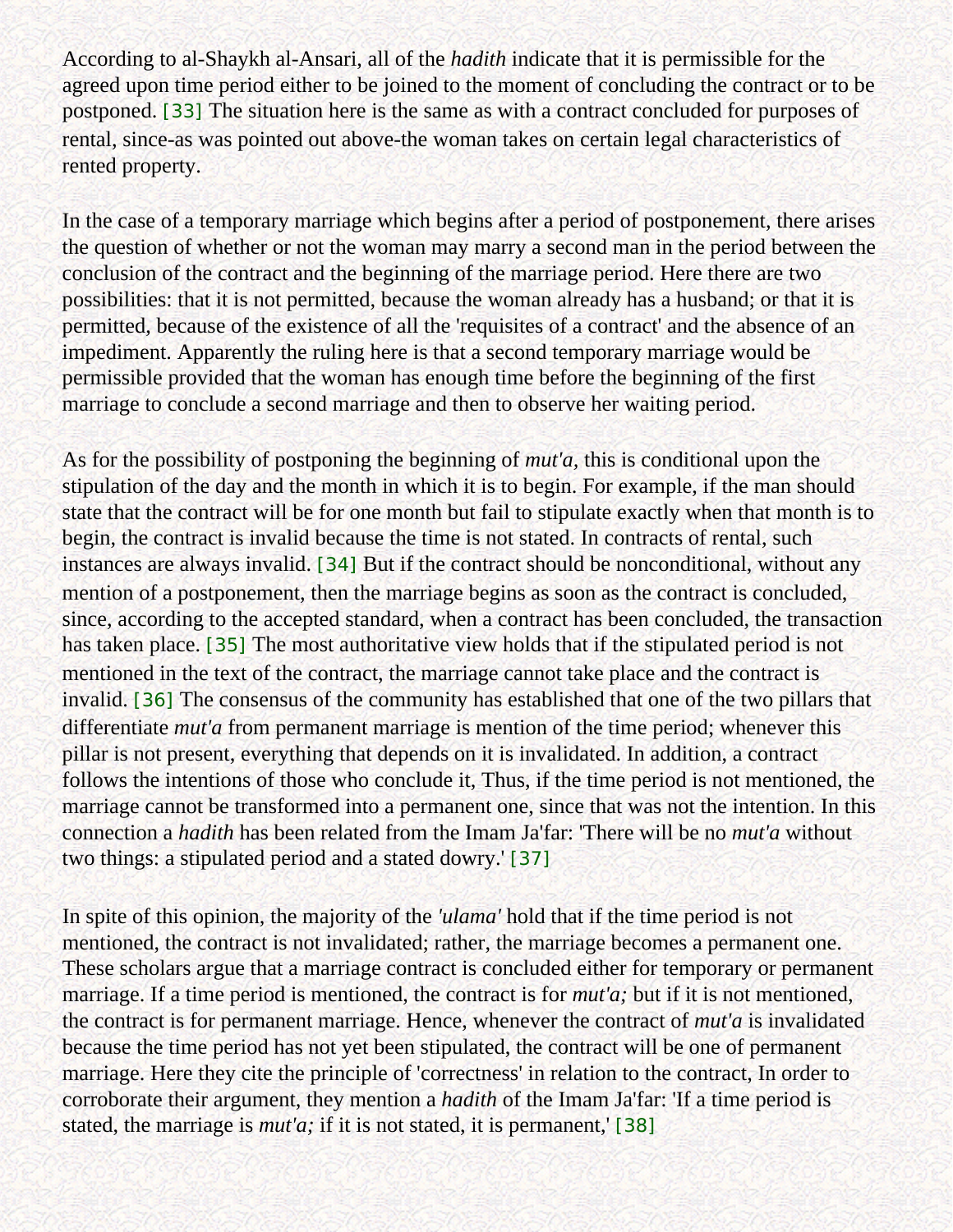According to al-Shaykh al-Ansari, all of the *hadith* indicate that it is permissible for the agreed upon time period either to be joined to the moment of concluding the contract or to be postponed. [33] The situation here is the same as with a contract concluded for purposes of rental, since-as was pointed out above-the woman takes on certain legal characteristics of rented property.

In the case of a temporary marriage which begins after a period of postponement, there arises the question of whether or not the woman may marry a second man in the period between the conclusion of the contract and the beginning of the marriage period. Here there are two possibilities: that it is not permitted, because the woman already has a husband; or that it is permitted, because of the existence of all the 'requisites of a contract' and the absence of an impediment. Apparently the ruling here is that a second temporary marriage would be permissible provided that the woman has enough time before the beginning of the first marriage to conclude a second marriage and then to observe her waiting period.

As for the possibility of postponing the beginning of *mut'a*, this is conditional upon the stipulation of the day and the month in which it is to begin. For example, if the man should state that the contract will be for one month but fail to stipulate exactly when that month is to begin, the contract is invalid because the time is not stated. In contracts of rental, such instances are always invalid. [34] But if the contract should be nonconditional, without any mention of a postponement, then the marriage begins as soon as the contract is concluded, since, according to the accepted standard, when a contract has been concluded, the transaction has taken place. [35] The most authoritative view holds that if the stipulated period is not mentioned in the text of the contract, the marriage cannot take place and the contract is invalid. [36] The consensus of the community has established that one of the two pillars that differentiate *mut'a* from permanent marriage is mention of the time period; whenever this pillar is not present, everything that depends on it is invalidated. In addition, a contract follows the intentions of those who conclude it, Thus, if the time period is not mentioned, the marriage cannot be transformed into a permanent one, since that was not the intention. In this connection a *hadith* has been related from the Imam Ja'far: 'There will be no *mut'a* without two things: a stipulated period and a stated dowry.' [37]

In spite of this opinion, the majority of the *'ulama'* hold that if the time period is not mentioned, the contract is not invalidated; rather, the marriage becomes a permanent one. These scholars argue that a marriage contract is concluded either for temporary or permanent marriage. If a time period is mentioned, the contract is for *mut'a;* but if it is not mentioned, the contract is for permanent marriage. Hence, whenever the contract of *mut'a* is invalidated because the time period has not yet been stipulated, the contract will be one of permanent marriage. Here they cite the principle of 'correctness' in relation to the contract, In order to corroborate their argument, they mention a *hadith* of the Imam Ja'far: 'If a time period is stated, the marriage is *mut'a;* if it is not stated, it is permanent,' [38]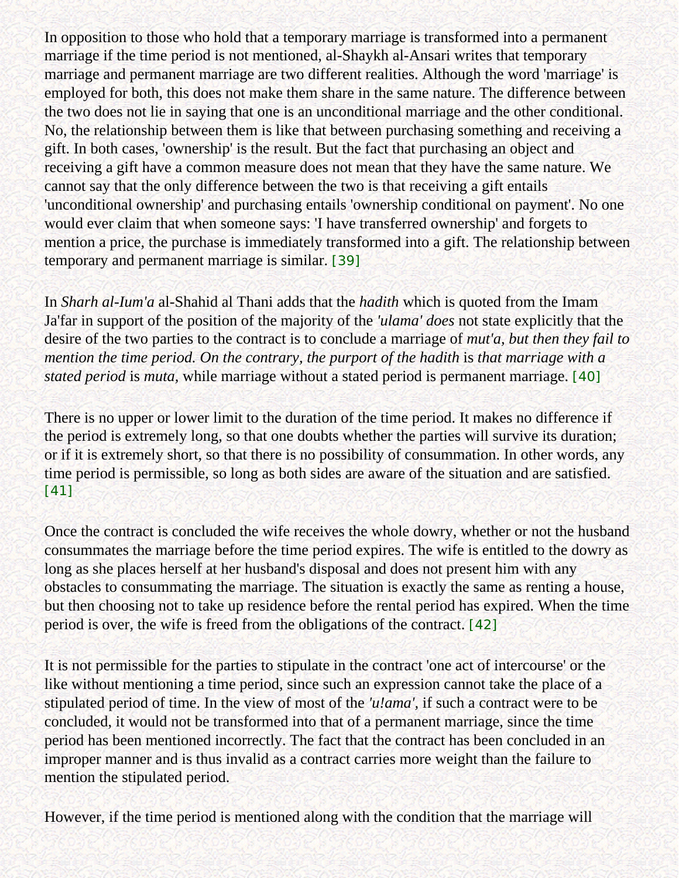In opposition to those who hold that a temporary marriage is transformed into a permanent marriage if the time period is not mentioned, al-Shaykh al-Ansari writes that temporary marriage and permanent marriage are two different realities. Although the word 'marriage' is employed for both, this does not make them share in the same nature. The difference between the two does not lie in saying that one is an unconditional marriage and the other conditional. No, the relationship between them is like that between purchasing something and receiving a gift. In both cases, 'ownership' is the result. But the fact that purchasing an object and receiving a gift have a common measure does not mean that they have the same nature. We cannot say that the only difference between the two is that receiving a gift entails 'unconditional ownership' and purchasing entails 'ownership conditional on payment'. No one would ever claim that when someone says: 'I have transferred ownership' and forgets to mention a price, the purchase is immediately transformed into a gift. The relationship between temporary and permanent marriage is similar. [39]

In *Sharh al-Ium'a* al-Shahid al Thani adds that the *hadith* which is quoted from the Imam Ja'far in support of the position of the majority of the *'ulama' does* not state explicitly that the desire of the two parties to the contract is to conclude a marriage of *mut'a, but then they fail to mention the time period. On the contrary, the purport of the hadith* is *that marriage with a stated period* is *muta,* while marriage without a stated period is permanent marriage. [40]

There is no upper or lower limit to the duration of the time period. It makes no difference if the period is extremely long, so that one doubts whether the parties will survive its duration; or if it is extremely short, so that there is no possibility of consummation. In other words, any time period is permissible, so long as both sides are aware of the situation and are satisfied. [41]

Once the contract is concluded the wife receives the whole dowry, whether or not the husband consummates the marriage before the time period expires. The wife is entitled to the dowry as long as she places herself at her husband's disposal and does not present him with any obstacles to consummating the marriage. The situation is exactly the same as renting a house, but then choosing not to take up residence before the rental period has expired. When the time period is over, the wife is freed from the obligations of the contract. [42]

It is not permissible for the parties to stipulate in the contract 'one act of intercourse' or the like without mentioning a time period, since such an expression cannot take the place of a stipulated period of time. In the view of most of the *'u!ama',* if such a contract were to be concluded, it would not be transformed into that of a permanent marriage, since the time period has been mentioned incorrectly. The fact that the contract has been concluded in an improper manner and is thus invalid as a contract carries more weight than the failure to mention the stipulated period.

However, if the time period is mentioned along with the condition that the marriage will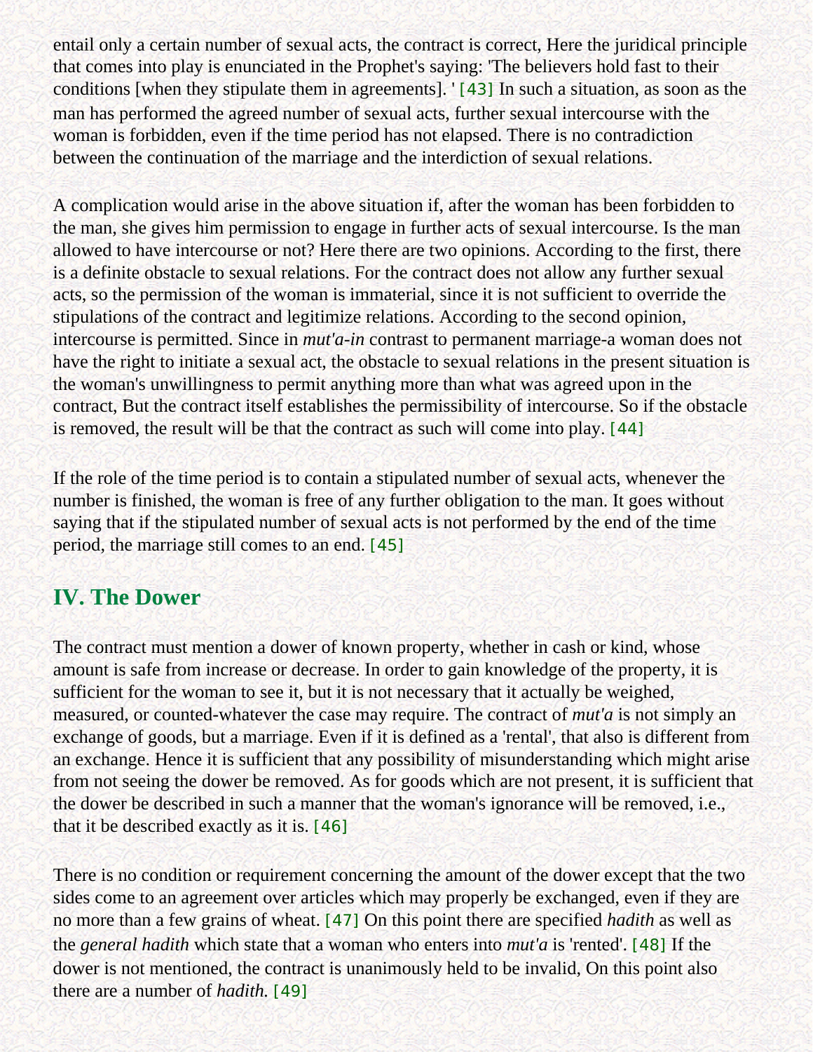entail only a certain number of sexual acts, the contract is correct, Here the juridical principle that comes into play is enunciated in the Prophet's saying: 'The believers hold fast to their conditions [when they stipulate them in agreements]. ' [43] In such a situation, as soon as the man has performed the agreed number of sexual acts, further sexual intercourse with the woman is forbidden, even if the time period has not elapsed. There is no contradiction between the continuation of the marriage and the interdiction of sexual relations.

A complication would arise in the above situation if, after the woman has been forbidden to the man, she gives him permission to engage in further acts of sexual intercourse. Is the man allowed to have intercourse or not? Here there are two opinions. According to the first, there is a definite obstacle to sexual relations. For the contract does not allow any further sexual acts, so the permission of the woman is immaterial, since it is not sufficient to override the stipulations of the contract and legitimize relations. According to the second opinion, intercourse is permitted. Since in *mut'a-in* contrast to permanent marriage-a woman does not have the right to initiate a sexual act, the obstacle to sexual relations in the present situation is the woman's unwillingness to permit anything more than what was agreed upon in the contract, But the contract itself establishes the permissibility of intercourse. So if the obstacle is removed, the result will be that the contract as such will come into play. [44]

If the role of the time period is to contain a stipulated number of sexual acts, whenever the number is finished, the woman is free of any further obligation to the man. It goes without saying that if the stipulated number of sexual acts is not performed by the end of the time period, the marriage still comes to an end. [45]

## IV. The Dower

The contract must mention a dower of known property, whether in cash or kind, whose amount is safe from increase or decrease. In order to gain knowledge of the property, it is sufficient for the woman to see it, but it is not necessary that it actually be weighed, measured, or counted-whatever the case may require. The contract of *mut'a* is not simply an exchange of goods, but a marriage. Even if it is defined as a 'rental', that also is different from an exchange. Hence it is sufficient that any possibility of misunderstanding which might arise from not seeing the dower be removed. As for goods which are not present, it is sufficient that the dower be described in such a manner that the woman's ignorance will be removed, i.e., that it be described exactly as it is. [46]

There is no condition or requirement concerning the amount of the dower except that the two sides come to an agreement over articles which may properly be exchanged, even if they are no more than a few grains of wheat. [47] On this point there are specified *hadith* as well as the *general hadith* which state that a woman who enters into *mut'a* is 'rented'. [48] If the dower is not mentioned, the contract is unanimously held to be invalid, On this point also there are a number of *hadith.* [49]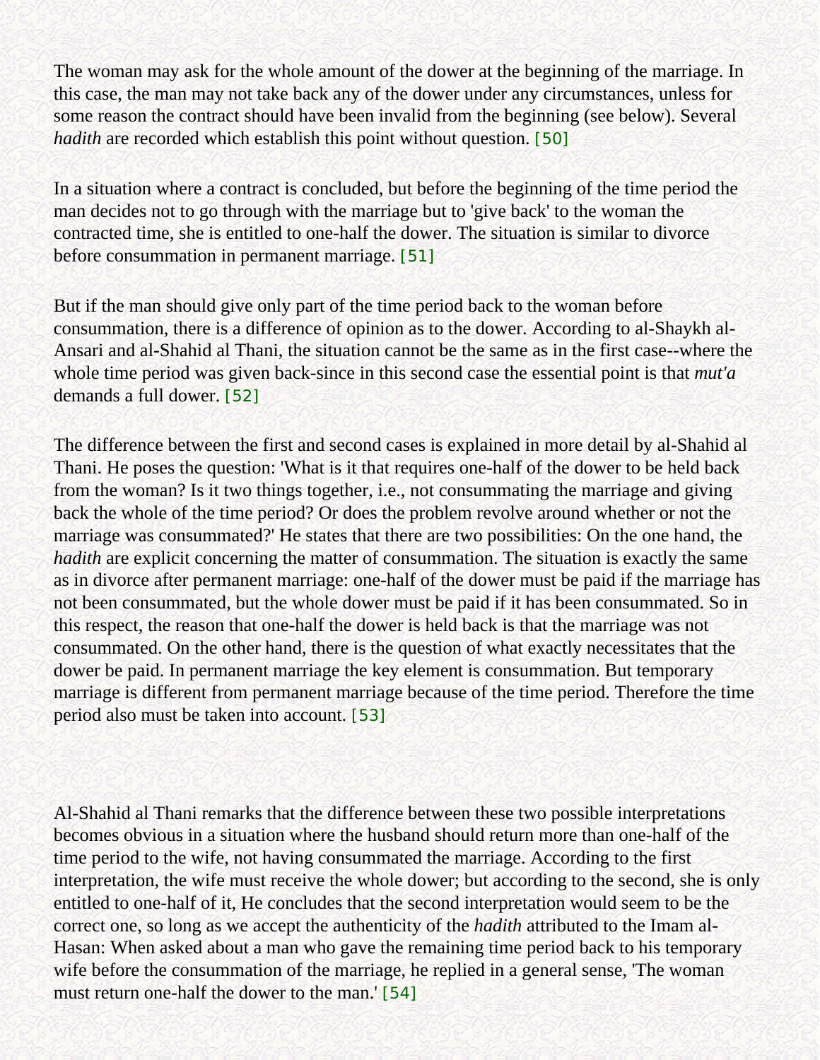The woman may ask for the whole amount of the dower at the beginning of the marriage. In this case, the man may not take back any of the dower under any circumstances, unless for some reason the contract should have been invalid from the beginning (see below). Several *hadith* are recorded which establish this point without question. [50]

In a situation where a contract is concluded, but before the beginning of the time period the man decides not to go through with the marriage but to 'give back' to the woman the contracted time, she is entitled to one-half the dower. The situation is similar to divorce before consummation in permanent marriage. [51]

But if the man should give only part of the time period back to the woman before consummation, there is a difference of opinion as to the dower. According to al-Shaykh al-Ansari and al-Shahid al Thani, the situation cannot be the same as in the first case--where the whole time period was given back-since in this second case the essential point is that *mut'a* demands a full dower. [52]

The difference between the first and second cases is explained in more detail by al-Shahid al Thani. He poses the question: 'What is it that requires one-half of the dower to be held back from the woman? Is it two things together, i.e., not consummating the marriage and giving back the whole of the time period? Or does the problem revolve around whether or not the marriage was consummated?' He states that there are two possibilities: On the one hand, the *hadith* are explicit concerning the matter of consummation. The situation is exactly the same as in divorce after permanent marriage: one-half of the dower must be paid if the marriage has not been consummated, but the whole dower must be paid if it has been consummated. So in this respect, the reason that one-half the dower is held back is that the marriage was not consummated. On the other hand, there is the question of what exactly necessitates that the dower be paid. In permanent marriage the key element is consummation. But temporary marriage is different from permanent marriage because of the time period. Therefore the time period also must be taken into account. [53]

Al-Shahid al Thani remarks that the difference between these two possible interpretations becomes obvious in a situation where the husband should return more than one-half of the time period to the wife, not having consummated the marriage. According to the first interpretation, the wife must receive the whole dower; but according to the second, she is only entitled to one-half of it, He concludes that the second interpretation would seem to be the correct one, so long as we accept the authenticity of the *hadith* attributed to the Imam al-Hasan: When asked about a man who gave the remaining time period back to his temporary wife before the consummation of the marriage, he replied in a general sense, 'The woman must return one-half the dower to the man.' [54]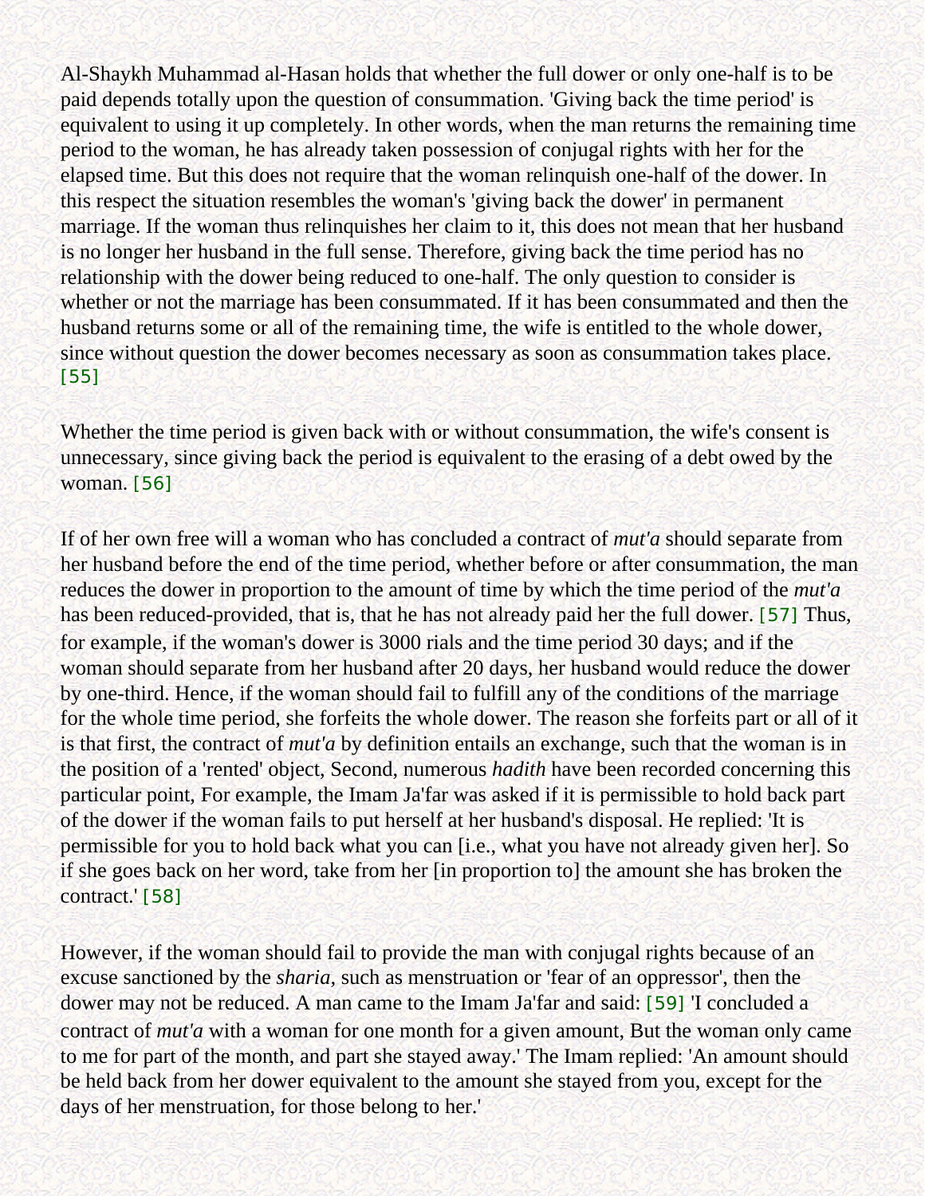Al-Shaykh Muhammad al-Hasan holds that whether the full dower or only one-half is to be paid depends totally upon the question of consummation. 'Giving back the time period' is equivalent to using it up completely. In other words, when the man returns the remaining time period to the woman, he has already taken possession of conjugal rights with her for the elapsed time. But this does not require that the woman relinquish one-half of the dower. In this respect the situation resembles the woman's 'giving back the dower' in permanent marriage. If the woman thus relinquishes her claim to it, this does not mean that her husband is no longer her husband in the full sense. Therefore, giving back the time period has no relationship with the dower being reduced to one-half. The only question to consider is whether or not the marriage has been consummated. If it has been consummated and then the husband returns some or all of the remaining time, the wife is entitled to the whole dower, since without question the dower becomes necessary as soon as consummation takes place. [55]

Whether the time period is given back with or without consummation, the wife's consent is unnecessary, since giving back the period is equivalent to the erasing of a debt owed by the woman. [56]

If of her own free will a woman who has concluded a contract of *mut'a* should separate from her husband before the end of the time period, whether before or after consummation, the man reduces the dower in proportion to the amount of time by which the time period of the *mut'a* has been reduced-provided, that is, that he has not already paid her the full dower. [57] Thus, for example, if the woman's dower is 3000 rials and the time period 30 days; and if the woman should separate from her husband after 20 days, her husband would reduce the dower by one-third. Hence, if the woman should fail to fulfill any of the conditions of the marriage for the whole time period, she forfeits the whole dower. The reason she forfeits part or all of it is that first, the contract of *mut'a* by definition entails an exchange, such that the woman is in the position of a 'rented' object, Second, numerous *hadith* have been recorded concerning this particular point, For example, the Imam Ja'far was asked if it is permissible to hold back part of the dower if the woman fails to put herself at her husband's disposal. He replied: 'It is permissible for you to hold back what you can [i.e., what you have not already given her]. So if she goes back on her word, take from her [in proportion to] the amount she has broken the contract.' [58]

However, if the woman should fail to provide the man with conjugal rights because of an excuse sanctioned by the *sharia*, such as menstruation or 'fear of an oppressor', then the dower may not be reduced. A man came to the Imam Ja'far and said: [59] 'I concluded a contract of *mut'a* with a woman for one month for a given amount, But the woman only came to me for part of the month, and part she stayed away.' The Imam replied: 'An amount should be held back from her dower equivalent to the amount she stayed from you, except for the days of her menstruation, for those belong to her.'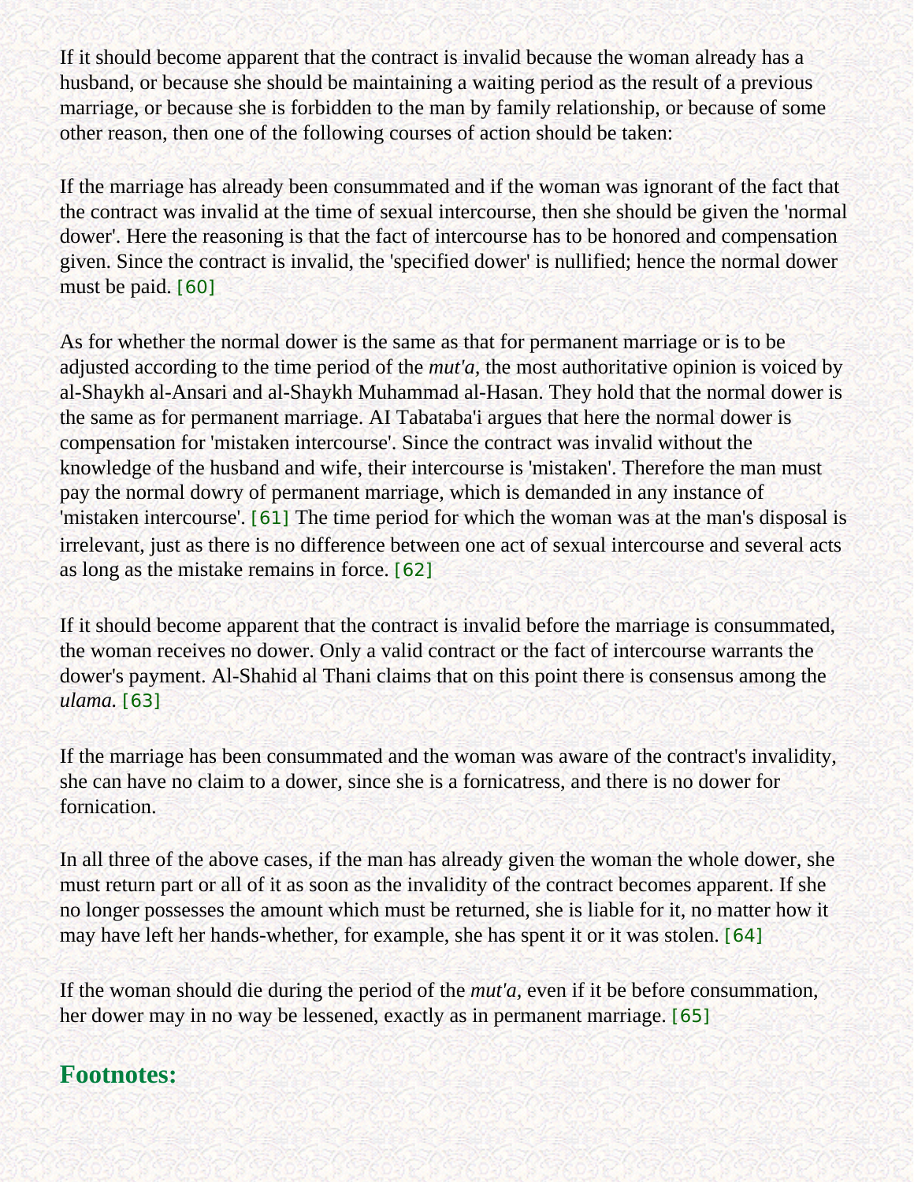If it should become apparent that the contract is invalid because the woman already has a husband, or because she should be maintaining a waiting period as the result of a previous marriage, or because she is forbidden to the man by family relationship, or because of some other reason, then one of the following courses of action should be taken:

If the marriage has already been consummated and if the woman was ignorant of the fact that the contract was invalid at the time of sexual intercourse, then she should be given the 'normal dower'. Here the reasoning is that the fact of intercourse has to be honored and compensation given. Since the contract is invalid, the 'specified dower' is nullified; hence the normal dower must be paid. [60]

As for whether the normal dower is the same as that for permanent marriage or is to be adjusted according to the time period of the *mut'a,* the most authoritative opinion is voiced by al-Shaykh al-Ansari and al-Shaykh Muhammad al-Hasan. They hold that the normal dower is the same as for permanent marriage. AI Tabataba'i argues that here the normal dower is compensation for 'mistaken intercourse'. Since the contract was invalid without the knowledge of the husband and wife, their intercourse is 'mistaken'. Therefore the man must pay the normal dowry of permanent marriage, which is demanded in any instance of 'mistaken intercourse'. [61] The time period for which the woman was at the man's disposal is irrelevant, just as there is no difference between one act of sexual intercourse and several acts as long as the mistake remains in force. [62]

If it should become apparent that the contract is invalid before the marriage is consummated, the woman receives no dower. Only a valid contract or the fact of intercourse warrants the dower's payment. Al-Shahid al Thani claims that on this point there is consensus among the *ulama.* [63]

If the marriage has been consummated and the woman was aware of the contract's invalidity, she can have no claim to a dower, since she is a fornicatress, and there is no dower for fornication.

In all three of the above cases, if the man has already given the woman the whole dower, she must return part or all of it as soon as the invalidity of the contract becomes apparent. If she no longer possesses the amount which must be returned, she is liable for it, no matter how it may have left her hands-whether, for example, she has spent it or it was stolen. [64]

If the woman should die during the period of the *mut'a,* even if it be before consummation, her dower may in no way be lessened, exactly as in permanent marriage. [65]

## Footnotes: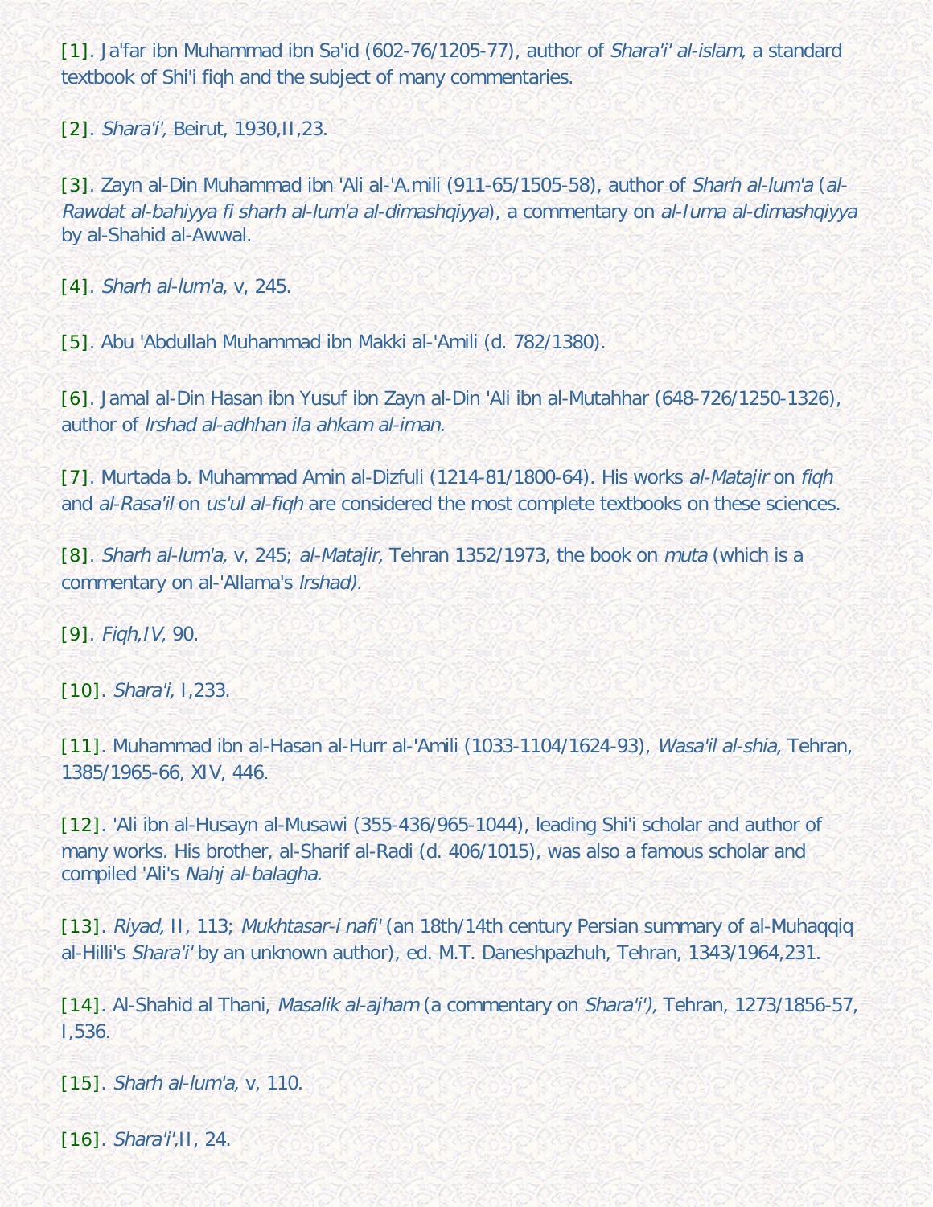[1]. Ja'far ibn Muhammad ibn Sa'id (602-76/1205-77), author of *Shara'i' al-islam,* a standard textbook of Shi'i fiqh and the subject of many commentaries.

[2]. *Shara'i',* Beirut, 1930,II,23.

[3]. Zayn al-Din Muhammad ibn 'Ali al-'A.mili (911-65/1505-58), author of *Sharh al-lum'a* (*al-Rawdat al-bahiyya fi sharh al-lum'a al-dimashqiyya*), a commentary on *al-Iuma al-dimashqiyya* by al-Shahid al-Awwal.

[4]. *Sharh al-lum'a,* v, 245.

[5]. Abu 'Abdullah Muhammad ibn Makki al-'Amili (d. 782/1380).

[6]. Jamal al-Din Hasan ibn Yusuf ibn Zayn al-Din 'Ali ibn al-Mutahhar (648-726/1250-1326), author of *Irshad al-adhhan ila ahkam al-iman.*

[7]. Murtada b. Muhammad Amin al-Dizfuli (1214-81/1800-64). His works *al-Matajir* on *fiqh* and *al-Rasa'il* on *us'ul al-fiqh* are considered the most complete textbooks on these sciences.

[8]. *Sharh al-lum'a,* v, 245; *al-Matajir,* Tehran 1352/1973, the book on *muta* (which is a commentary on al-'Allama's *Irshad).*

[9]. *Fiqh,IV,* 90.

[10]. *Shara'i,* I,233.

[11]. Muhammad ibn al-Hasan al-Hurr al-'Amili (1033-1104/1624-93), *Wasa'il al-shia,* Tehran, 1385/1965-66, XIV, 446.

[12]. 'Ali ibn al-Husayn al-Musawi (355-436/965-1044), leading Shi'i scholar and author of many works. His brother, al-Sharif al-Radi (d. 406/1015), was also a famous scholar and compiled 'Ali's *Nahj al-balagha.*

[13]. *Riyad,* II, 113; *Mukhtasar-i nafi'* (an 18th/14th century Persian summary of al-Muhaqqiq al-Hilli's *Shara'i'* by an unknown author), ed. M.T. Daneshpazhuh, Tehran, 1343/1964,231.

[14]. Al-Shahid al Thani, *Masalik al-ajham* (a commentary on *Shara'i'),* Tehran, 1273/1856-57, I,536.

[15]. *Sharh al-lum'a,* v, 110.

[16]. *Shara'i',*II, 24.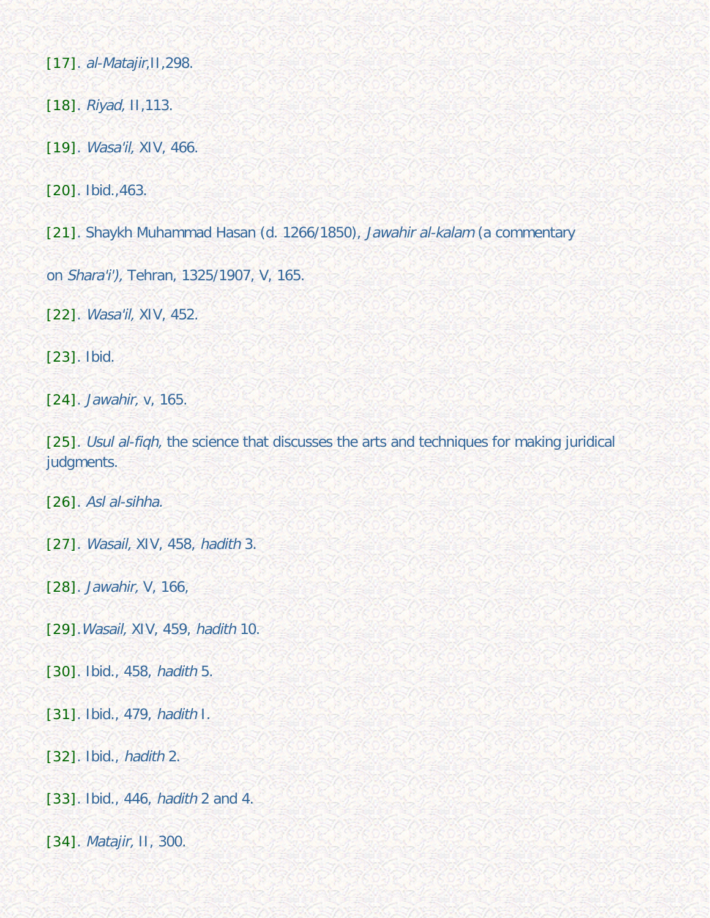[17]. *al-Matajir,*II,298.

[18]. *Riyad,* II,113.

[19]. *Wasa'il,* XIV, 466.

[20]. Ibid.,463.

[21]. Shaykh Muhammad Hasan (d. 1266/1850), *Jawahir al-kalam* (a commentary

on *Shara'i'),* Tehran, 1325/1907, V, 165.

[22]. *Wasa'il,* XIV, 452.

[23]. Ibid.

[24]. *Jawahir,* v, 165.

[25]. *Usul al-fiqh,* the science that discusses the arts and techniques for making juridical judgments.

[26]. *Asl al-sihha.*

[27]. *Wasail,* XIV, 458, *hadith* 3.

[28]. *Jawahir,* V, 166,

[29].*Wasail,* XIV, 459, *hadith* 10.

[30]. Ibid., 458, *hadith* 5.

[31]. Ibid., 479, *hadith* I.

[32]. Ibid., *hadith* 2.

[33]. Ibid., 446, *hadith* 2 and 4.

[34]. *Matajir,* II, 300.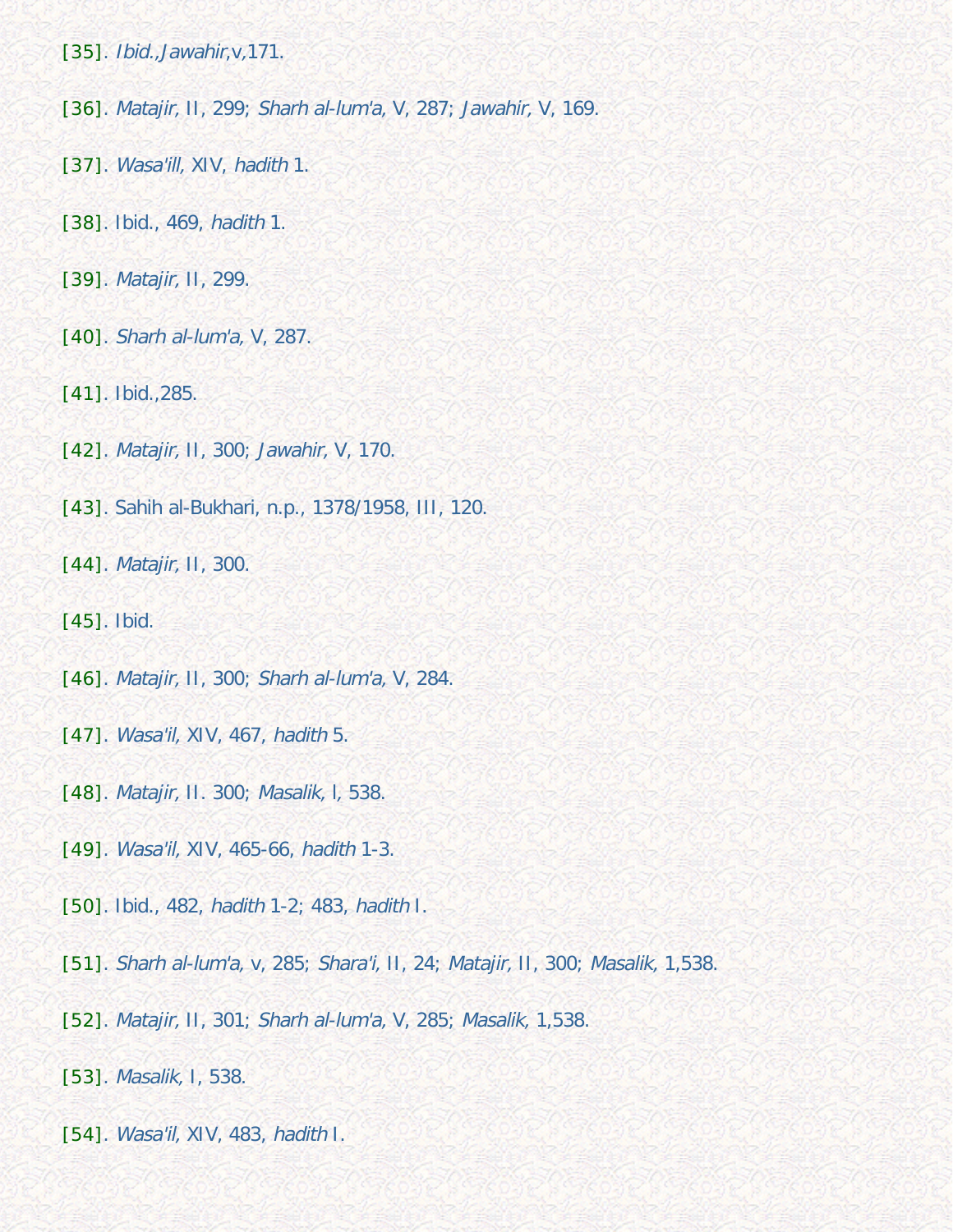[35]. *Ibid.,Jawahir,*v,171.

[36]. *Matajir,* II, 299; *Sharh al-lum'a,* V, 287; *Jawahir,* V, 169.

[37]. *Wasa'ill,* XIV, *hadith* 1.

[38]. Ibid., 469, *hadith* 1.

[39]. *Matajir,* II, 299.

[40]. *Sharh al-lum'a,* V, 287.

[41]. Ibid.,285.

[42]. *Matajir,* II, 300; *Jawahir,* V, 170.

[43]. Sahih al-Bukhari, n.p., 1378/1958, III, 120.

[44]. *Matajir,* II, 300.

[45]. Ibid.

[46]. *Matajir,* II, 300; *Sharh al-lum'a,* V, 284.

[47]. *Wasa'il,* XIV, 467, *hadith* 5.

[48]. *Matajir,* II. 300; *Masalik,* I, 538.

[49]. *Wasa'il,* XIV, 465-66, *hadith* 1-3.

[50]. Ibid., 482, *hadith* 1-2; 483, *hadith* I.

[51]. *Sharh al-lum'a,* v, 285; *Shara'i,* II, 24; *Matajir,* II, 300; *Masalik,* 1,538.

[52]. *Matajir,* II, 301; *Sharh al-lum'a,* V, 285; *Masalik,* 1,538.

[53]. *Masalik,* I, 538.

[54]. *Wasa'il,* XIV, 483, *hadith* I.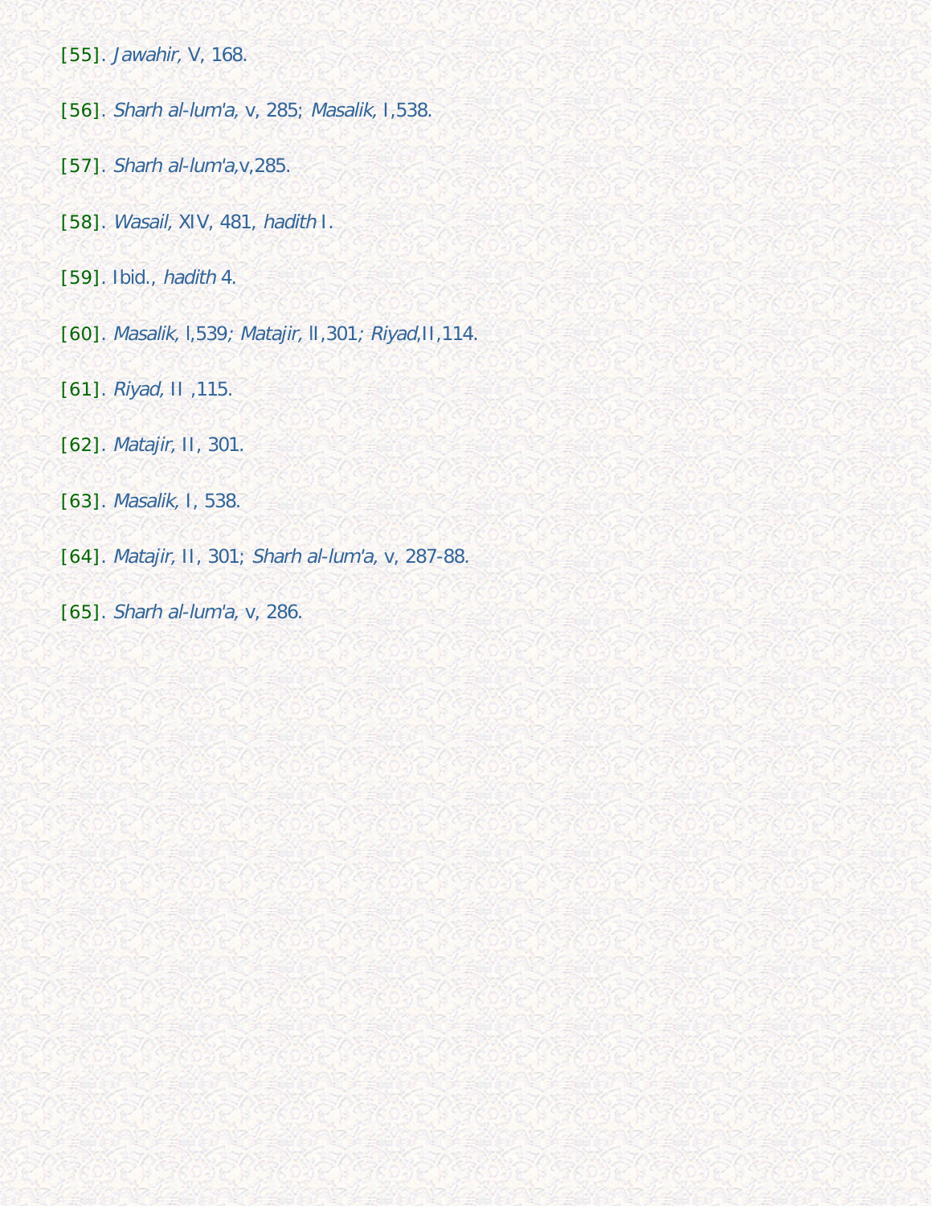[55]. *Jawahir,* V, 168.

[56]. *Sharh al-lum'a,* v, 285; *Masalik,* I,538.

[57]. *Sharh al-lum'a,*v,285.

[58]. *Wasail,* XIV, 481, *hadith* l.

[59]. Ibid., *hadith* 4.

[60]. *Masalik,* l,539; *Matajir,* ll,301; *Riyad,*II,114.

[61]. *Riyad,* II ,115.

[62]. *Matajir,* II, 301.

[63]. *Masalik,* I, 538.

[64]. *Matajir,* II, 301; *Sharh al-lum'a,* v, 287-88.

[65]. *Sharh al-lum'a,* v, 286.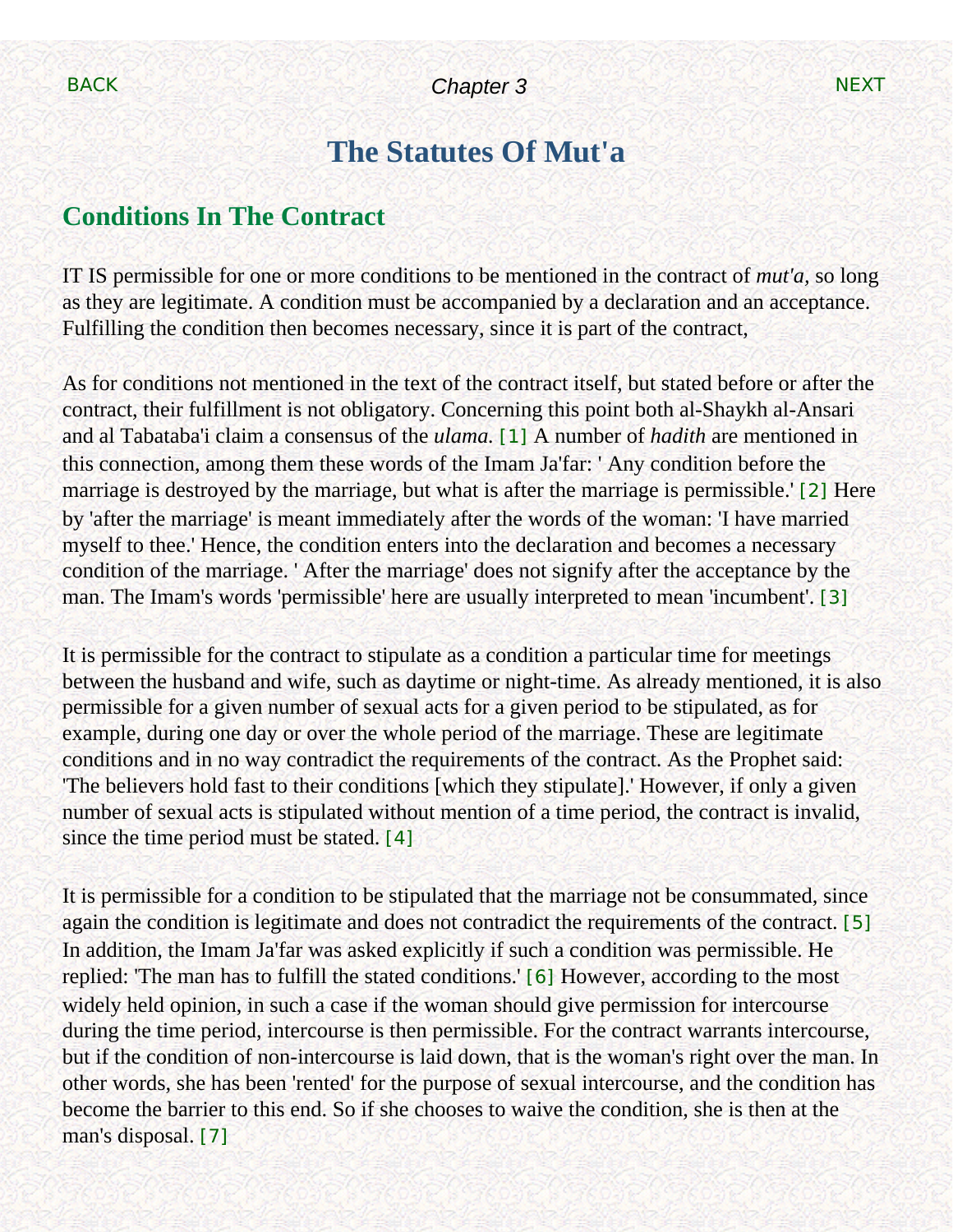# The Statutes Of Mut'a

## Conditions In The Contract

IT IS permissible for one or more conditions to be mentioned in the contract of *mut'a*, so long as they are legitimate. A condition must be accompanied by a declaration and an acceptance. Fulfilling the condition then becomes necessary, since it is part of the contract,

As for conditions not mentioned in the text of the contract itself, but stated before or after the contract, their fulfillment is not obligatory. Concerning this point both al-Shaykh al-Ansari and al Tabataba'i claim a consensus of the *ulama*. [1] A number of *hadith* are mentioned in this connection, among them these words of the Imam Ja'far: ' Any condition before the marriage is destroyed by the marriage, but what is after the marriage is permissible.' [2] Here by 'after the marriage' is meant immediately after the words of the woman: 'I have married myself to thee.' Hence, the condition enters into the declaration and becomes a necessary condition of the marriage. ' After the marriage' does not signify after the acceptance by the man. The Imam's words 'permissible' here are usually interpreted to mean 'incumbent'. [3]

It is permissible for the contract to stipulate as a condition a particular time for meetings between the husband and wife, such as daytime or night-time. As already mentioned, it is also permissible for a given number of sexual acts for a given period to be stipulated, as for example, during one day or over the whole period of the marriage. These are legitimate conditions and in no way contradict the requirements of the contract. As the Prophet said: 'The believers hold fast to their conditions [which they stipulate].' However, if only a given number of sexual acts is stipulated without mention of a time period, the contract is invalid, since the time period must be stated. [4]

It is permissible for a condition to be stipulated that the marriage not be consummated, since again the condition is legitimate and does not contradict the requirements of the contract. [5] In addition, the Imam Ja'far was asked explicitly if such a condition was permissible. He replied: 'The man has to fulfill the stated conditions.' [6] However, according to the most widely held opinion, in such a case if the woman should give permission for intercourse during the time period, intercourse is then permissible. For the contract warrants intercourse, but if the condition of non-intercourse is laid down, that is the woman's right over the man. In other words, she has been 'rented' for the purpose of sexual intercourse, and the condition has become the barrier to this end. So if she chooses to waive the condition, she is then at the man's disposal. [7]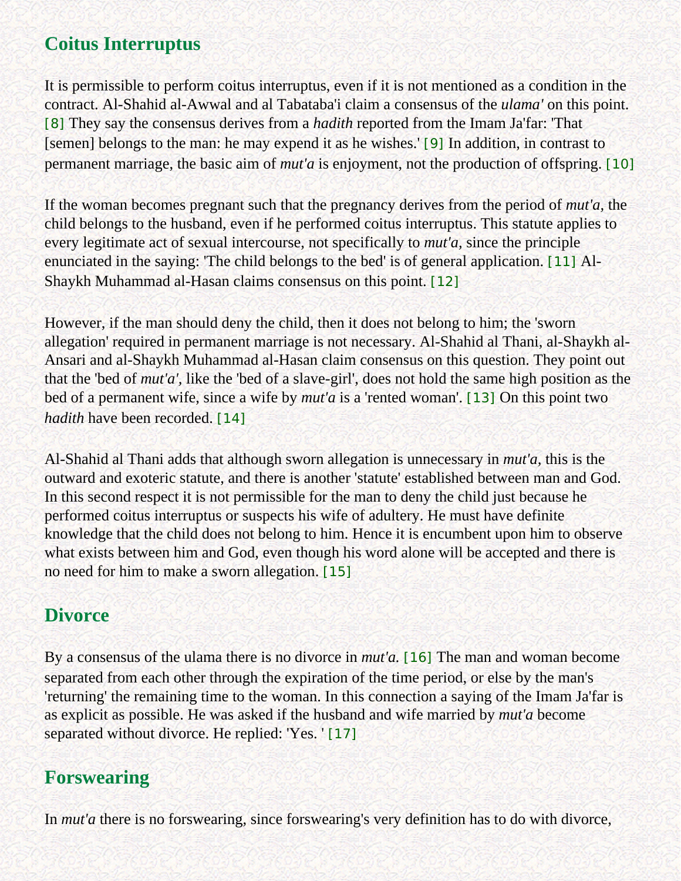## Coitus Interruptus

It is permissible to perform coitus interruptus, even if it is not mentioned as a condition in the contract. Al-Shahid al-Awwal and al Tabataba'i claim a consensus of the *ulama'* on this point. [8] They say the consensus derives from a *hadith* reported from the Imam Ja'far: 'That [semen] belongs to the man: he may expend it as he wishes.' [9] In addition, in contrast to permanent marriage, the basic aim of *mut'a* is enjoyment, not the production of offspring. [10]

If the woman becomes pregnant such that the pregnancy derives from the period of *mut'a,* the child belongs to the husband, even if he performed coitus interruptus. This statute applies to every legitimate act of sexual intercourse, not specifically to *mut'a,* since the principle enunciated in the saying: 'The child belongs to the bed' is of general application. [11] Al-Shaykh Muhammad al-Hasan claims consensus on this point. [12]

However, if the man should deny the child, then it does not belong to him; the 'sworn allegation' required in permanent marriage is not necessary. Al-Shahid al Thani, al-Shaykh al-Ansari and al-Shaykh Muhammad al-Hasan claim consensus on this question. They point out that the 'bed of *mut'a'*, like the 'bed of a slave-girl', does not hold the same high position as the bed of a permanent wife, since a wife by *mut'a* is a 'rented woman'. [13] On this point two *hadith* have been recorded. [14]

Al-Shahid al Thani adds that although sworn allegation is unnecessary in *mut'a,* this is the outward and exoteric statute, and there is another 'statute' established between man and God. In this second respect it is not permissible for the man to deny the child just because he performed coitus interruptus or suspects his wife of adultery. He must have definite knowledge that the child does not belong to him. Hence it is encumbent upon him to observe what exists between him and God, even though his word alone will be accepted and there is no need for him to make a sworn allegation. [15]

## Divorce

By a consensus of the ulama there is no divorce in *mut'a.* [16] The man and woman become separated from each other through the expiration of the time period, or else by the man's 'returning' the remaining time to the woman. In this connection a saying of the Imam Ja'far is as explicit as possible. He was asked if the husband and wife married by *mut'a* become separated without divorce. He replied: 'Yes. ' [17]

## Forswearing

In *mut'a* there is no forswearing, since forswearing's very definition has to do with divorce,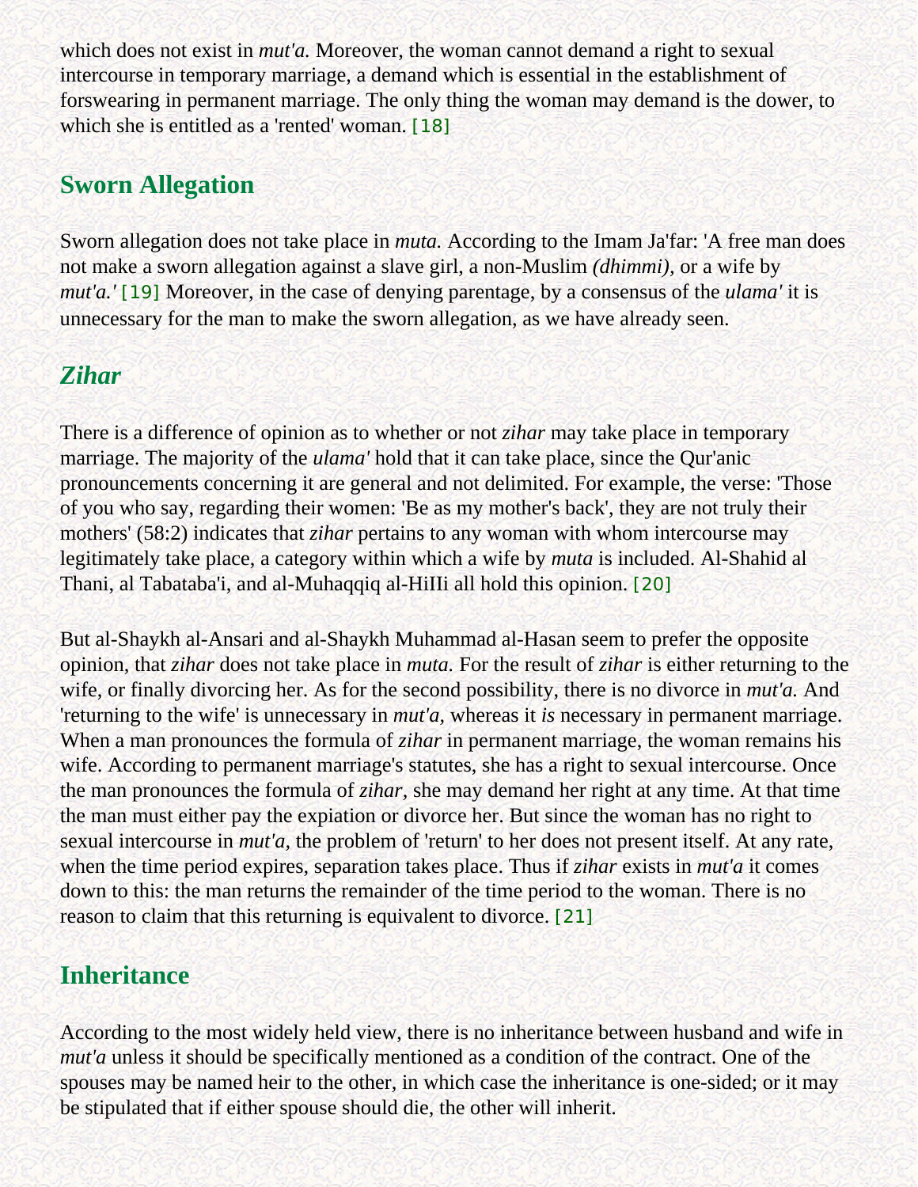which does not exist in *mut'a.* Moreover, the woman cannot demand a right to sexual intercourse in temporary marriage, a demand which is essential in the establishment of forswearing in permanent marriage. The only thing the woman may demand is the dower, to which she is entitled as a 'rented' woman. [18]

## Sworn Allegation

Sworn allegation does not take place in *muta.* According to the Imam Ja'far: 'A free man does not make a sworn allegation against a slave girl, a non-Muslim *(dhimmi),* or a wife by *mut'a.'* [19] Moreover, in the case of denying parentage, by a consensus of the *ulama'* it is unnecessary for the man to make the sworn allegation, as we have already seen.

## *Zihar*

There is a difference of opinion as to whether or not *zihar* may take place in temporary marriage. The majority of the *ulama'* hold that it can take place, since the Qur'anic pronouncements concerning it are general and not delimited. For example, the verse: 'Those of you who say, regarding their women: 'Be as my mother's back', they are not truly their mothers' (58:2) indicates that *zihar* pertains to any woman with whom intercourse may legitimately take place, a category within which a wife by *muta* is included. Al-Shahid al Thani, al Tabataba'i, and al-Muhaqqiq al-HiIIi all hold this opinion. [20]

But al-Shaykh al-Ansari and al-Shaykh Muhammad al-Hasan seem to prefer the opposite opinion, that *zihar* does not take place in *muta.* For the result of *zihar* is either returning to the wife, or finally divorcing her. As for the second possibility, there is no divorce in *mut'a.* And 'returning to the wife' is unnecessary in *mut'a,* whereas it *is* necessary in permanent marriage. When a man pronounces the formula of *zihar* in permanent marriage, the woman remains his wife. According to permanent marriage's statutes, she has a right to sexual intercourse. Once the man pronounces the formula of *zihar*, she may demand her right at any time. At that time the man must either pay the expiation or divorce her. But since the woman has no right to sexual intercourse in *mut'a,* the problem of 'return' to her does not present itself. At any rate, when the time period expires, separation takes place. Thus if *zihar* exists in *mut'a* it comes down to this: the man returns the remainder of the time period to the woman. There is no reason to claim that this returning is equivalent to divorce. [21]

## Inheritance

According to the most widely held view, there is no inheritance between husband and wife in *mut'a* unless it should be specifically mentioned as a condition of the contract. One of the spouses may be named heir to the other, in which case the inheritance is one-sided; or it may be stipulated that if either spouse should die, the other will inherit.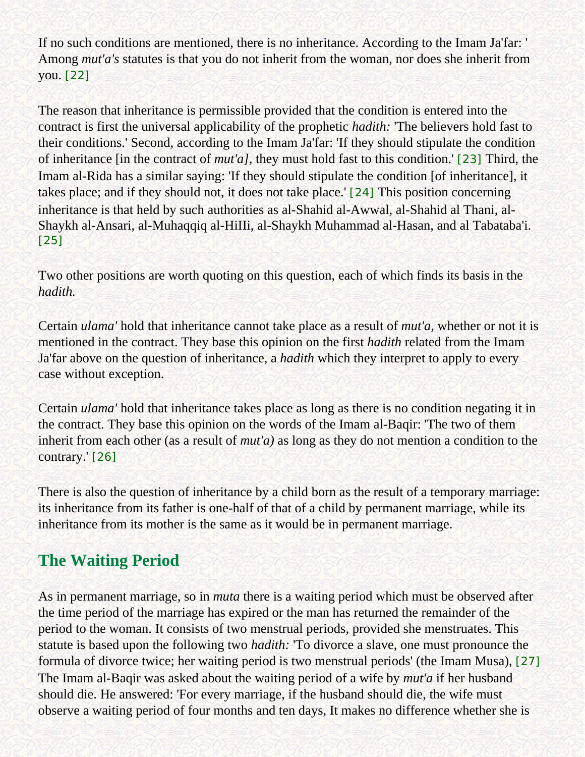If no such conditions are mentioned, there is no inheritance. According to the Imam Ja'far: ' Among *mut'a's* statutes is that you do not inherit from the woman, nor does she inherit from you. [22]

The reason that inheritance is permissible provided that the condition is entered into the contract is first the universal applicability of the prophetic *hadith:* 'The believers hold fast to their conditions.' Second, according to the Imam Ja'far: 'If they should stipulate the condition of inheritance [in the contract of *mut'a],* they must hold fast to this condition.' [23] Third, the Imam al-Rida has a similar saying: 'If they should stipulate the condition [of inheritance], it takes place; and if they should not, it does not take place.' [24] This position concerning inheritance is that held by such authorities as al-Shahid al-Awwal, al-Shahid al Thani, al-Shaykh al-Ansari, al-Muhaqqiq al-HiIIi, al-Shaykh Muhammad al-Hasan, and al Tabataba'i. [25]

Two other positions are worth quoting on this question, each of which finds its basis in the *hadith.*

Certain *ulama'* hold that inheritance cannot take place as a result of *mut'a,* whether or not it is mentioned in the contract. They base this opinion on the first *hadith* related from the Imam Ja'far above on the question of inheritance, a *hadith* which they interpret to apply to every case without exception.

Certain *ulama'* hold that inheritance takes place as long as there is no condition negating it in the contract. They base this opinion on the words of the Imam al-Baqir: 'The two of them inherit from each other (as a result of *mut'a)* as long as they do not mention a condition to the contrary.' [26]

There is also the question of inheritance by a child born as the result of a temporary marriage: its inheritance from its father is one-half of that of a child by permanent marriage, while its inheritance from its mother is the same as it would be in permanent marriage.

## The Waiting Period

As in permanent marriage, so in *muta* there is a waiting period which must be observed after the time period of the marriage has expired or the man has returned the remainder of the period to the woman. It consists of two menstrual periods, provided she menstruates. This statute is based upon the following two *hadith:* 'To divorce a slave, one must pronounce the formula of divorce twice; her waiting period is two menstrual periods' (the Imam Musa), [27] The Imam al-Baqir was asked about the waiting period of a wife by *mut'a* if her husband should die. He answered: 'For every marriage, if the husband should die, the wife must observe a waiting period of four months and ten days, It makes no difference whether she is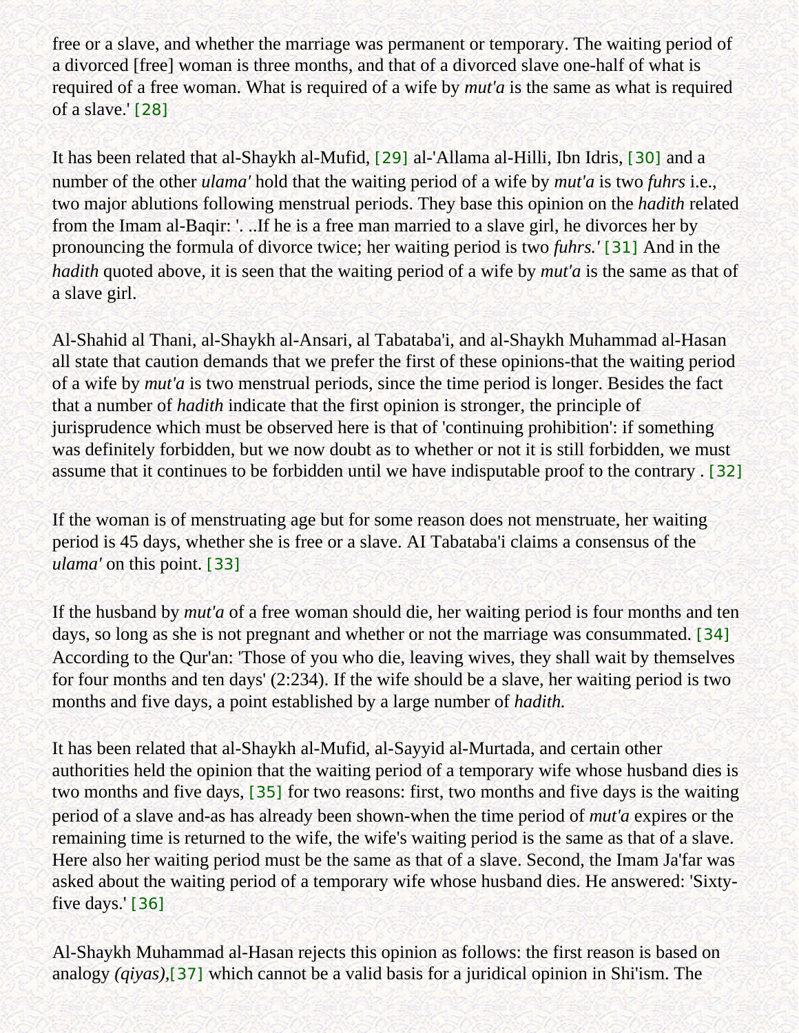free or a slave, and whether the marriage was permanent or temporary. The waiting period of a divorced [free] woman is three months, and that of a divorced slave one-half of what is required of a free woman. What is required of a wife by *mut'a* is the same as what is required of a slave.' [28]

It has been related that al-Shaykh al-Mufid, [29] al-'Allama al-Hilli, Ibn Idris, [30] and a number of the other *ulama'* hold that the waiting period of a wife by *mut'a* is two *fuhrs* i.e., two major ablutions following menstrual periods. They base this opinion on the *hadith* related from the Imam al-Baqir: '. ..If he is a free man married to a slave girl, he divorces her by pronouncing the formula of divorce twice; her waiting period is two *fuhrs.'* [31] And in the *hadith* quoted above, it is seen that the waiting period of a wife by *mut'a* is the same as that of a slave girl.

Al-Shahid al Thani, al-Shaykh al-Ansari, al Tabataba'i, and al-Shaykh Muhammad al-Hasan all state that caution demands that we prefer the first of these opinions-that the waiting period of a wife by *mut'a* is two menstrual periods, since the time period is longer. Besides the fact that a number of *hadith* indicate that the first opinion is stronger, the principle of jurisprudence which must be observed here is that of 'continuing prohibition': if something was definitely forbidden, but we now doubt as to whether or not it is still forbidden, we must assume that it continues to be forbidden until we have indisputable proof to the contrary . [32]

If the woman is of menstruating age but for some reason does not menstruate, her waiting period is 45 days, whether she is free or a slave. AI Tabataba'i claims a consensus of the *ulama'* on this point. [33]

If the husband by *mut'a* of a free woman should die, her waiting period is four months and ten days, so long as she is not pregnant and whether or not the marriage was consummated. [34] According to the Qur'an: 'Those of you who die, leaving wives, they shall wait by themselves for four months and ten days' (2:234). If the wife should be a slave, her waiting period is two months and five days, a point established by a large number of *hadith.*

It has been related that al-Shaykh al-Mufid, al-Sayyid al-Murtada, and certain other authorities held the opinion that the waiting period of a temporary wife whose husband dies is two months and five days, [35] for two reasons: first, two months and five days is the waiting period of a slave and-as has already been shown-when the time period of *mut'a* expires or the remaining time is returned to the wife, the wife's waiting period is the same as that of a slave. Here also her waiting period must be the same as that of a slave. Second, the Imam Ja'far was asked about the waiting period of a temporary wife whose husband dies. He answered: 'Sixty-five days.' [36]

Al-Shaykh Muhammad al-Hasan rejects this opinion as follows: the first reason is based on analogy *(qiyas)*,[37] which cannot be a valid basis for a juridical opinion in Shi'ism. The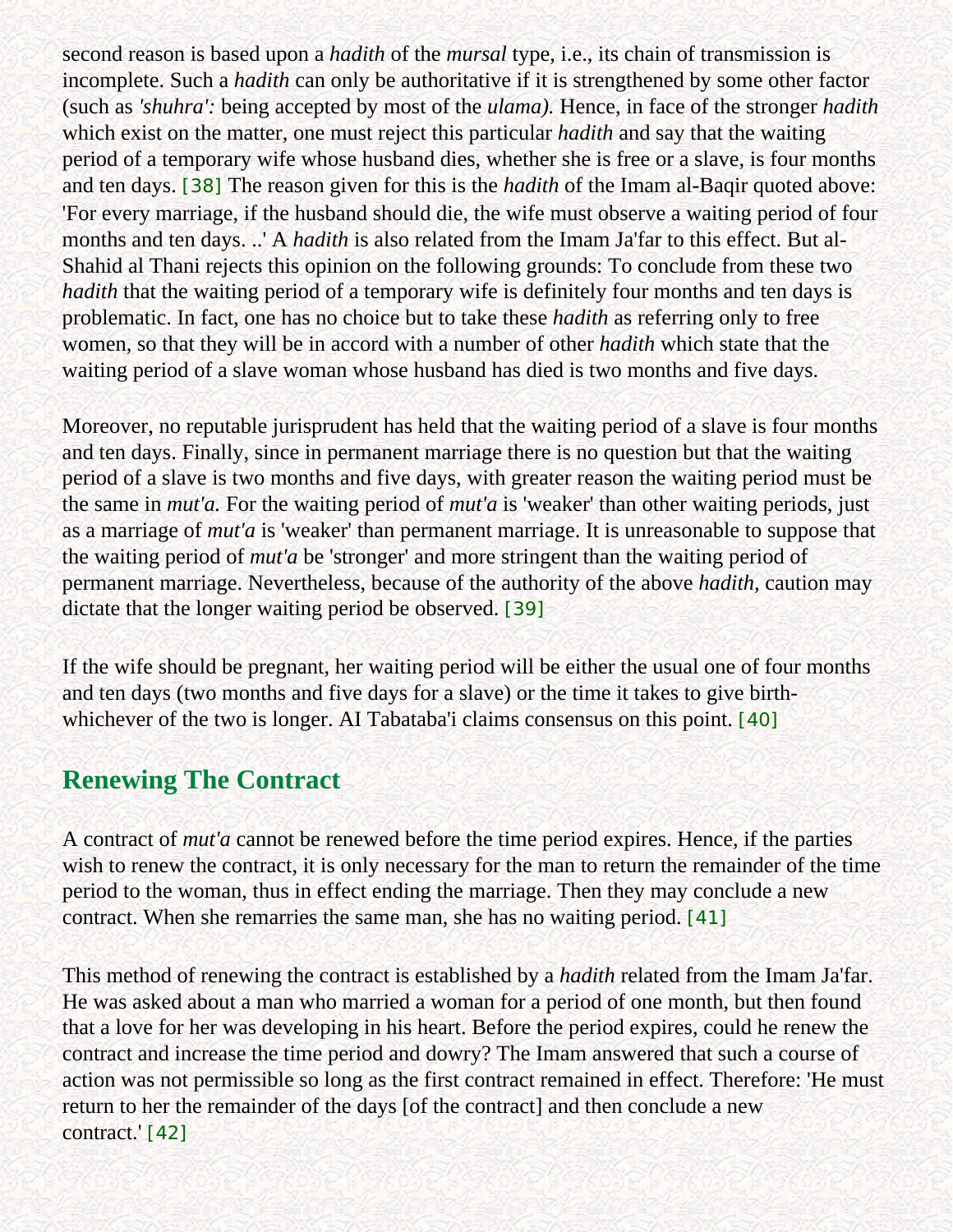second reason is based upon a *hadith* of the *mursal* type, i.e., its chain of transmission is incomplete. Such a *hadith* can only be authoritative if it is strengthened by some other factor (such as *'shuhra':* being accepted by most of the *ulama).* Hence, in face of the stronger *hadith* which exist on the matter, one must reject this particular *hadith* and say that the waiting period of a temporary wife whose husband dies, whether she is free or a slave, is four months and ten days. [38] The reason given for this is the *hadith* of the Imam al-Baqir quoted above: 'For every marriage, if the husband should die, the wife must observe a waiting period of four months and ten days. ..' A *hadith* is also related from the Imam Ja'far to this effect. But al-Shahid al Thani rejects this opinion on the following grounds: To conclude from these two *hadith* that the waiting period of a temporary wife is definitely four months and ten days is problematic. In fact, one has no choice but to take these *hadith* as referring only to free women, so that they will be in accord with a number of other *hadith* which state that the waiting period of a slave woman whose husband has died is two months and five days.

Moreover, no reputable jurisprudent has held that the waiting period of a slave is four months and ten days. Finally, since in permanent marriage there is no question but that the waiting period of a slave is two months and five days, with greater reason the waiting period must be the same in *mut'a.* For the waiting period of *mut'a* is 'weaker' than other waiting periods, just as a marriage of *mut'a* is 'weaker' than permanent marriage. It is unreasonable to suppose that the waiting period of *mut'a* be 'stronger' and more stringent than the waiting period of permanent marriage. Nevertheless, because of the authority of the above *hadith,* caution may dictate that the longer waiting period be observed. [39]

If the wife should be pregnant, her waiting period will be either the usual one of four months and ten days (two months and five days for a slave) or the time it takes to give birth-whichever of the two is longer. AI Tabataba'i claims consensus on this point. [40]

## Renewing The Contract

A contract of *mut'a* cannot be renewed before the time period expires. Hence, if the parties wish to renew the contract, it is only necessary for the man to return the remainder of the time period to the woman, thus in effect ending the marriage. Then they may conclude a new contract. When she remarries the same man, she has no waiting period. [41]

This method of renewing the contract is established by a *hadith* related from the Imam Ja'far. He was asked about a man who married a woman for a period of one month, but then found that a love for her was developing in his heart. Before the period expires, could he renew the contract and increase the time period and dowry? The Imam answered that such a course of action was not permissible so long as the first contract remained in effect. Therefore: 'He must return to her the remainder of the days [of the contract] and then conclude a new contract.' [42]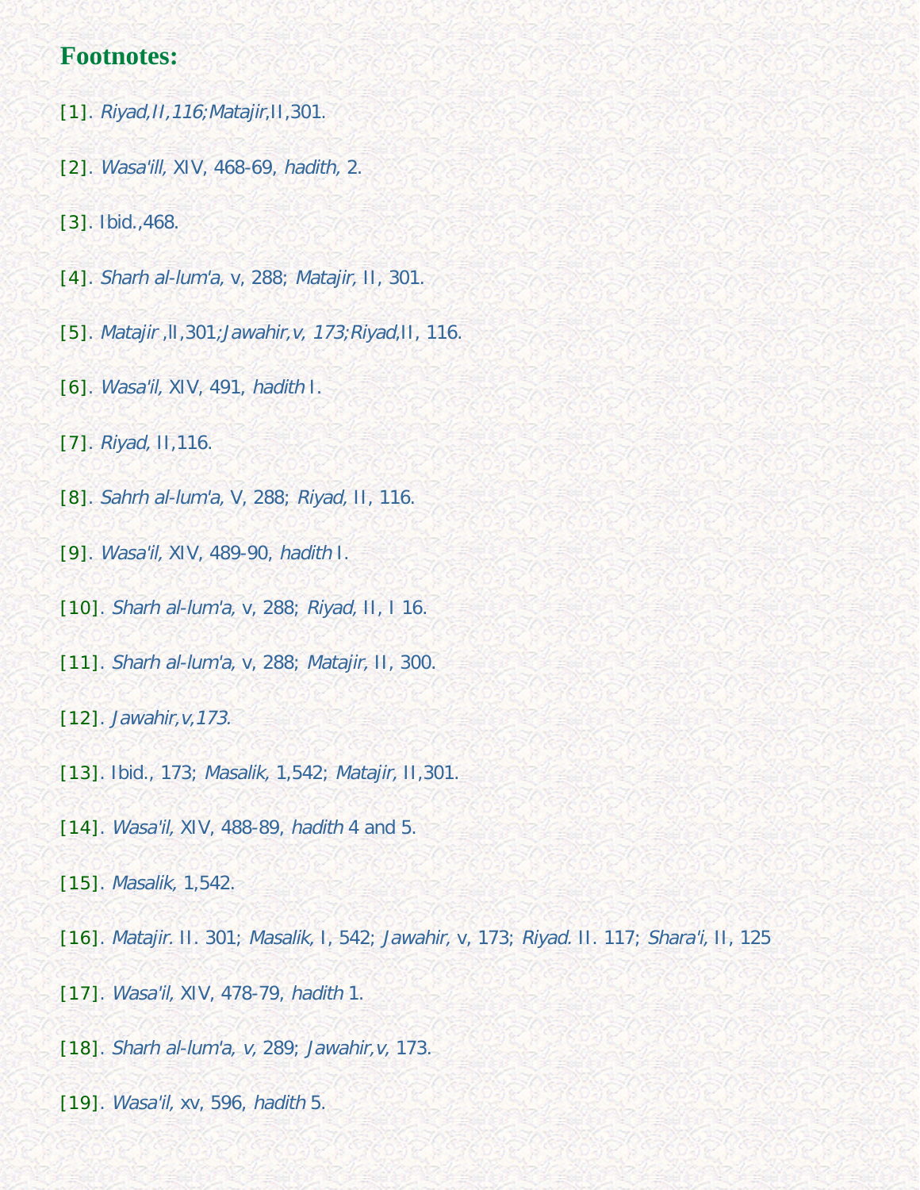## Footnotes:

[1]. *Riyad,II,116;Matajir,*II,301.

[2]. *Wasa'ill,* XIV, 468-69, *hadith,* 2.

[3]. Ibid.,468.

[4]. *Sharh al-lum'a,* v, 288; *Matajir,* II, 301.

[5]. *Matajir* ,II,301;*Jawahir,v, 173;Riyad,*II, 116.

[6]. *Wasa'il,* XIV, 491, *hadith* I.

[7]. *Riyad,* II,116.

[8]. *Sahrh al-lum'a,* V, 288; *Riyad,* II, 116.

[9]. *Wasa'il,* XIV, 489-90, *hadith* I.

[10]. *Sharh al-lum'a,* v, 288; *Riyad,* II, I 16.

[11]. *Sharh al-lum'a,* v, 288; *Matajir,* II, 300.

[12]. *Jawahir,v,173.*

[13]. Ibid., 173; *Masalik,* 1,542; *Matajir,* II,301.

[14]. *Wasa'il,* XIV, 488-89, *hadith* 4 and 5.

[15]. *Masalik,* 1,542.

[16]. *Matajir.* II. 301; *Masalik,* I, 542; *Jawahir,* v, 173; *Riyad.* II. 117; *Shara'i,* II, 125

[17]. *Wasa'il,* XIV, 478-79, *hadith* 1.

[18]. *Sharh al-lum'a, v,* 289; *Jawahir,v,* 173.

[19]. *Wasa'il,* xv, 596, *hadith* 5.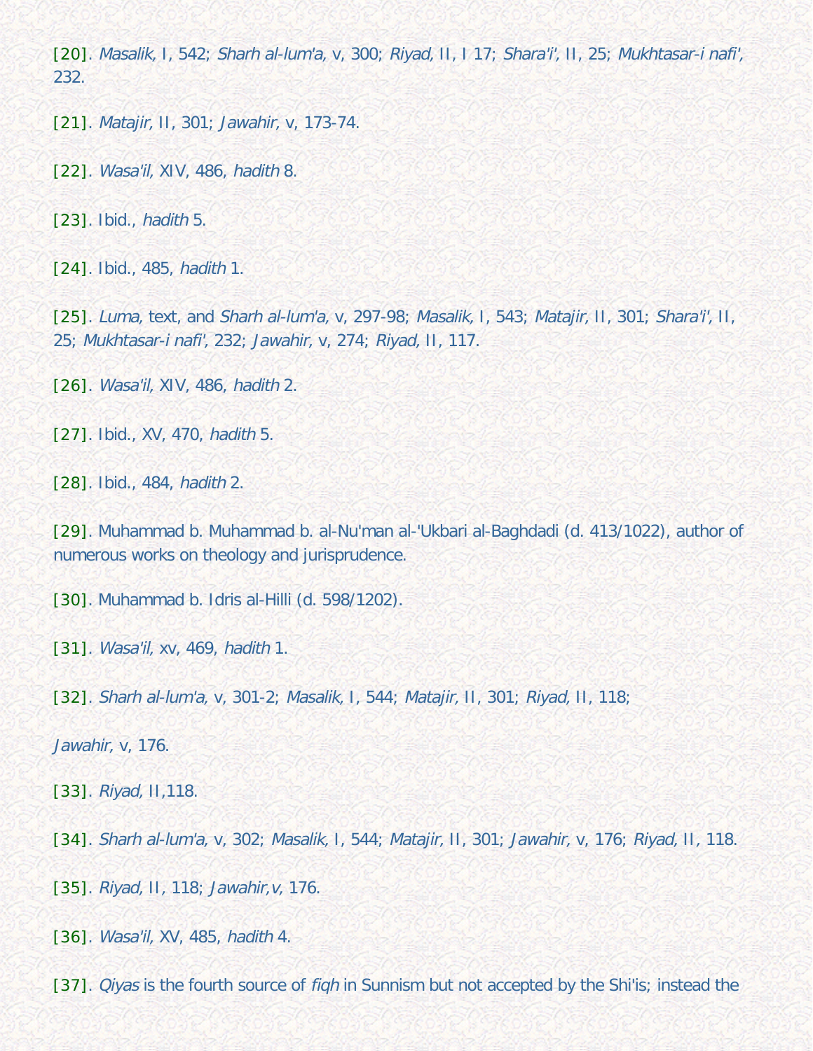[20]. *Masalik,* I, 542; *Sharh al-lum'a,* v, 300; *Riyad,* II, I 17; *Shara'i',* II, 25; *Mukhtasar-i nafi',* 232.

[21]. *Matajir,* II, 301; *Jawahir,* v, 173-74.

[22]. *Wasa'il,* XIV, 486, *hadith* 8.

[23]. Ibid., *hadith* 5.

[24]. Ibid., 485, *hadith* 1.

[25]. *Luma,* text, and *Sharh al-lum'a,* v, 297-98; *Masalik,* I, 543; *Matajir,* II, 301; *Shara'i',* II, 25; *Mukhtasar-i nafi',* 232; *Jawahir,* v, 274; *Riyad,* II, 117.

[26]. *Wasa'il,* XIV, 486, *hadith* 2.

[27]. Ibid., XV, 470, *hadith* 5.

[28]. Ibid., 484, *hadith* 2.

[29]. Muhammad b. Muhammad b. al-Nu'man al-'Ukbari al-Baghdadi (d. 413/1022), author of numerous works on theology and jurisprudence.

[30]. Muhammad b. Idris al-Hilli (d. 598/1202).

[31]. *Wasa'il,* xv, 469, *hadith* 1.

[32]. *Sharh al-lum'a,* v, 301-2; *Masalik,* I, 544; *Matajir,* II, 301; *Riyad,* II, 118;

*Jawahir,* v, 176.

[33]. *Riyad,* II,118.

[34]. *Sharh al-lum'a,* v, 302; *Masalik,* I, 544; *Matajir,* II, 301; *Jawahir,* v, 176; *Riyad,* II, 118.

[35]. *Riyad,* II, 118; *Jawahir,v,* 176.

[36]. *Wasa'il,* XV, 485, *hadith* 4.

[37]. *Qiyas* is the fourth source of *fiqh* in Sunnism but not accepted by the Shi'is; instead the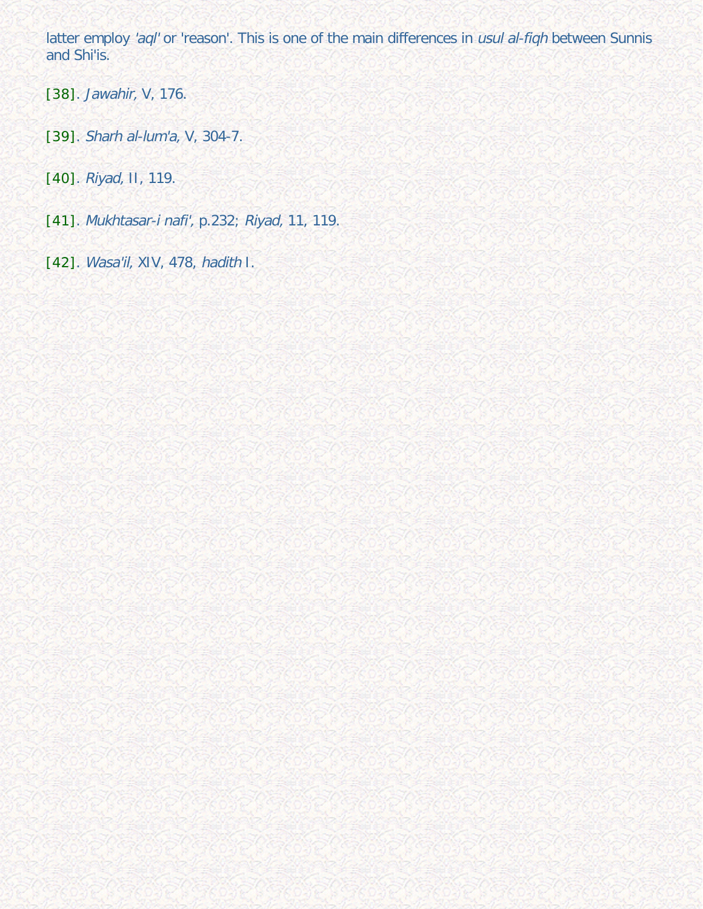latter employ *'aql'* or 'reason'. This is one of the main differences in *usul al-fiqh* between Sunnis and Shi'is.

[38]. *Jawahir,* V, 176.

[39]. *Sharh al-lum'a,* V, 304-7.

[40]. *Riyad,* II, 119.

[41]. *Mukhtasar-i nafi',* p.232; *Riyad,* 11, 119.

[42]. *Wasa'il,* XIV, 478, *hadith* I.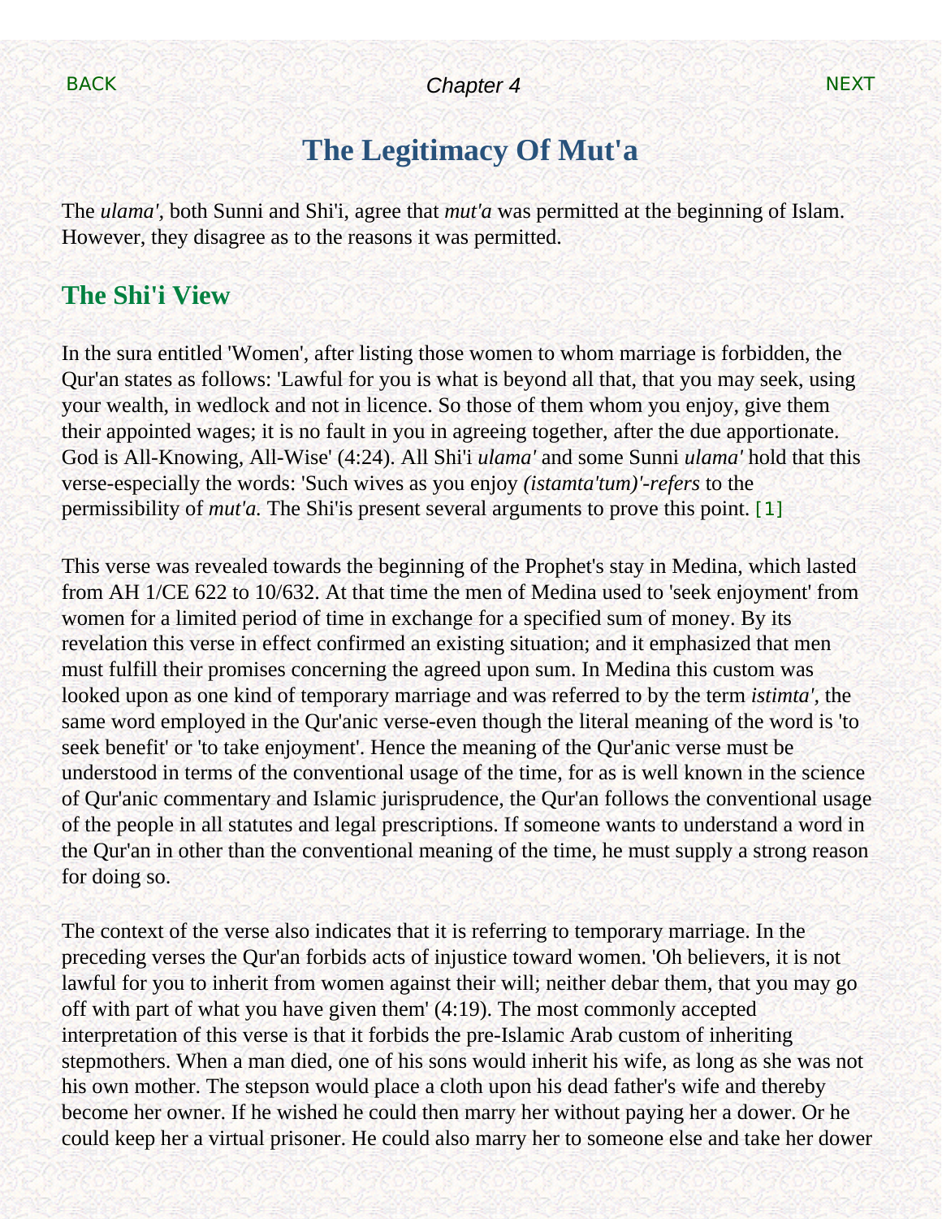# The Legitimacy Of Mut'a

The *ulama'*, both Sunni and Shi'i, agree that *mut'a* was permitted at the beginning of Islam. However, they disagree as to the reasons it was permitted.

## The Shi'i View

In the sura entitled 'Women', after listing those women to whom marriage is forbidden, the Qur'an states as follows: 'Lawful for you is what is beyond all that, that you may seek, using your wealth, in wedlock and not in licence. So those of them whom you enjoy, give them their appointed wages; it is no fault in you in agreeing together, after the due apportionate. God is All-Knowing, All-Wise' (4:24). All Shi'i *ulama'* and some Sunni *ulama'* hold that this verse-especially the words: 'Such wives as you enjoy *(istamta'tum)'-refers* to the permissibility of *mut'a.* The Shi'is present several arguments to prove this point. [1]

This verse was revealed towards the beginning of the Prophet's stay in Medina, which lasted from AH 1/CE 622 to 10/632. At that time the men of Medina used to 'seek enjoyment' from women for a limited period of time in exchange for a specified sum of money. By its revelation this verse in effect confirmed an existing situation; and it emphasized that men must fulfill their promises concerning the agreed upon sum. In Medina this custom was looked upon as one kind of temporary marriage and was referred to by the term *istimta'*, the same word employed in the Qur'anic verse-even though the literal meaning of the word is 'to seek benefit' or 'to take enjoyment'. Hence the meaning of the Qur'anic verse must be understood in terms of the conventional usage of the time, for as is well known in the science of Qur'anic commentary and Islamic jurisprudence, the Qur'an follows the conventional usage of the people in all statutes and legal prescriptions. If someone wants to understand a word in the Qur'an in other than the conventional meaning of the time, he must supply a strong reason for doing so.

The context of the verse also indicates that it is referring to temporary marriage. In the preceding verses the Qur'an forbids acts of injustice toward women. 'Oh believers, it is not lawful for you to inherit from women against their will; neither debar them, that you may go off with part of what you have given them' (4:19). The most commonly accepted interpretation of this verse is that it forbids the pre-Islamic Arab custom of inheriting stepmothers. When a man died, one of his sons would inherit his wife, as long as she was not his own mother. The stepson would place a cloth upon his dead father's wife and thereby become her owner. If he wished he could then marry her without paying her a dower. Or he could keep her a virtual prisoner. He could also marry her to someone else and take her dower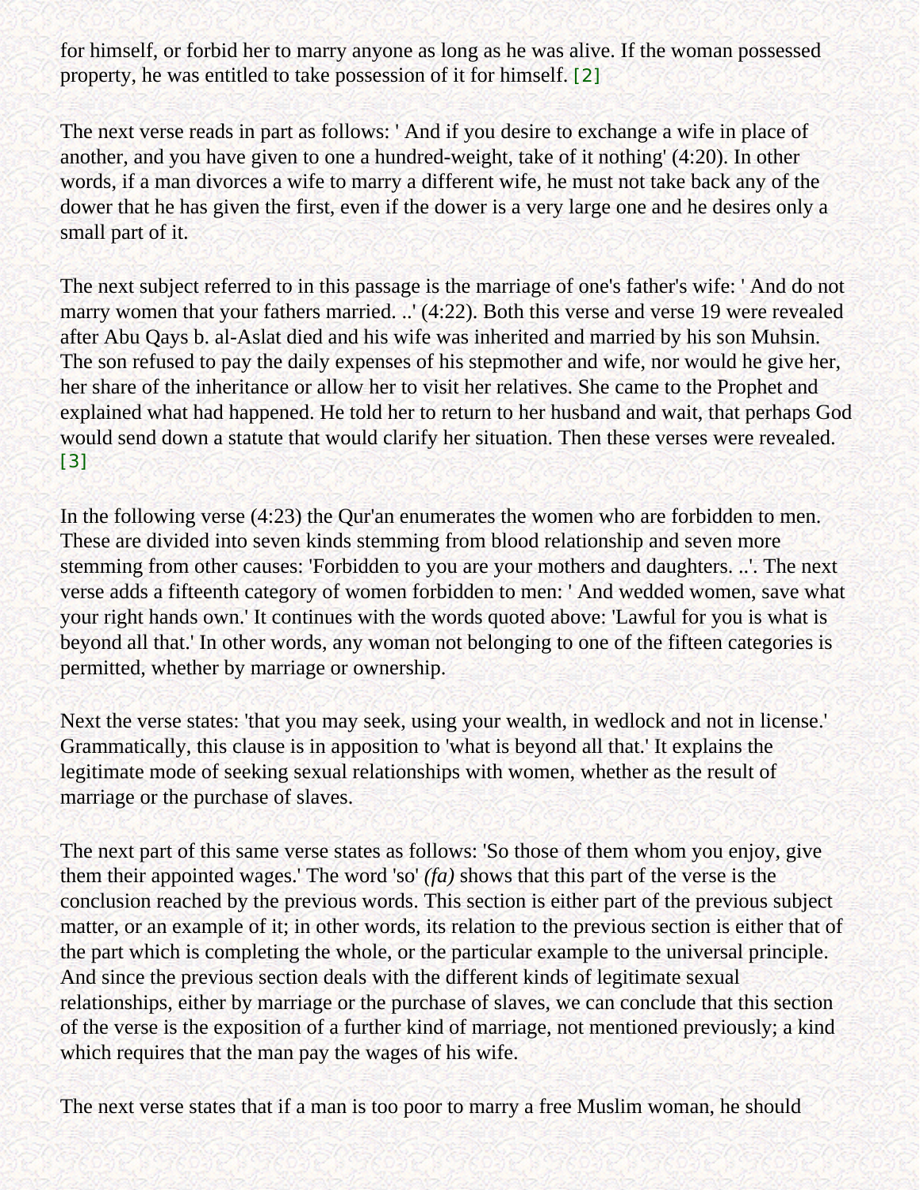for himself, or forbid her to marry anyone as long as he was alive. If the woman possessed property, he was entitled to take possession of it for himself. [2]

The next verse reads in part as follows: ' And if you desire to exchange a wife in place of another, and you have given to one a hundred-weight, take of it nothing' (4:20). In other words, if a man divorces a wife to marry a different wife, he must not take back any of the dower that he has given the first, even if the dower is a very large one and he desires only a small part of it.

The next subject referred to in this passage is the marriage of one's father's wife: ' And do not marry women that your fathers married. ..' (4:22). Both this verse and verse 19 were revealed after Abu Qays b. al-Aslat died and his wife was inherited and married by his son Muhsin. The son refused to pay the daily expenses of his stepmother and wife, nor would he give her, her share of the inheritance or allow her to visit her relatives. She came to the Prophet and explained what had happened. He told her to return to her husband and wait, that perhaps God would send down a statute that would clarify her situation. Then these verses were revealed. [3]

In the following verse (4:23) the Qur'an enumerates the women who are forbidden to men. These are divided into seven kinds stemming from blood relationship and seven more stemming from other causes: 'Forbidden to you are your mothers and daughters. ..'. The next verse adds a fifteenth category of women forbidden to men: ' And wedded women, save what your right hands own.' It continues with the words quoted above: 'Lawful for you is what is beyond all that.' In other words, any woman not belonging to one of the fifteen categories is permitted, whether by marriage or ownership.

Next the verse states: 'that you may seek, using your wealth, in wedlock and not in license.' Grammatically, this clause is in apposition to 'what is beyond all that.' It explains the legitimate mode of seeking sexual relationships with women, whether as the result of marriage or the purchase of slaves.

The next part of this same verse states as follows: 'So those of them whom you enjoy, give them their appointed wages.' The word 'so' *(fa)* shows that this part of the verse is the conclusion reached by the previous words. This section is either part of the previous subject matter, or an example of it; in other words, its relation to the previous section is either that of the part which is completing the whole, or the particular example to the universal principle. And since the previous section deals with the different kinds of legitimate sexual relationships, either by marriage or the purchase of slaves, we can conclude that this section of the verse is the exposition of a further kind of marriage, not mentioned previously; a kind which requires that the man pay the wages of his wife.

The next verse states that if a man is too poor to marry a free Muslim woman, he should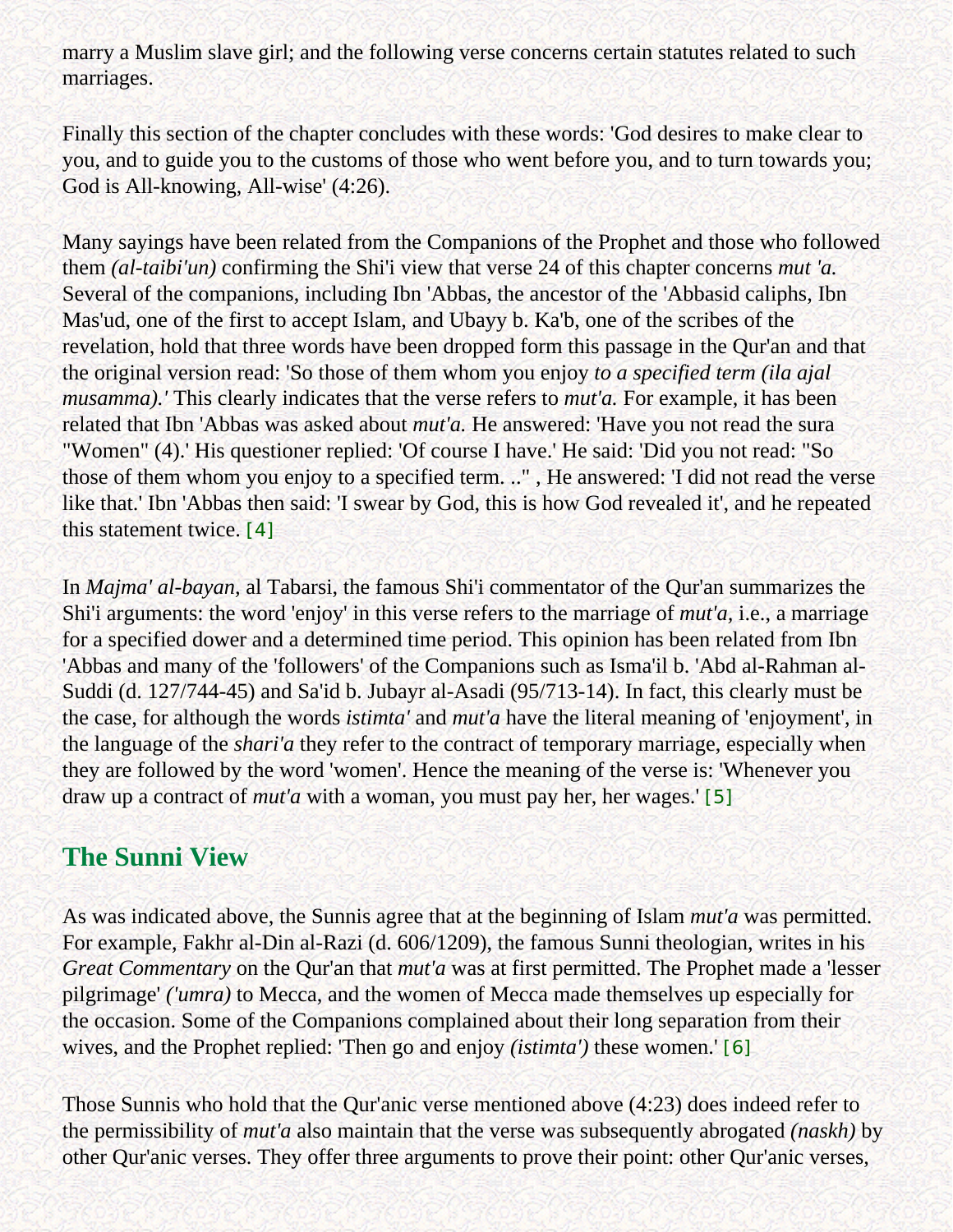marry a Muslim slave girl; and the following verse concerns certain statutes related to such marriages.

Finally this section of the chapter concludes with these words: 'God desires to make clear to you, and to guide you to the customs of those who went before you, and to turn towards you; God is All-knowing, All-wise' (4:26).

Many sayings have been related from the Companions of the Prophet and those who followed them *(al-taibi'un)* confirming the Shi'i view that verse 24 of this chapter concerns *mut 'a.* Several of the companions, including Ibn 'Abbas, the ancestor of the 'Abbasid caliphs, Ibn Mas'ud, one of the first to accept Islam, and Ubayy b. Ka'b, one of the scribes of the revelation, hold that three words have been dropped form this passage in the Qur'an and that the original version read: 'So those of them whom you enjoy *to a specified term (ila ajal musamma).'* This clearly indicates that the verse refers to *mut'a.* For example, it has been related that Ibn 'Abbas was asked about *mut'a.* He answered: 'Have you not read the sura "Women" (4).' His questioner replied: 'Of course I have.' He said: 'Did you not read: "So those of them whom you enjoy to a specified term. .." , He answered: 'I did not read the verse like that.' Ibn 'Abbas then said: 'I swear by God, this is how God revealed it', and he repeated this statement twice. [4]

In *Majma' al-bayan,* al Tabarsi, the famous Shi'i commentator of the Qur'an summarizes the Shi'i arguments: the word 'enjoy' in this verse refers to the marriage of *mut'a,* i.e., a marriage for a specified dower and a determined time period. This opinion has been related from Ibn 'Abbas and many of the 'followers' of the Companions such as Isma'il b. 'Abd al-Rahman al-Suddi (d. 127/744-45) and Sa'id b. Jubayr al-Asadi (95/713-14). In fact, this clearly must be the case, for although the words *istimta'* and *mut'a* have the literal meaning of 'enjoyment', in the language of the *shari'a* they refer to the contract of temporary marriage, especially when they are followed by the word 'women'. Hence the meaning of the verse is: 'Whenever you draw up a contract of *mut'a* with a woman, you must pay her, her wages.' [5]

## The Sunni View

As was indicated above, the Sunnis agree that at the beginning of Islam *mut'a* was permitted. For example, Fakhr al-Din al-Razi (d. 606/1209), the famous Sunni theologian, writes in his *Great Commentary* on the Qur'an that *mut'a* was at first permitted. The Prophet made a 'lesser pilgrimage' *('umra)* to Mecca, and the women of Mecca made themselves up especially for the occasion. Some of the Companions complained about their long separation from their wives, and the Prophet replied: 'Then go and enjoy *(istimta')* these women.' [6]

Those Sunnis who hold that the Qur'anic verse mentioned above (4:23) does indeed refer to the permissibility of *mut'a* also maintain that the verse was subsequently abrogated *(naskh)* by other Qur'anic verses. They offer three arguments to prove their point: other Qur'anic verses,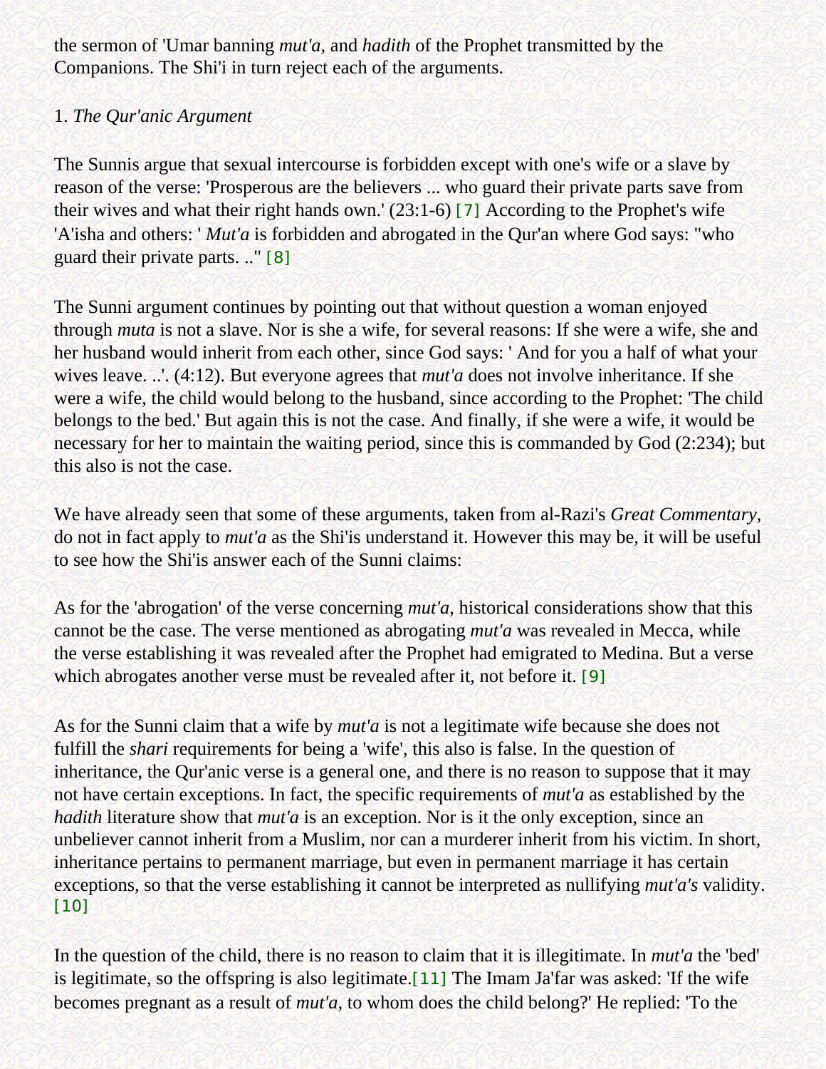the sermon of 'Umar banning *mut'a,* and *hadith* of the Prophet transmitted by the Companions. The Shi'i in turn reject each of the arguments.

1. *The Qur'anic Argument*

The Sunnis argue that sexual intercourse is forbidden except with one's wife or a slave by reason of the verse: 'Prosperous are the believers ... who guard their private parts save from their wives and what their right hands own.' (23:1-6) [7] According to the Prophet's wife 'A'isha and others: ' *Mut'a* is forbidden and abrogated in the Qur'an where God says: "who guard their private parts. .." [8]

The Sunni argument continues by pointing out that without question a woman enjoyed through *muta* is not a slave. Nor is she a wife, for several reasons: If she were a wife, she and her husband would inherit from each other, since God says: ' And for you a half of what your wives leave. ..'. (4:12). But everyone agrees that *mut'a* does not involve inheritance. If she were a wife, the child would belong to the husband, since according to the Prophet: 'The child belongs to the bed.' But again this is not the case. And finally, if she were a wife, it would be necessary for her to maintain the waiting period, since this is commanded by God (2:234); but this also is not the case.

We have already seen that some of these arguments, taken from al-Razi's *Great Commentary*, do not in fact apply to *mut'a* as the Shi'is understand it. However this may be, it will be useful to see how the Shi'is answer each of the Sunni claims:

As for the 'abrogation' of the verse concerning *mut'a,* historical considerations show that this cannot be the case. The verse mentioned as abrogating *mut'a* was revealed in Mecca, while the verse establishing it was revealed after the Prophet had emigrated to Medina. But a verse which abrogates another verse must be revealed after it, not before it. [9]

As for the Sunni claim that a wife by *mut'a* is not a legitimate wife because she does not fulfill the *shari* requirements for being a 'wife', this also is false. In the question of inheritance, the Qur'anic verse is a general one, and there is no reason to suppose that it may not have certain exceptions. In fact, the specific requirements of *mut'a* as established by the *hadith* literature show that *mut'a* is an exception. Nor is it the only exception, since an unbeliever cannot inherit from a Muslim, nor can a murderer inherit from his victim. In short, inheritance pertains to permanent marriage, but even in permanent marriage it has certain exceptions, so that the verse establishing it cannot be interpreted as nullifying *mut'a's* validity. [10]

In the question of the child, there is no reason to claim that it is illegitimate. In *mut'a* the 'bed' is legitimate, so the offspring is also legitimate.[11] The Imam Ja'far was asked: 'If the wife becomes pregnant as a result of *mut'a,* to whom does the child belong?' He replied: 'To the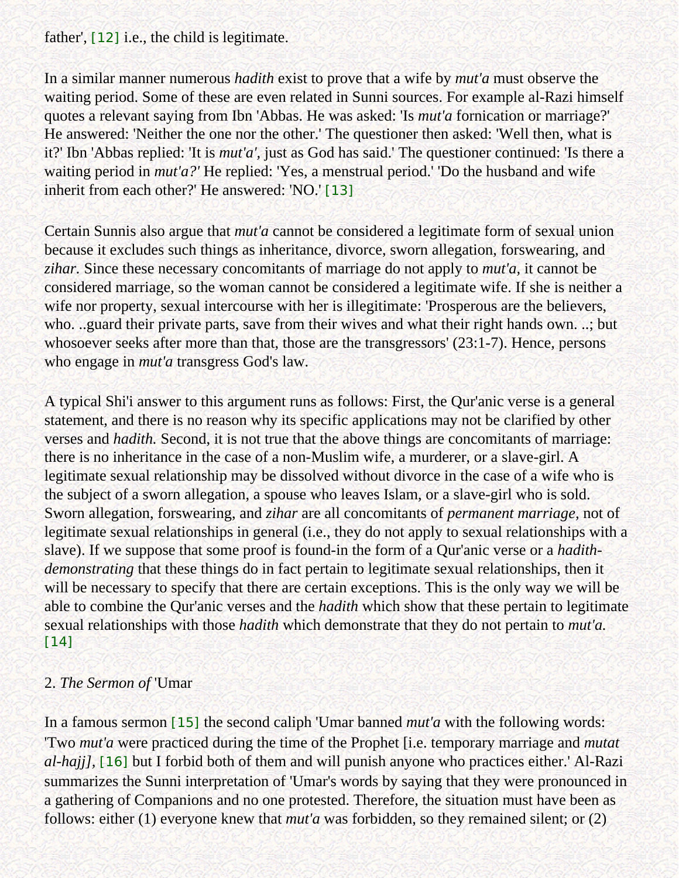father', [12] i.e., the child is legitimate.

In a similar manner numerous *hadith* exist to prove that a wife by *mut'a* must observe the waiting period. Some of these are even related in Sunni sources. For example al-Razi himself quotes a relevant saying from Ibn 'Abbas. He was asked: 'Is *mut'a* fornication or marriage?' He answered: 'Neither the one nor the other.' The questioner then asked: 'Well then, what is it?' Ibn 'Abbas replied: 'It is *mut'a',* just as God has said.' The questioner continued: 'Is there a waiting period in *mut'a?'* He replied: 'Yes, a menstrual period.' 'Do the husband and wife inherit from each other?' He answered: 'NO.' [13]

Certain Sunnis also argue that *mut'a* cannot be considered a legitimate form of sexual union because it excludes such things as inheritance, divorce, sworn allegation, forswearing, and *zihar.* Since these necessary concomitants of marriage do not apply to *mut'a,* it cannot be considered marriage, so the woman cannot be considered a legitimate wife. If she is neither a wife nor property, sexual intercourse with her is illegitimate: 'Prosperous are the believers, who. ..guard their private parts, save from their wives and what their right hands own. ..; but whosoever seeks after more than that, those are the transgressors' (23:1-7). Hence, persons who engage in *mut'a* transgress God's law.

A typical Shi'i answer to this argument runs as follows: First, the Qur'anic verse is a general statement, and there is no reason why its specific applications may not be clarified by other verses and *hadith.* Second, it is not true that the above things are concomitants of marriage: there is no inheritance in the case of a non-Muslim wife, a murderer, or a slave-girl. A legitimate sexual relationship may be dissolved without divorce in the case of a wife who is the subject of a sworn allegation, a spouse who leaves Islam, or a slave-girl who is sold. Sworn allegation, forswearing, and *zihar* are all concomitants of *permanent marriage,* not of legitimate sexual relationships in general (i.e., they do not apply to sexual relationships with a slave). If we suppose that some proof is found-in the form of a Qur'anic verse or a *hadith-demonstrating* that these things do in fact pertain to legitimate sexual relationships, then it will be necessary to specify that there are certain exceptions. This is the only way we will be able to combine the Qur'anic verses and the *hadith* which show that these pertain to legitimate sexual relationships with those *hadith* which demonstrate that they do not pertain to *mut'a.* [14]

2. *The Sermon of* 'Umar

In a famous sermon [15] the second caliph 'Umar banned *mut'a* with the following words: 'Two *mut'a* were practiced during the time of the Prophet [i.e. temporary marriage and *mutat al-hajj],* [16] but I forbid both of them and will punish anyone who practices either.' Al-Razi summarizes the Sunni interpretation of 'Umar's words by saying that they were pronounced in a gathering of Companions and no one protested. Therefore, the situation must have been as follows: either (1) everyone knew that *mut'a* was forbidden, so they remained silent; or (2)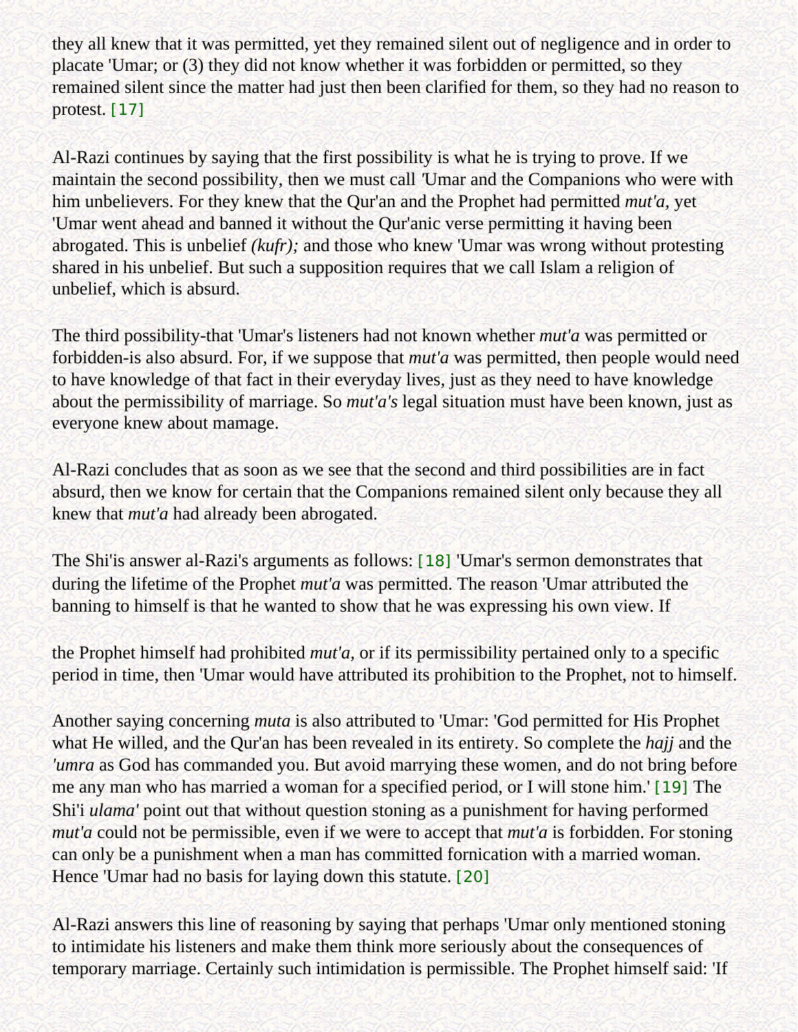they all knew that it was permitted, yet they remained silent out of negligence and in order to placate 'Umar; or (3) they did not know whether it was forbidden or permitted, so they remained silent since the matter had just then been clarified for them, so they had no reason to protest. [17]

Al-Razi continues by saying that the first possibility is what he is trying to prove. If we maintain the second possibility, then we must call 'Umar and the Companions who were with him unbelievers. For they knew that the Qur'an and the Prophet had permitted *mut'a,* yet 'Umar went ahead and banned it without the Qur'anic verse permitting it having been abrogated. This is unbelief *(kufr);* and those who knew 'Umar was wrong without protesting shared in his unbelief. But such a supposition requires that we call Islam a religion of unbelief, which is absurd.

The third possibility-that 'Umar's listeners had not known whether *mut'a* was permitted or forbidden-is also absurd. For, if we suppose that *mut'a* was permitted, then people would need to have knowledge of that fact in their everyday lives, just as they need to have knowledge about the permissibility of marriage. So *mut'a's* legal situation must have been known, just as everyone knew about mamage.

Al-Razi concludes that as soon as we see that the second and third possibilities are in fact absurd, then we know for certain that the Companions remained silent only because they all knew that *mut'a* had already been abrogated.

The Shi'is answer al-Razi's arguments as follows: [18] 'Umar's sermon demonstrates that during the lifetime of the Prophet *mut'a* was permitted. The reason 'Umar attributed the banning to himself is that he wanted to show that he was expressing his own view. If the Prophet himself had prohibited *mut'a,* or if its permissibility pertained only to a specific period in time, then 'Umar would have attributed its prohibition to the Prophet, not to himself.

Another saying concerning *muta* is also attributed to 'Umar: 'God permitted for His Prophet what He willed, and the Qur'an has been revealed in its entirety. So complete the *hajj* and the *'umra* as God has commanded you. But avoid marrying these women, and do not bring before me any man who has married a woman for a specified period, or I will stone him.' [19] The Shi'i *ulama'* point out that without question stoning as a punishment for having performed *mut'a* could not be permissible, even if we were to accept that *mut'a* is forbidden. For stoning can only be a punishment when a man has committed fornication with a married woman. Hence 'Umar had no basis for laying down this statute. [20]

Al-Razi answers this line of reasoning by saying that perhaps 'Umar only mentioned stoning to intimidate his listeners and make them think more seriously about the consequences of temporary marriage. Certainly such intimidation is permissible. The Prophet himself said: 'If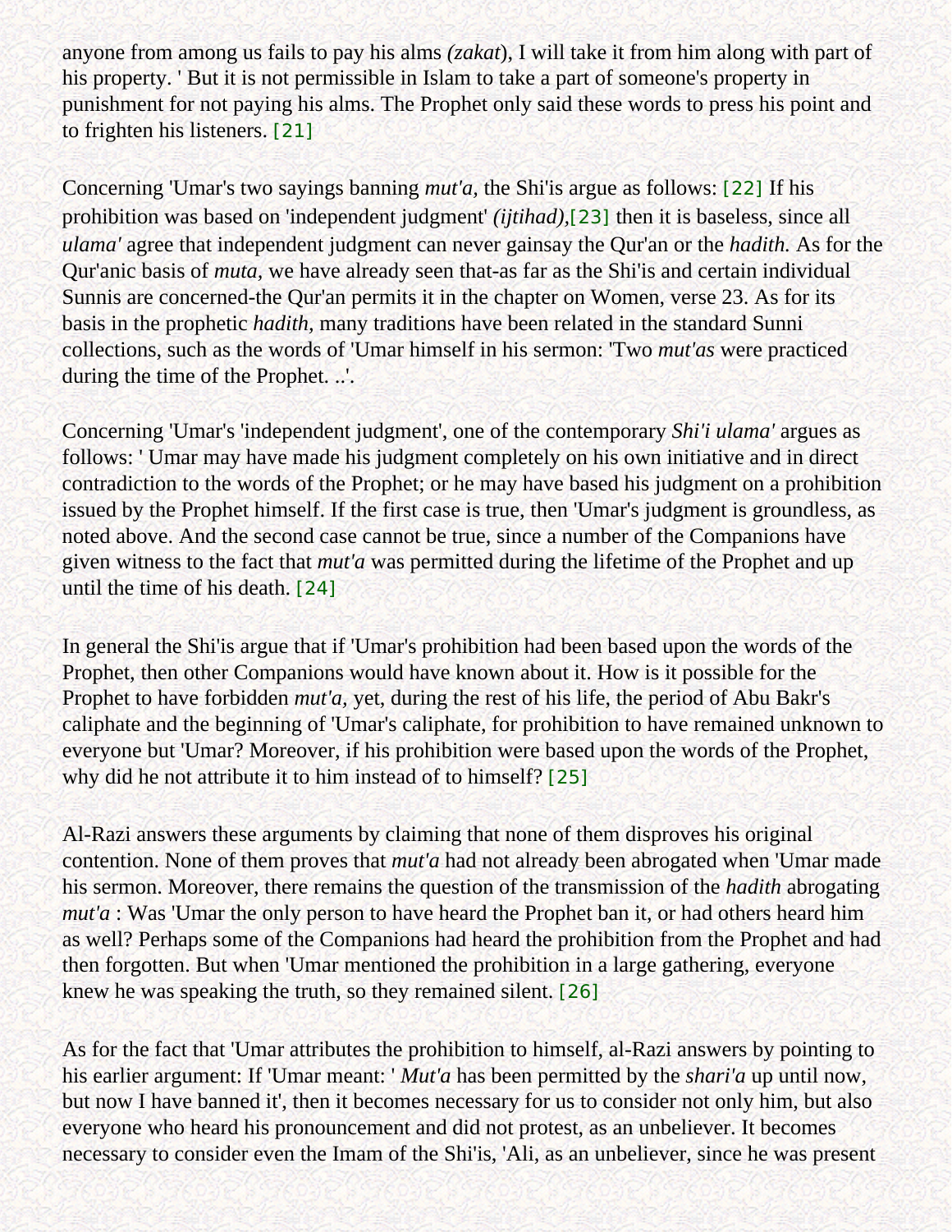anyone from among us fails to pay his alms *(zakat*), I will take it from him along with part of his property. ' But it is not permissible in Islam to take a part of someone's property in punishment for not paying his alms. The Prophet only said these words to press his point and to frighten his listeners. [21]

Concerning 'Umar's two sayings banning *mut'a,* the Shi'is argue as follows: [22] If his prohibition was based on 'independent judgment' *(ijtihad)*,[23] then it is baseless, since all *ulama'* agree that independent judgment can never gainsay the Qur'an or the *hadith.* As for the Qur'anic basis of *muta,* we have already seen that-as far as the Shi'is and certain individual Sunnis are concerned-the Qur'an permits it in the chapter on Women, verse 23. As for its basis in the prophetic *hadith,* many traditions have been related in the standard Sunni collections, such as the words of 'Umar himself in his sermon: 'Two *mut'as* were practiced during the time of the Prophet. ..'.

Concerning 'Umar's 'independent judgment', one of the contemporary *Shi'i ulama'* argues as follows: ' Umar may have made his judgment completely on his own initiative and in direct contradiction to the words of the Prophet; or he may have based his judgment on a prohibition issued by the Prophet himself. If the first case is true, then 'Umar's judgment is groundless, as noted above. And the second case cannot be true, since a number of the Companions have given witness to the fact that *mut'a* was permitted during the lifetime of the Prophet and up until the time of his death. [24]

In general the Shi'is argue that if 'Umar's prohibition had been based upon the words of the Prophet, then other Companions would have known about it. How is it possible for the Prophet to have forbidden *mut'a,* yet, during the rest of his life, the period of Abu Bakr's caliphate and the beginning of 'Umar's caliphate, for prohibition to have remained unknown to everyone but 'Umar? Moreover, if his prohibition were based upon the words of the Prophet, why did he not attribute it to him instead of to himself? [25]

Al-Razi answers these arguments by claiming that none of them disproves his original contention. None of them proves that *mut'a* had not already been abrogated when 'Umar made his sermon. Moreover, there remains the question of the transmission of the *hadith* abrogating *mut'a* : Was 'Umar the only person to have heard the Prophet ban it, or had others heard him as well? Perhaps some of the Companions had heard the prohibition from the Prophet and had then forgotten. But when 'Umar mentioned the prohibition in a large gathering, everyone knew he was speaking the truth, so they remained silent. [26]

As for the fact that 'Umar attributes the prohibition to himself, al-Razi answers by pointing to his earlier argument: If 'Umar meant: ' *Mut'a* has been permitted by the *shari'a* up until now, but now I have banned it', then it becomes necessary for us to consider not only him, but also everyone who heard his pronouncement and did not protest, as an unbeliever. It becomes necessary to consider even the Imam of the Shi'is, 'Ali, as an unbeliever, since he was present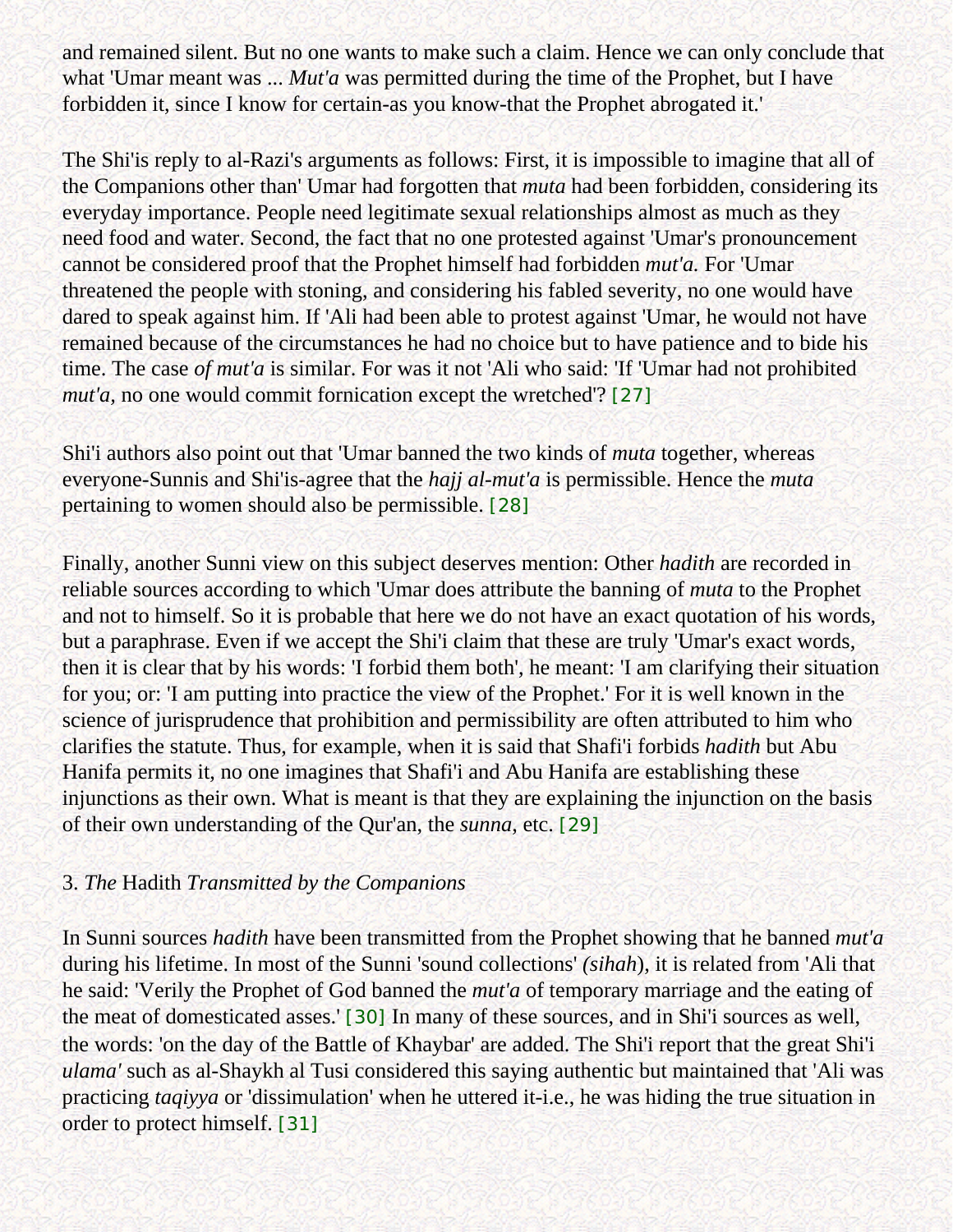and remained silent. But no one wants to make such a claim. Hence we can only conclude that what 'Umar meant was ... *Mut'a* was permitted during the time of the Prophet, but I have forbidden it, since I know for certain-as you know-that the Prophet abrogated it.'

The Shi'is reply to al-Razi's arguments as follows: First, it is impossible to imagine that all of the Companions other than' Umar had forgotten that *muta* had been forbidden, considering its everyday importance. People need legitimate sexual relationships almost as much as they need food and water. Second, the fact that no one protested against 'Umar's pronouncement cannot be considered proof that the Prophet himself had forbidden *mut'a.* For 'Umar threatened the people with stoning, and considering his fabled severity, no one would have dared to speak against him. If 'Ali had been able to protest against 'Umar, he would not have remained because of the circumstances he had no choice but to have patience and to bide his time. The case *of mut'a* is similar. For was it not 'Ali who said: 'If 'Umar had not prohibited *mut'a,* no one would commit fornication except the wretched'? [27]

Shi'i authors also point out that 'Umar banned the two kinds of *muta* together, whereas everyone-Sunnis and Shi'is-agree that the *hajj al-mut'a* is permissible. Hence the *muta* pertaining to women should also be permissible. [28]

Finally, another Sunni view on this subject deserves mention: Other *hadith* are recorded in reliable sources according to which 'Umar does attribute the banning of *muta* to the Prophet and not to himself. So it is probable that here we do not have an exact quotation of his words, but a paraphrase. Even if we accept the Shi'i claim that these are truly 'Umar's exact words, then it is clear that by his words: 'I forbid them both', he meant: 'I am clarifying their situation for you; or: 'I am putting into practice the view of the Prophet.' For it is well known in the science of jurisprudence that prohibition and permissibility are often attributed to him who clarifies the statute. Thus, for example, when it is said that Shafi'i forbids *hadith* but Abu Hanifa permits it, no one imagines that Shafi'i and Abu Hanifa are establishing these injunctions as their own. What is meant is that they are explaining the injunction on the basis of their own understanding of the Qur'an, the *sunna,* etc. [29]

### 3. *The* Hadith *Transmitted by the Companions*

In Sunni sources *hadith* have been transmitted from the Prophet showing that he banned *mut'a* during his lifetime. In most of the Sunni 'sound collections' *(sihah*), it is related from 'Ali that he said: 'Verily the Prophet of God banned the *mut'a* of temporary marriage and the eating of the meat of domesticated asses.' [30] In many of these sources, and in Shi'i sources as well, the words: 'on the day of the Battle of Khaybar' are added. The Shi'i report that the great Shi'i *ulama'* such as al-Shaykh al Tusi considered this saying authentic but maintained that 'Ali was practicing *taqiyya* or 'dissimulation' when he uttered it-i.e., he was hiding the true situation in order to protect himself. [31]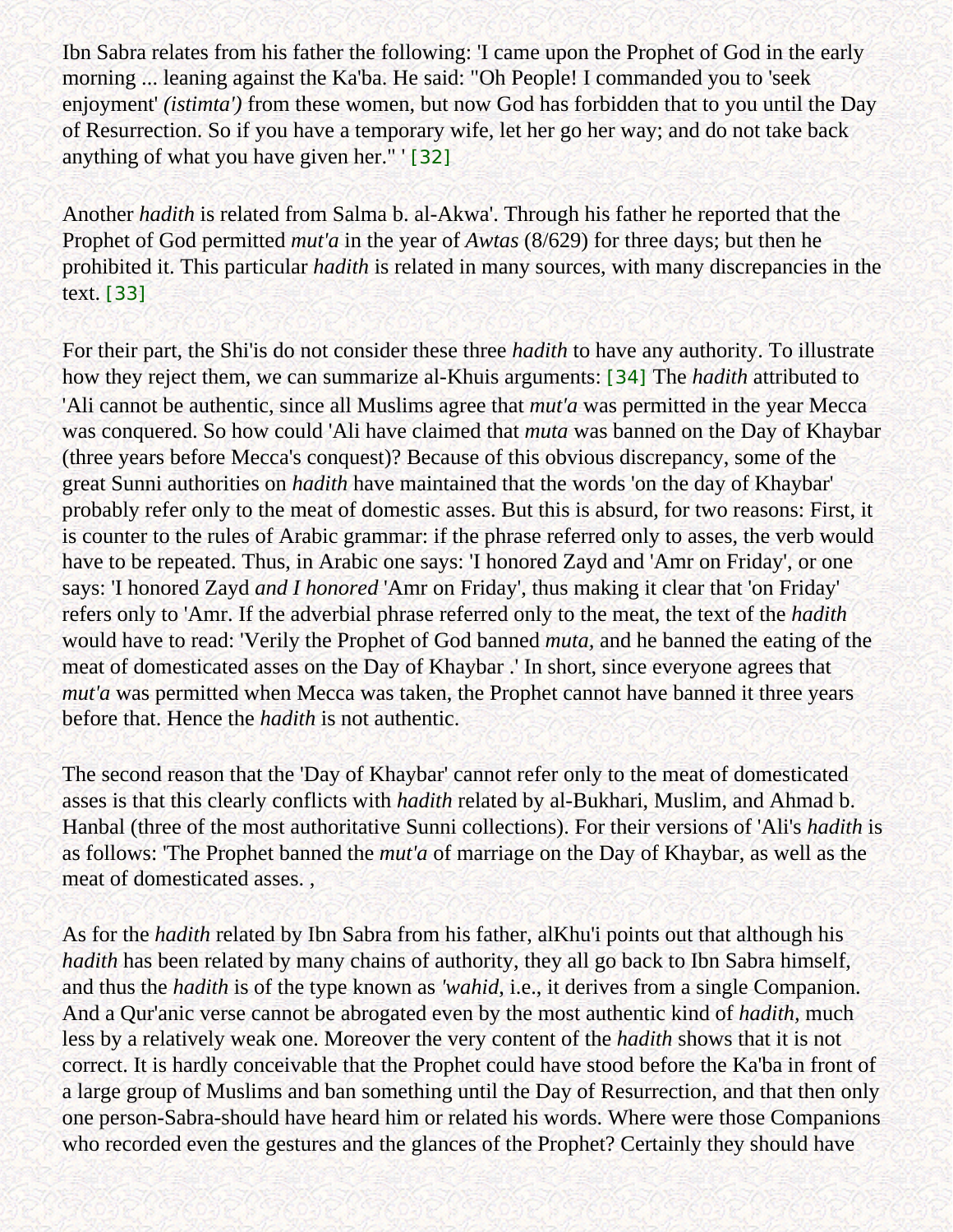Ibn Sabra relates from his father the following: 'I came upon the Prophet of God in the early morning ... leaning against the Ka'ba. He said: "Oh People! I commanded you to 'seek enjoyment' *(istimta')* from these women, but now God has forbidden that to you until the Day of Resurrection. So if you have a temporary wife, let her go her way; and do not take back anything of what you have given her." ' [32]

Another *hadith* is related from Salma b. al-Akwa'. Through his father he reported that the Prophet of God permitted *mut'a* in the year of *Awtas* (8/629) for three days; but then he prohibited it. This particular *hadith* is related in many sources, with many discrepancies in the text. [33]

For their part, the Shi'is do not consider these three *hadith* to have any authority. To illustrate how they reject them, we can summarize al-Khuis arguments: [34] The *hadith* attributed to 'Ali cannot be authentic, since all Muslims agree that *mut'a* was permitted in the year Mecca was conquered. So how could 'Ali have claimed that *muta* was banned on the Day of Khaybar (three years before Mecca's conquest)? Because of this obvious discrepancy, some of the great Sunni authorities on *hadith* have maintained that the words 'on the day of Khaybar' probably refer only to the meat of domestic asses. But this is absurd, for two reasons: First, it is counter to the rules of Arabic grammar: if the phrase referred only to asses, the verb would have to be repeated. Thus, in Arabic one says: 'I honored Zayd and 'Amr on Friday', or one says: 'I honored Zayd *and I honored* 'Amr on Friday', thus making it clear that 'on Friday' refers only to 'Amr. If the adverbial phrase referred only to the meat, the text of the *hadith* would have to read: 'Verily the Prophet of God banned *muta*, and he banned the eating of the meat of domesticated asses on the Day of Khaybar .' In short, since everyone agrees that *mut'a* was permitted when Mecca was taken, the Prophet cannot have banned it three years before that. Hence the *hadith* is not authentic.

The second reason that the 'Day of Khaybar' cannot refer only to the meat of domesticated asses is that this clearly conflicts with *hadith* related by al-Bukhari, Muslim, and Ahmad b. Hanbal (three of the most authoritative Sunni collections). For their versions of 'Ali's *hadith* is as follows: 'The Prophet banned the *mut'a* of marriage on the Day of Khaybar, as well as the meat of domesticated asses. ,

As for the *hadith* related by Ibn Sabra from his father, alKhu'i points out that although his *hadith* has been related by many chains of authority, they all go back to Ibn Sabra himself, and thus the *hadith* is of the type known as *'wahid*, i.e., it derives from a single Companion. And a Qur'anic verse cannot be abrogated even by the most authentic kind of *hadith*, much less by a relatively weak one. Moreover the very content of the *hadith* shows that it is not correct. It is hardly conceivable that the Prophet could have stood before the Ka'ba in front of a large group of Muslims and ban something until the Day of Resurrection, and that then only one person-Sabra-should have heard him or related his words. Where were those Companions who recorded even the gestures and the glances of the Prophet? Certainly they should have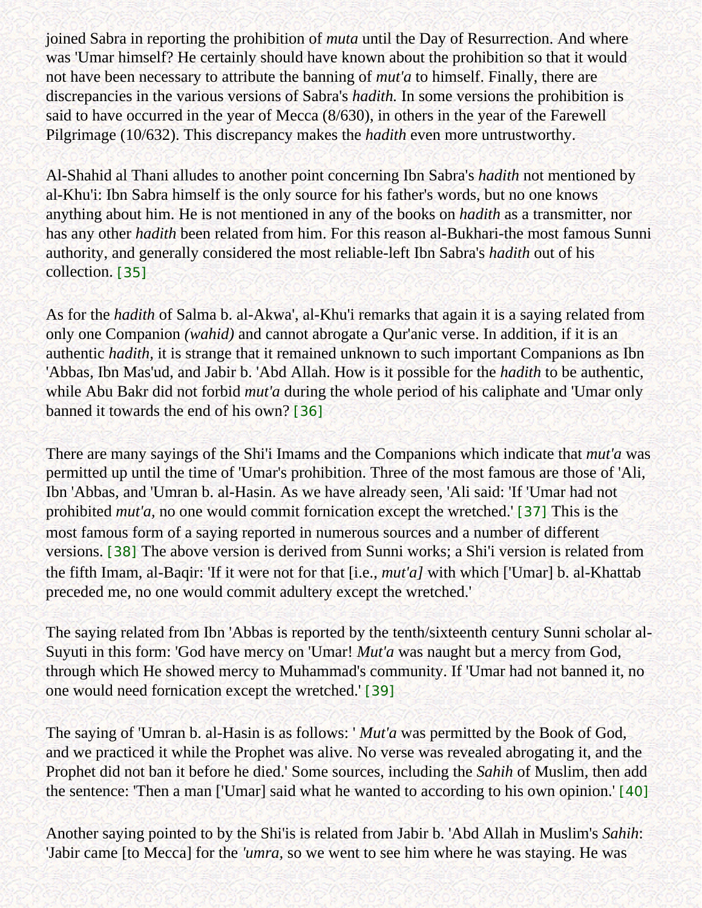joined Sabra in reporting the prohibition of *muta* until the Day of Resurrection. And where was 'Umar himself? He certainly should have known about the prohibition so that it would not have been necessary to attribute the banning of *mut'a* to himself. Finally, there are discrepancies in the various versions of Sabra's *hadith.* In some versions the prohibition is said to have occurred in the year of Mecca (8/630), in others in the year of the Farewell Pilgrimage (10/632). This discrepancy makes the *hadith* even more untrustworthy.

Al-Shahid al Thani alludes to another point concerning Ibn Sabra's *hadith* not mentioned by al-Khu'i: Ibn Sabra himself is the only source for his father's words, but no one knows anything about him. He is not mentioned in any of the books on *hadith* as a transmitter, nor has any other *hadith* been related from him. For this reason al-Bukhari-the most famous Sunni authority, and generally considered the most reliable-left Ibn Sabra's *hadith* out of his collection. [35]

As for the *hadith* of Salma b. al-Akwa', al-Khu'i remarks that again it is a saying related from only one Companion *(wahid)* and cannot abrogate a Qur'anic verse. In addition, if it is an authentic *hadith,* it is strange that it remained unknown to such important Companions as Ibn 'Abbas, Ibn Mas'ud, and Jabir b. 'Abd Allah. How is it possible for the *hadith* to be authentic, while Abu Bakr did not forbid *mut'a* during the whole period of his caliphate and 'Umar only banned it towards the end of his own? [36]

There are many sayings of the Shi'i Imams and the Companions which indicate that *mut'a* was permitted up until the time of 'Umar's prohibition. Three of the most famous are those of 'Ali, Ibn 'Abbas, and 'Umran b. al-Hasin. As we have already seen, 'Ali said: 'If 'Umar had not prohibited *mut'a,* no one would commit fornication except the wretched.' [37] This is the most famous form of a saying reported in numerous sources and a number of different versions. [38] The above version is derived from Sunni works; a Shi'i version is related from the fifth Imam, al-Baqir: 'If it were not for that [i.e., *mut'a]* with which ['Umar] b. al-Khattab preceded me, no one would commit adultery except the wretched.'

The saying related from Ibn 'Abbas is reported by the tenth/sixteenth century Sunni scholar al-Suyuti in this form: 'God have mercy on 'Umar! *Mut'a* was naught but a mercy from God, through which He showed mercy to Muhammad's community. If 'Umar had not banned it, no one would need fornication except the wretched.' [39]

The saying of 'Umran b. al-Hasin is as follows: ' *Mut'a* was permitted by the Book of God, and we practiced it while the Prophet was alive. No verse was revealed abrogating it, and the Prophet did not ban it before he died.' Some sources, including the *Sahih* of Muslim, then add the sentence: 'Then a man ['Umar] said what he wanted to according to his own opinion.' [40]

Another saying pointed to by the Shi'is is related from Jabir b. 'Abd Allah in Muslim's *Sahih*: 'Jabir came [to Mecca] for the *'umra*, so we went to see him where he was staying. He was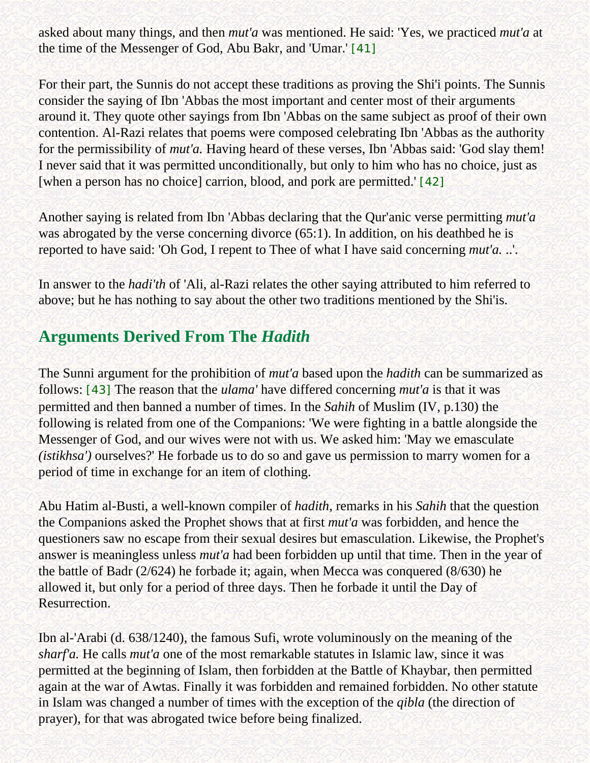asked about many things, and then *mut'a* was mentioned. He said: 'Yes, we practiced *mut'a* at the time of the Messenger of God, Abu Bakr, and 'Umar.' [41]

For their part, the Sunnis do not accept these traditions as proving the Shi'i points. The Sunnis consider the saying of Ibn 'Abbas the most important and center most of their arguments around it. They quote other sayings from Ibn 'Abbas on the same subject as proof of their own contention. Al-Razi relates that poems were composed celebrating Ibn 'Abbas as the authority for the permissibility of *mut'a.* Having heard of these verses, Ibn 'Abbas said: 'God slay them! I never said that it was permitted unconditionally, but only to him who has no choice, just as [when a person has no choice] carrion, blood, and pork are permitted.' [42]

Another saying is related from Ibn 'Abbas declaring that the Qur'anic verse permitting *mut'a* was abrogated by the verse concerning divorce (65:1). In addition, on his deathbed he is reported to have said: 'Oh God, I repent to Thee of what I have said concerning *mut'a.* ..'.

In answer to the *hadi'th* of 'Ali, al-Razi relates the other saying attributed to him referred to above; but he has nothing to say about the other two traditions mentioned by the Shi'is.

## Arguments Derived From The *Hadith*

The Sunni argument for the prohibition of *mut'a* based upon the *hadith* can be summarized as follows: [43] The reason that the *ulama'* have differed concerning *mut'a* is that it was permitted and then banned a number of times. In the *Sahih* of Muslim (IV, p.130) the following is related from one of the Companions: 'We were fighting in a battle alongside the Messenger of God, and our wives were not with us. We asked him: 'May we emasculate *(istikhsa')* ourselves?' He forbade us to do so and gave us permission to marry women for a period of time in exchange for an item of clothing.

Abu Hatim al-Busti, a well-known compiler of *hadith,* remarks in his *Sahih* that the question the Companions asked the Prophet shows that at first *mut'a* was forbidden, and hence the questioners saw no escape from their sexual desires but emasculation. Likewise, the Prophet's answer is meaningless unless *mut'a* had been forbidden up until that time. Then in the year of the battle of Badr (2/624) he forbade it; again, when Mecca was conquered (8/630) he allowed it, but only for a period of three days. Then he forbade it until the Day of Resurrection.

Ibn al-'Arabi (d. 638/1240), the famous Sufi, wrote voluminously on the meaning of the *sharf'a.* He calls *mut'a* one of the most remarkable statutes in Islamic law, since it was permitted at the beginning of Islam, then forbidden at the Battle of Khaybar, then permitted again at the war of Awtas. Finally it was forbidden and remained forbidden. No other statute in Islam was changed a number of times with the exception of the *qibla* (the direction of prayer), for that was abrogated twice before being finalized.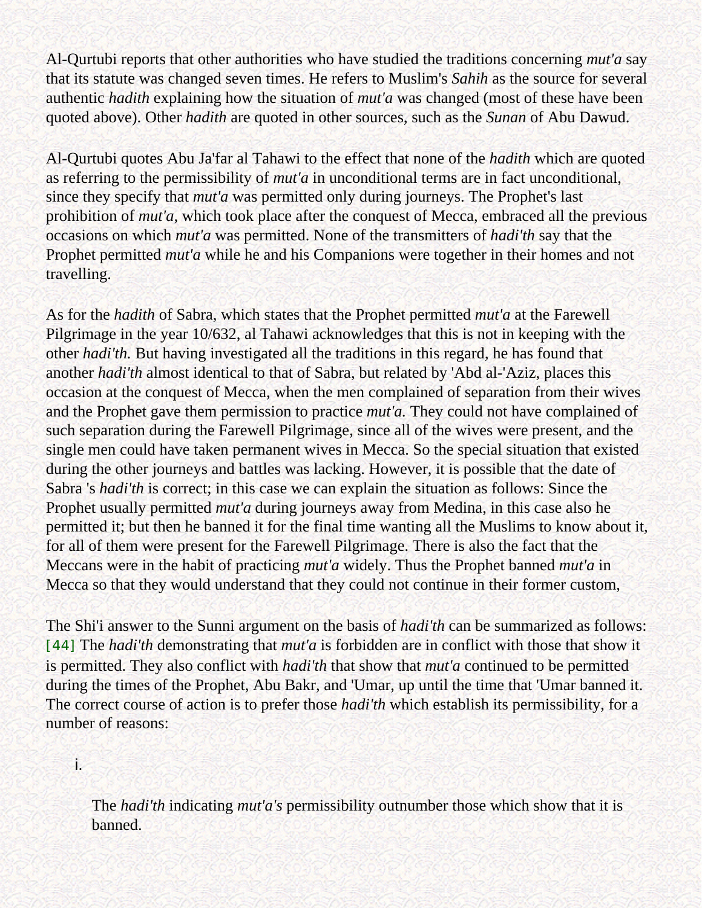Al-Qurtubi reports that other authorities who have studied the traditions concerning *mut'a* say that its statute was changed seven times. He refers to Muslim's *Sahih* as the source for several authentic *hadith* explaining how the situation of *mut'a* was changed (most of these have been quoted above). Other *hadith* are quoted in other sources, such as the *Sunan* of Abu Dawud.

Al-Qurtubi quotes Abu Ja'far al Tahawi to the effect that none of the *hadith* which are quoted as referring to the permissibility of *mut'a* in unconditional terms are in fact unconditional, since they specify that *mut'a* was permitted only during journeys. The Prophet's last prohibition of *mut'a,* which took place after the conquest of Mecca, embraced all the previous occasions on which *mut'a* was permitted. None of the transmitters of *hadi'th* say that the Prophet permitted *mut'a* while he and his Companions were together in their homes and not travelling.

As for the *hadith* of Sabra, which states that the Prophet permitted *mut'a* at the Farewell Pilgrimage in the year 10/632, al Tahawi acknowledges that this is not in keeping with the other *hadi'th.* But having investigated all the traditions in this regard, he has found that another *hadi'th* almost identical to that of Sabra, but related by 'Abd al-'Aziz, places this occasion at the conquest of Mecca, when the men complained of separation from their wives and the Prophet gave them permission to practice *mut'a.* They could not have complained of such separation during the Farewell Pilgrimage, since all of the wives were present, and the single men could have taken permanent wives in Mecca. So the special situation that existed during the other journeys and battles was lacking. However, it is possible that the date of Sabra 's *hadi'th* is correct; in this case we can explain the situation as follows: Since the Prophet usually permitted *mut'a* during journeys away from Medina, in this case also he permitted it; but then he banned it for the final time wanting all the Muslims to know about it, for all of them were present for the Farewell Pilgrimage. There is also the fact that the Meccans were in the habit of practicing *mut'a* widely. Thus the Prophet banned *mut'a* in Mecca so that they would understand that they could not continue in their former custom,

The Shi'i answer to the Sunni argument on the basis of *hadi'th* can be summarized as follows: [44] The *hadi'th* demonstrating that *mut'a* is forbidden are in conflict with those that show it is permitted. They also conflict with *hadi'th* that show that *mut'a* continued to be permitted during the times of the Prophet, Abu Bakr, and 'Umar, up until the time that 'Umar banned it. The correct course of action is to prefer those *hadi'th* which establish its permissibility, for a number of reasons:

i. The *hadi'th* indicating *mut'a's* permissibility outnumber those which show that it is banned.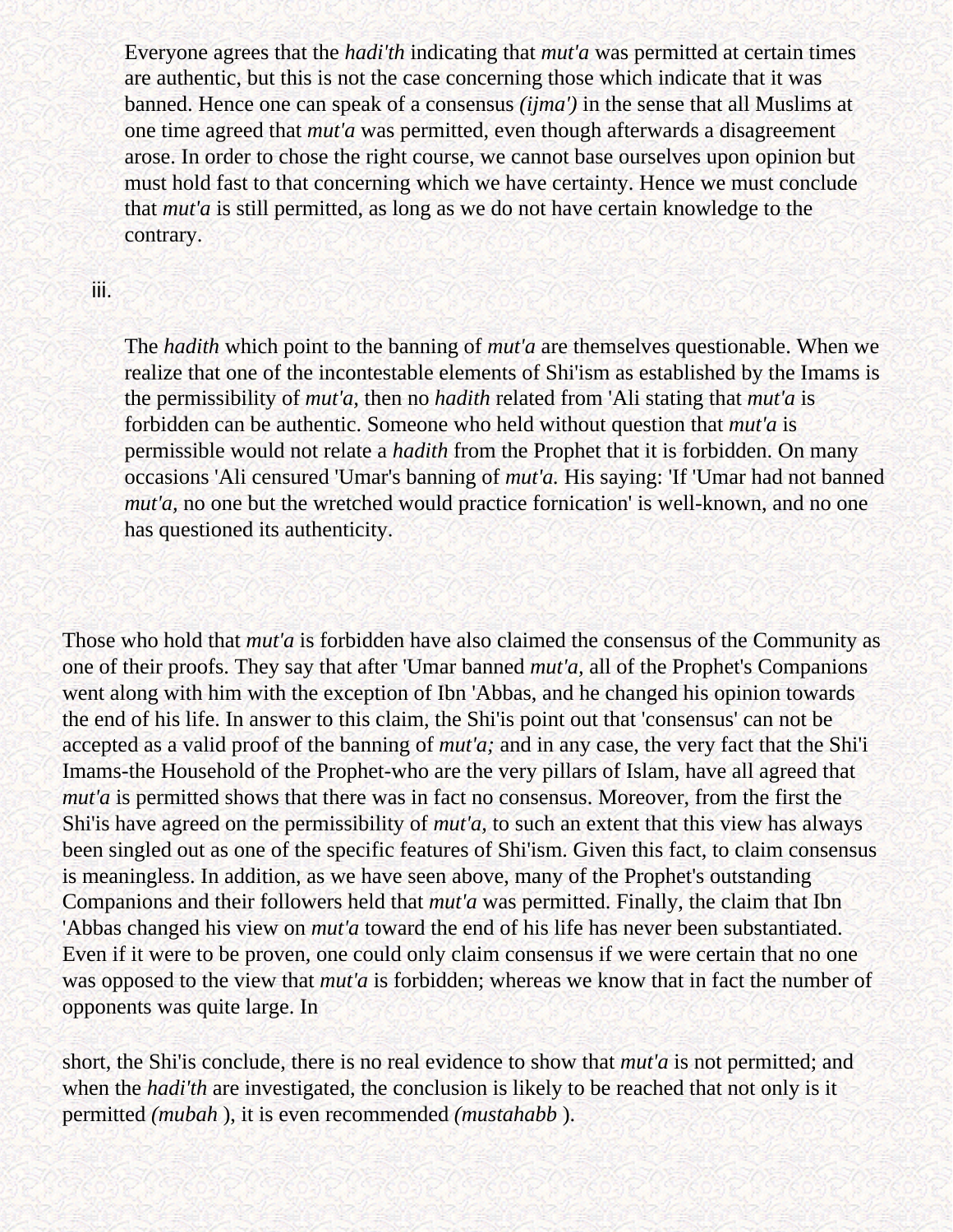Everyone agrees that the *hadi'th* indicating that *mut'a* was permitted at certain times are authentic, but this is not the case concerning those which indicate that it was banned. Hence one can speak of a consensus *(ijma')* in the sense that all Muslims at one time agreed that *mut'a* was permitted, even though afterwards a disagreement arose. In order to chose the right course, we cannot base ourselves upon opinion but must hold fast to that concerning which we have certainty. Hence we must conclude that *mut'a* is still permitted, as long as we do not have certain knowledge to the contrary.

iii.

The *hadith* which point to the banning of *mut'a* are themselves questionable. When we realize that one of the incontestable elements of Shi'ism as established by the Imams is the permissibility of *mut'a,* then no *hadith* related from 'Ali stating that *mut'a* is forbidden can be authentic. Someone who held without question that *mut'a* is permissible would not relate a *hadith* from the Prophet that it is forbidden. On many occasions 'Ali censured 'Umar's banning of *mut'a.* His saying: 'If 'Umar had not banned *mut'a,* no one but the wretched would practice fornication' is well-known, and no one has questioned its authenticity.

Those who hold that *mut'a* is forbidden have also claimed the consensus of the Community as one of their proofs. They say that after 'Umar banned *mut'a,* all of the Prophet's Companions went along with him with the exception of Ibn 'Abbas, and he changed his opinion towards the end of his life. In answer to this claim, the Shi'is point out that 'consensus' can not be accepted as a valid proof of the banning of *mut'a;* and in any case, the very fact that the Shi'i Imams-the Household of the Prophet-who are the very pillars of Islam, have all agreed that *mut'a* is permitted shows that there was in fact no consensus. Moreover, from the first the Shi'is have agreed on the permissibility of *mut'a,* to such an extent that this view has always been singled out as one of the specific features of Shi'ism. Given this fact, to claim consensus is meaningless. In addition, as we have seen above, many of the Prophet's outstanding Companions and their followers held that *mut'a* was permitted. Finally, the claim that Ibn 'Abbas changed his view on *mut'a* toward the end of his life has never been substantiated. Even if it were to be proven, one could only claim consensus if we were certain that no one was opposed to the view that *mut'a* is forbidden; whereas we know that in fact the number of opponents was quite large. In

short, the Shi'is conclude, there is no real evidence to show that *mut'a* is not permitted; and when the *hadi'th* are investigated, the conclusion is likely to be reached that not only is it permitted *(mubah* ), it is even recommended *(mustahabb* ).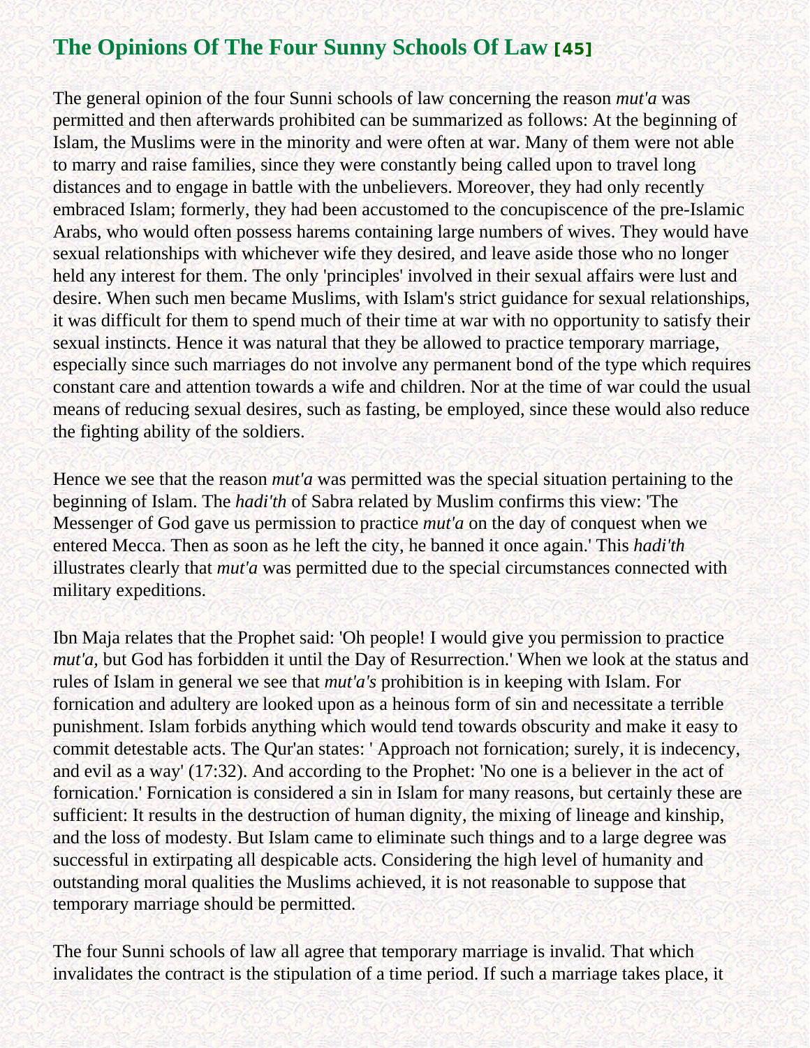## The Opinions Of The Four Sunny Schools Of Law [45]

The general opinion of the four Sunni schools of law concerning the reason *mut'a* was permitted and then afterwards prohibited can be summarized as follows: At the beginning of Islam, the Muslims were in the minority and were often at war. Many of them were not able to marry and raise families, since they were constantly being called upon to travel long distances and to engage in battle with the unbelievers. Moreover, they had only recently embraced Islam; formerly, they had been accustomed to the concupiscence of the pre-Islamic Arabs, who would often possess harems containing large numbers of wives. They would have sexual relationships with whichever wife they desired, and leave aside those who no longer held any interest for them. The only 'principles' involved in their sexual affairs were lust and desire. When such men became Muslims, with Islam's strict guidance for sexual relationships, it was difficult for them to spend much of their time at war with no opportunity to satisfy their sexual instincts. Hence it was natural that they be allowed to practice temporary marriage, especially since such marriages do not involve any permanent bond of the type which requires constant care and attention towards a wife and children. Nor at the time of war could the usual means of reducing sexual desires, such as fasting, be employed, since these would also reduce the fighting ability of the soldiers.

Hence we see that the reason *mut'a* was permitted was the special situation pertaining to the beginning of Islam. The *hadi'th* of Sabra related by Muslim confirms this view: 'The Messenger of God gave us permission to practice *mut'a* on the day of conquest when we entered Mecca. Then as soon as he left the city, he banned it once again.' This *hadi'th* illustrates clearly that *mut'a* was permitted due to the special circumstances connected with military expeditions.

Ibn Maja relates that the Prophet said: 'Oh people! I would give you permission to practice *mut'a,* but God has forbidden it until the Day of Resurrection.' When we look at the status and rules of Islam in general we see that *mut'a's* prohibition is in keeping with Islam. For fornication and adultery are looked upon as a heinous form of sin and necessitate a terrible punishment. Islam forbids anything which would tend towards obscurity and make it easy to commit detestable acts. The Qur'an states: ' Approach not fornication; surely, it is indecency, and evil as a way' (17:32). And according to the Prophet: 'No one is a believer in the act of fornication.' Fornication is considered a sin in Islam for many reasons, but certainly these are sufficient: It results in the destruction of human dignity, the mixing of lineage and kinship, and the loss of modesty. But Islam came to eliminate such things and to a large degree was successful in extirpating all despicable acts. Considering the high level of humanity and outstanding moral qualities the Muslims achieved, it is not reasonable to suppose that temporary marriage should be permitted.

The four Sunni schools of law all agree that temporary marriage is invalid. That which invalidates the contract is the stipulation of a time period. If such a marriage takes place, it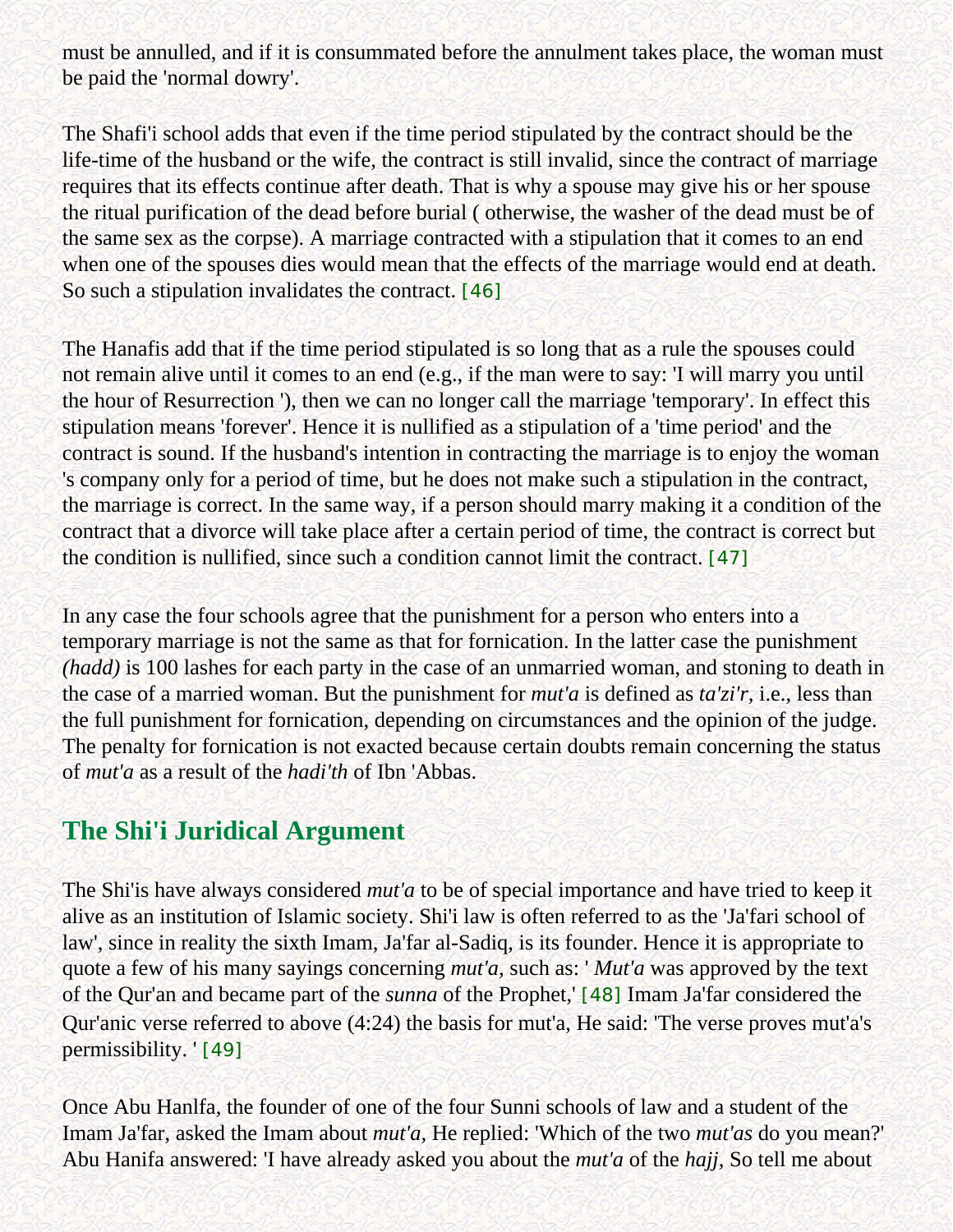must be annulled, and if it is consummated before the annulment takes place, the woman must be paid the 'normal dowry'.

The Shafi'i school adds that even if the time period stipulated by the contract should be the life-time of the husband or the wife, the contract is still invalid, since the contract of marriage requires that its effects continue after death. That is why a spouse may give his or her spouse the ritual purification of the dead before burial ( otherwise, the washer of the dead must be of the same sex as the corpse). A marriage contracted with a stipulation that it comes to an end when one of the spouses dies would mean that the effects of the marriage would end at death. So such a stipulation invalidates the contract. [46]

The Hanafis add that if the time period stipulated is so long that as a rule the spouses could not remain alive until it comes to an end (e.g., if the man were to say: 'I will marry you until the hour of Resurrection '), then we can no longer call the marriage 'temporary'. In effect this stipulation means 'forever'. Hence it is nullified as a stipulation of a 'time period' and the contract is sound. If the husband's intention in contracting the marriage is to enjoy the woman 's company only for a period of time, but he does not make such a stipulation in the contract, the marriage is correct. In the same way, if a person should marry making it a condition of the contract that a divorce will take place after a certain period of time, the contract is correct but the condition is nullified, since such a condition cannot limit the contract. [47]

In any case the four schools agree that the punishment for a person who enters into a temporary marriage is not the same as that for fornication. In the latter case the punishment *(hadd)* is 100 lashes for each party in the case of an unmarried woman, and stoning to death in the case of a married woman. But the punishment for *mut'a* is defined as *ta'zi'r*, i.e., less than the full punishment for fornication, depending on circumstances and the opinion of the judge. The penalty for fornication is not exacted because certain doubts remain concerning the status of *mut'a* as a result of the *hadi'th* of Ibn 'Abbas.

## The Shi'i Juridical Argument

The Shi'is have always considered *mut'a* to be of special importance and have tried to keep it alive as an institution of Islamic society. Shi'i law is often referred to as the 'Ja'fari school of law', since in reality the sixth Imam, Ja'far al-Sadiq, is its founder. Hence it is appropriate to quote a few of his many sayings concerning *mut'a*, such as: ' *Mut'a* was approved by the text of the Qur'an and became part of the *sunna* of the Prophet,' [48] Imam Ja'far considered the Qur'anic verse referred to above (4:24) the basis for mut'a, He said: 'The verse proves mut'a's permissibility. ' [49]

Once Abu Hanlfa, the founder of one of the four Sunni schools of law and a student of the Imam Ja'far, asked the Imam about *mut'a*, He replied: 'Which of the two *mut'as* do you mean?' Abu Hanifa answered: 'I have already asked you about the *mut'a* of the *hajj*, So tell me about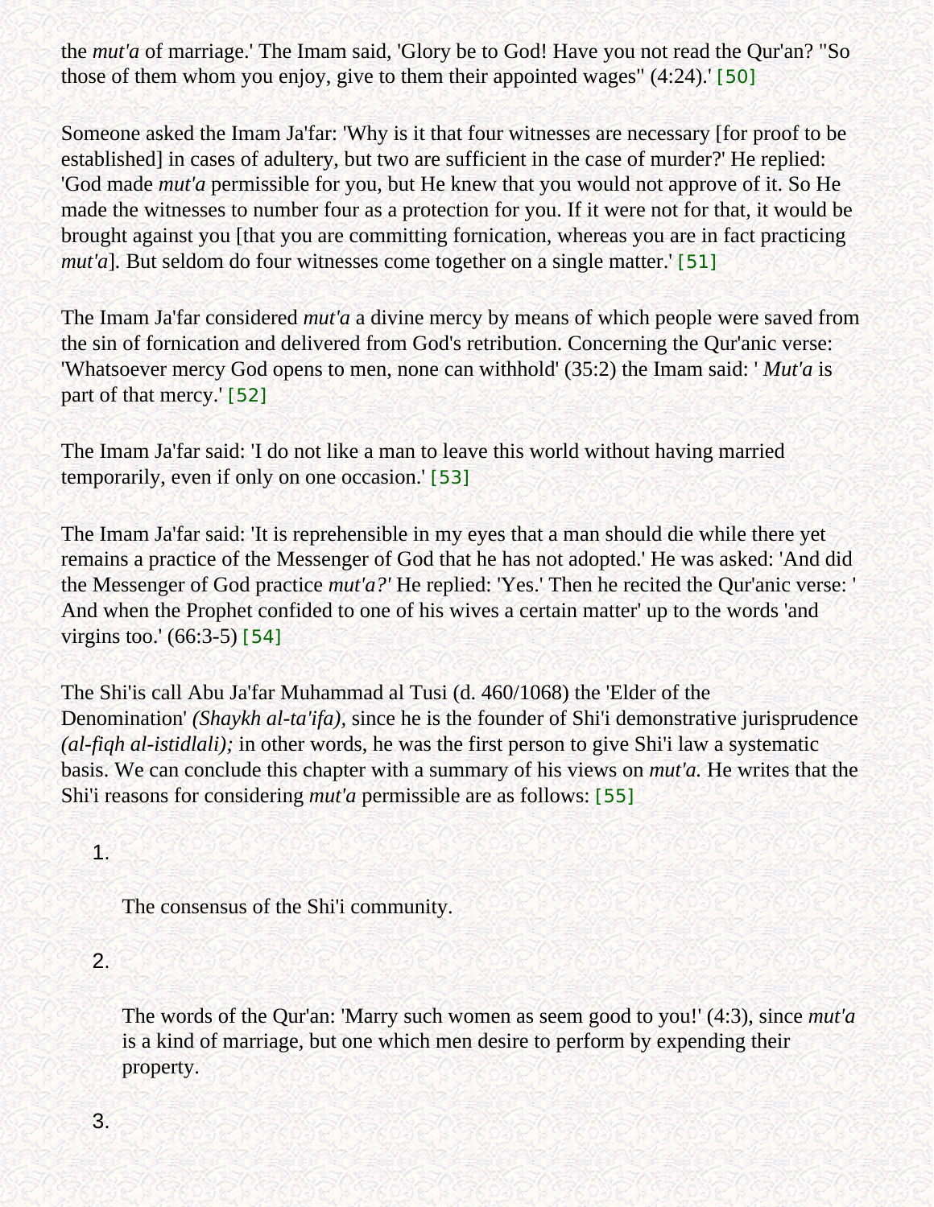the *mut'a* of marriage.' The Imam said, 'Glory be to God! Have you not read the Qur'an? "So those of them whom you enjoy, give to them their appointed wages" (4:24).' [50]

Someone asked the Imam Ja'far: 'Why is it that four witnesses are necessary [for proof to be established] in cases of adultery, but two are sufficient in the case of murder?' He replied: 'God made *mut'a* permissible for you, but He knew that you would not approve of it. So He made the witnesses to number four as a protection for you. If it were not for that, it would be brought against you [that you are committing fornication, whereas you are in fact practicing *mut'a*]. But seldom do four witnesses come together on a single matter.' [51]

The Imam Ja'far considered *mut'a* a divine mercy by means of which people were saved from the sin of fornication and delivered from God's retribution. Concerning the Qur'anic verse: 'Whatsoever mercy God opens to men, none can withhold' (35:2) the Imam said: ' *Mut'a* is part of that mercy.' [52]

The Imam Ja'far said: 'I do not like a man to leave this world without having married temporarily, even if only on one occasion.' [53]

The Imam Ja'far said: 'It is reprehensible in my eyes that a man should die while there yet remains a practice of the Messenger of God that he has not adopted.' He was asked: 'And did the Messenger of God practice *mut'a?'* He replied: 'Yes.' Then he recited the Qur'anic verse: ' And when the Prophet confided to one of his wives a certain matter' up to the words 'and virgins too.' (66:3-5) [54]

The Shi'is call Abu Ja'far Muhammad al Tusi (d. 460/1068) the 'Elder of the Denomination' *(Shaykh al-ta'ifa),* since he is the founder of Shi'i demonstrative jurisprudence *(al-fiqh al-istidlali);* in other words, he was the first person to give Shi'i law a systematic basis. We can conclude this chapter with a summary of his views on *mut'a.* He writes that the Shi'i reasons for considering *mut'a* permissible are as follows: [55]

1. The consensus of the Shi'i community.

2. The words of the Qur'an: 'Marry such women as seem good to you!' (4:3), since *mut'a* is a kind of marriage, but one which men desire to perform by expending their property.

3.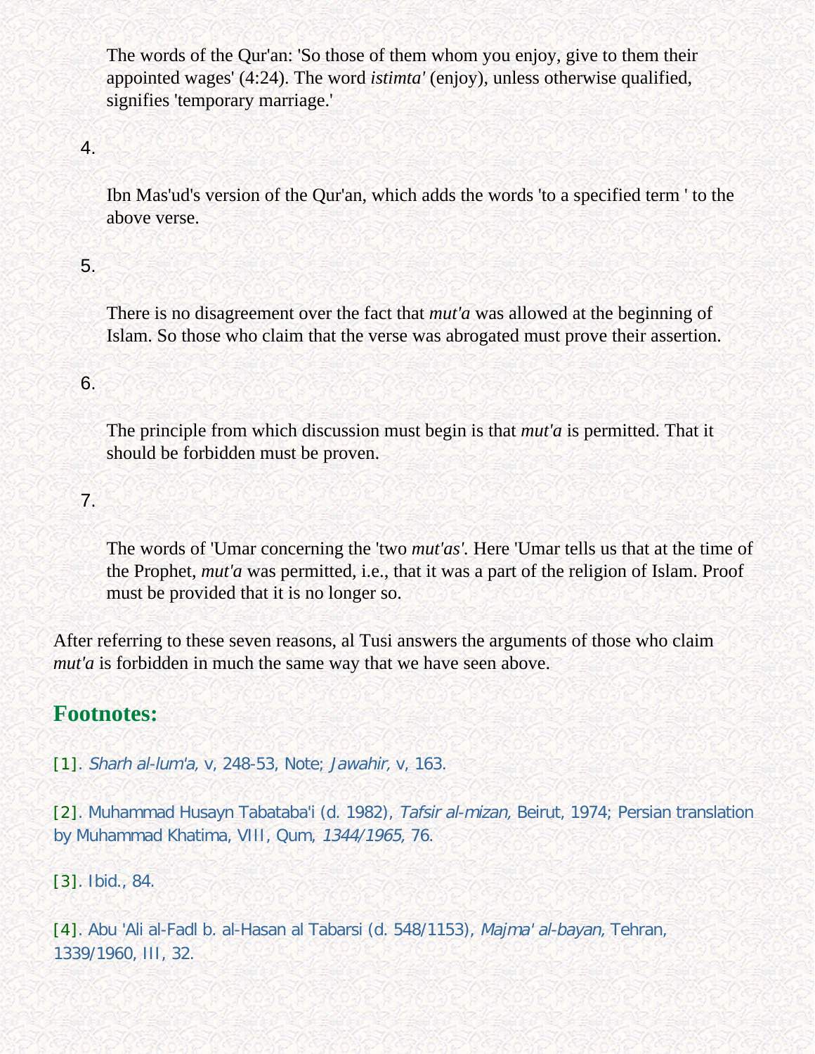The words of the Qur'an: 'So those of them whom you enjoy, give to them their appointed wages' (4:24). The word *istimta'* (enjoy), unless otherwise qualified, signifies 'temporary marriage.'

4.

Ibn Mas'ud's version of the Qur'an, which adds the words 'to a specified term ' to the above verse.

5.

There is no disagreement over the fact that *mut'a* was allowed at the beginning of Islam. So those who claim that the verse was abrogated must prove their assertion.

6.

The principle from which discussion must begin is that *mut'a* is permitted. That it should be forbidden must be proven.

7.

The words of 'Umar concerning the 'two *mut'as'*. Here 'Umar tells us that at the time of the Prophet, *mut'a* was permitted, i.e., that it was a part of the religion of Islam. Proof must be provided that it is no longer so.

After referring to these seven reasons, al Tusi answers the arguments of those who claim *mut'a* is forbidden in much the same way that we have seen above.

## Footnotes:

[1]. *Sharh al-lum'a,* v, 248-53, Note; *Jawahir,* v, 163.

[2]. Muhammad Husayn Tabataba'i (d. 1982), *Tafsir al-mizan,* Beirut, 1974; Persian translation by Muhammad Khatima, VIII, Qum, *1344/1965,* 76.

[3]. Ibid., 84.

[4]. Abu 'Ali al-Fadl b. al-Hasan al Tabarsi (d. 548/1153), *Majma' al-bayan,* Tehran, 1339/1960, III, 32.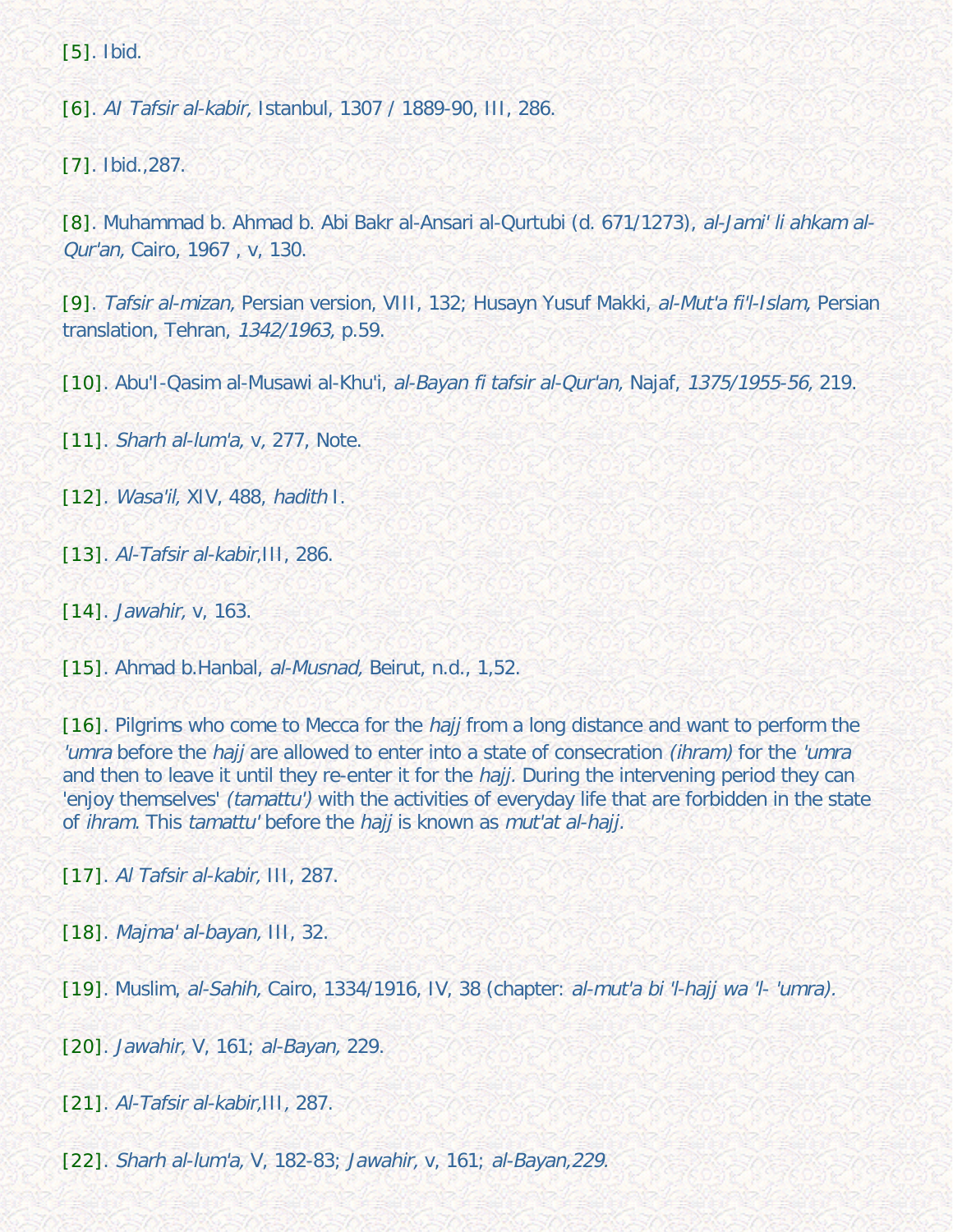[5]. Ibid.

[6]. *Al Tafsir al-kabir,* Istanbul, 1307 / 1889-90, III, 286.

[7]. Ibid.,287.

[8]. Muhammad b. Ahmad b. Abi Bakr al-Ansari al-Qurtubi (d. 671/1273), *al-Jami' li ahkam al-Qur'an,* Cairo, 1967 , v, 130.

[9]. *Tafsir al-mizan,* Persian version, VIII, 132; Husayn Yusuf Makki, *al-Mut'a fi'l-Islam,* Persian translation, Tehran, *1342/1963,* p.59.

[10]. Abu'l-Qasim al-Musawi al-Khu'i, *al-Bayan fi tafsir al-Qur'an,* Najaf, *1375/1955-56,* 219.

[11]. *Sharh al-lum'a,* v, 277, Note.

[12]. *Wasa'il,* XIV, 488, *hadith* I.

[13]. *Al-Tafsir al-kabir,*III, 286.

[14]. *Jawahir,* v, 163.

[15]. Ahmad b.Hanbal, *al-Musnad,* Beirut, n.d., 1,52.

[16]. Pilgrims who come to Mecca for the *hajj* from a long distance and want to perform the *'umra* before the *hajj* are allowed to enter into a state of consecration *(ihram)* for the *'umra* and then to leave it until they re-enter it for the *hajj.* During the intervening period they can 'enjoy themselves' *(tamattu')* with the activities of everyday life that are forbidden in the state of *ihram.* This *tamattu'* before the *hajj* is known as *mut'at al-hajj.*

[17]. *Al Tafsir al-kabir,* III, 287.

[18]. *Majma' al-bayan,* III, 32.

[19]. Muslim, *al-Sahih,* Cairo, 1334/1916, IV, 38 (chapter: *al-mut'a bi 'l-hajj wa 'l- 'umra).*

[20]. *Jawahir,* V, 161; *al-Bayan,* 229.

[21]. *Al-Tafsir al-kabir,*III, 287.

[22]. *Sharh al-lum'a,* V, 182-83; *Jawahir,* v, 161; *al-Bayan,229.*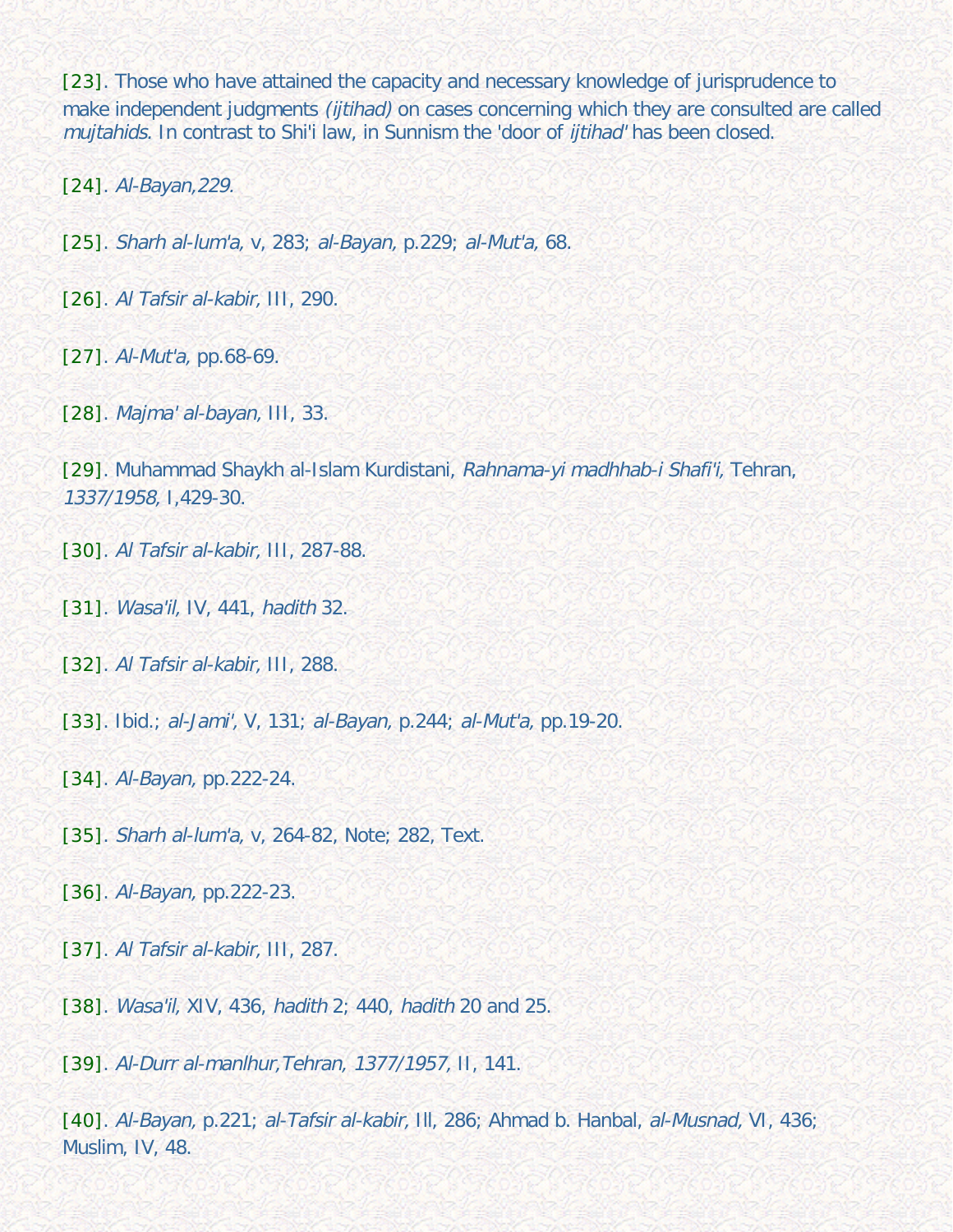[23]. Those who have attained the capacity and necessary knowledge of jurisprudence to make independent judgments *(ijtihad)* on cases concerning which they are consulted are called *mujtahids*. In contrast to Shi'i law, in Sunnism the 'door of *ijtihad*' has been closed.

[24]. *Al-Bayan,229.*

[25]. *Sharh al-lum'a,* v, 283; *al-Bayan,* p.229; *al-Mut'a,* 68.

[26]. *Al Tafsir al-kabir,* III, 290.

[27]. *Al-Mut'a,* pp.68-69.

[28]. *Majma' al-bayan,* III, 33.

[29]. Muhammad Shaykh al-Islam Kurdistani, *Rahnama-yi madhhab-i Shafi'i,* Tehran, *1337/1958,* I,429-30.

[30]. *Al Tafsir al-kabir,* III, 287-88.

[31]. *Wasa'il,* IV, 441, *hadith* 32.

[32]. *Al Tafsir al-kabir,* III, 288.

[33]. Ibid.; *al-Jami',* V, 131; *al-Bayan,* p.244; *al-Mut'a,* pp.19-20.

[34]. *Al-Bayan,* pp.222-24.

[35]. *Sharh al-lum'a,* v, 264-82, Note; 282, Text.

[36]. *Al-Bayan,* pp.222-23.

[37]. *Al Tafsir al-kabir,* III, 287.

[38]. *Wasa'il,* XIV, 436, *hadith* 2; 440, *hadith* 20 and 25.

[39]. *Al-Durr al-manlhur,Tehran, 1377/1957,* II, 141.

[40]. *Al-Bayan,* p.221; *al-Tafsir al-kabir,* Ill, 286; Ahmad b. Hanbal, *al-Musnad,* VI, 436; Muslim, IV, 48.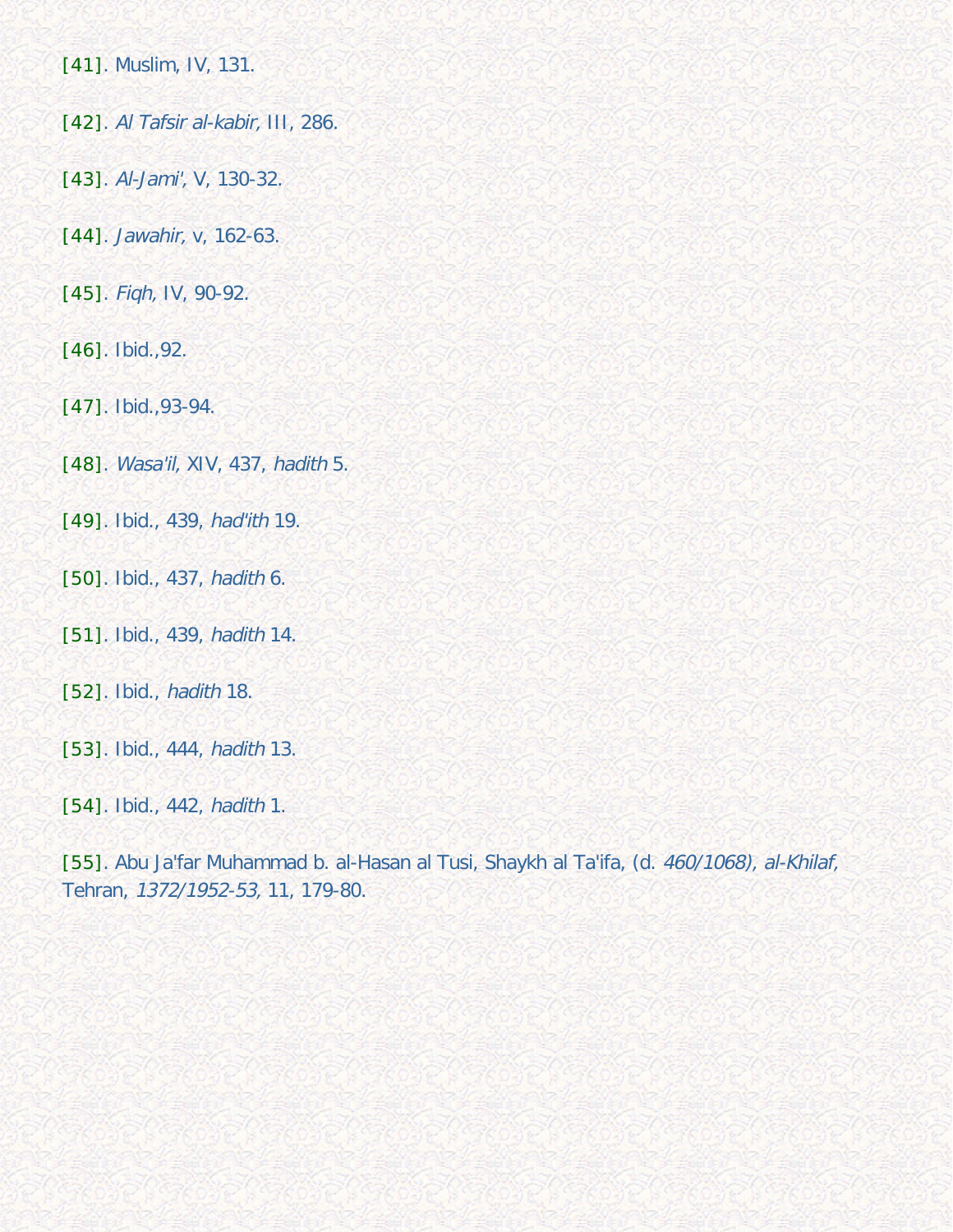[41]. Muslim, IV, 131.

[42]. *Al Tafsir al-kabir,* III, 286.

[43]. *Al-Jami',* V, 130-32.

[44]. *Jawahir,* v, 162-63.

[45]. *Fiqh,* IV, 90-92.

[46]. Ibid.,92.

[47]. Ibid.,93-94.

[48]. *Wasa'il,* XIV, 437, *hadith* 5.

[49]. Ibid., 439, *had'ith* 19.

[50]. Ibid., 437, *hadith* 6.

[51]. Ibid., 439, *hadith* 14.

[52]. Ibid., *hadith* 18.

[53]. Ibid., 444, *hadith* 13.

[54]. Ibid., 442, *hadith* 1.

[55]. Abu Ja'far Muhammad b. al-Hasan al Tusi, Shaykh al Ta'ifa, (d. *460/1068), al-Khilaf,* Tehran, *1372/1952-53,* 11, 179-80.